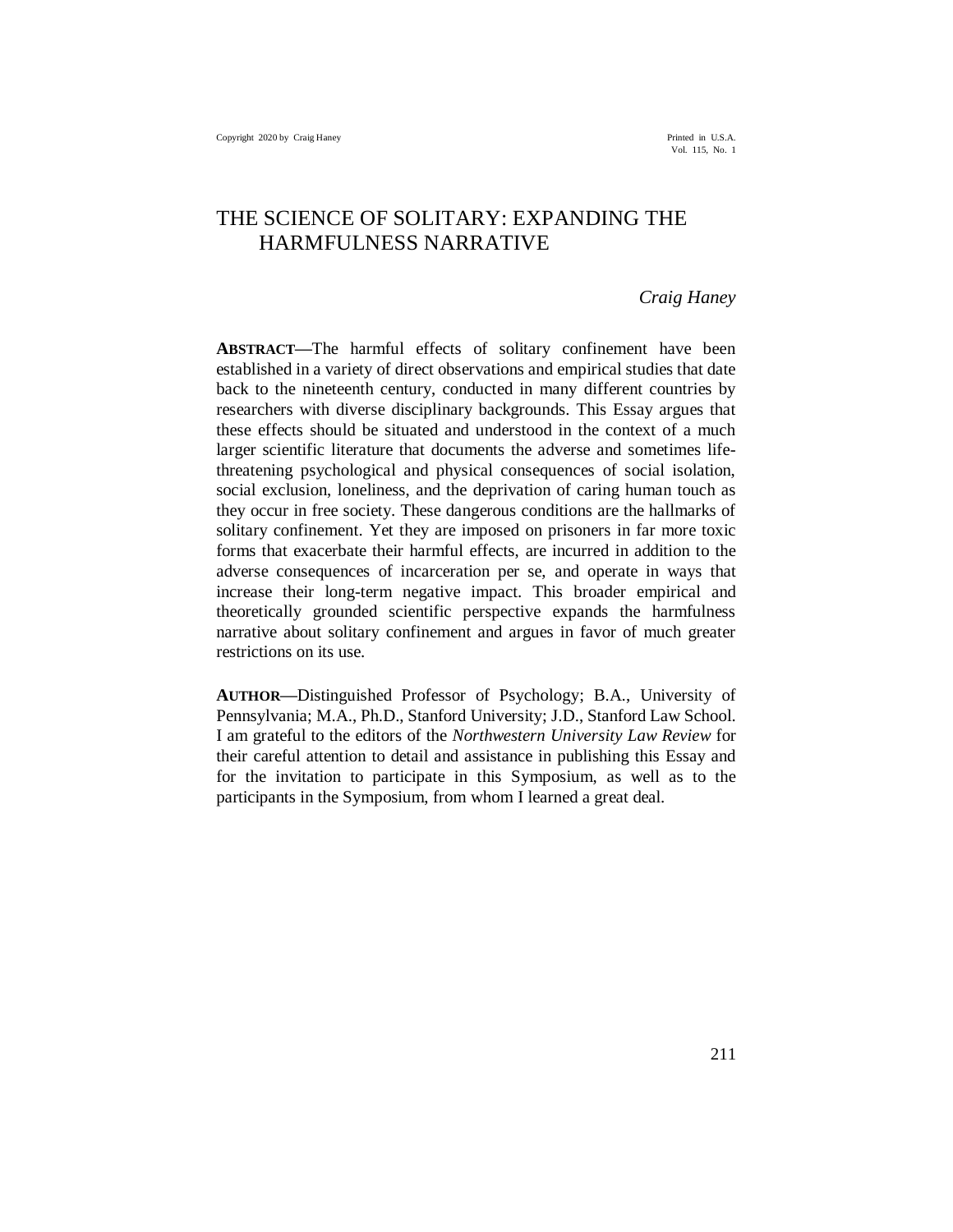Copyright 2020 by Craig Haney

Printed in U.S.A.
Vol. 115, No. 1

# THE SCIENCE OF SOLITARY: EXPANDING THE HARMFULNESS NARRATIVE

*Craig Haney*

**ABSTRACT**—The harmful effects of solitary confinement have been established in a variety of direct observations and empirical studies that date back to the nineteenth century, conducted in many different countries by researchers with diverse disciplinary backgrounds. This Essay argues that these effects should be situated and understood in the context of a much larger scientific literature that documents the adverse and sometimes life-threatening psychological and physical consequences of social isolation, social exclusion, loneliness, and the deprivation of caring human touch as they occur in free society. These dangerous conditions are the hallmarks of solitary confinement. Yet they are imposed on prisoners in far more toxic forms that exacerbate their harmful effects, are incurred in addition to the adverse consequences of incarceration per se, and operate in ways that increase their long-term negative impact. This broader empirical and theoretically grounded scientific perspective expands the harmfulness narrative about solitary confinement and argues in favor of much greater restrictions on its use.

**AUTHOR**—Distinguished Professor of Psychology; B.A., University of Pennsylvania; M.A., Ph.D., Stanford University; J.D., Stanford Law School. I am grateful to the editors of the *Northwestern University Law Review* for their careful attention to detail and assistance in publishing this Essay and for the invitation to participate in this Symposium, as well as to the participants in the Symposium, from whom I learned a great deal.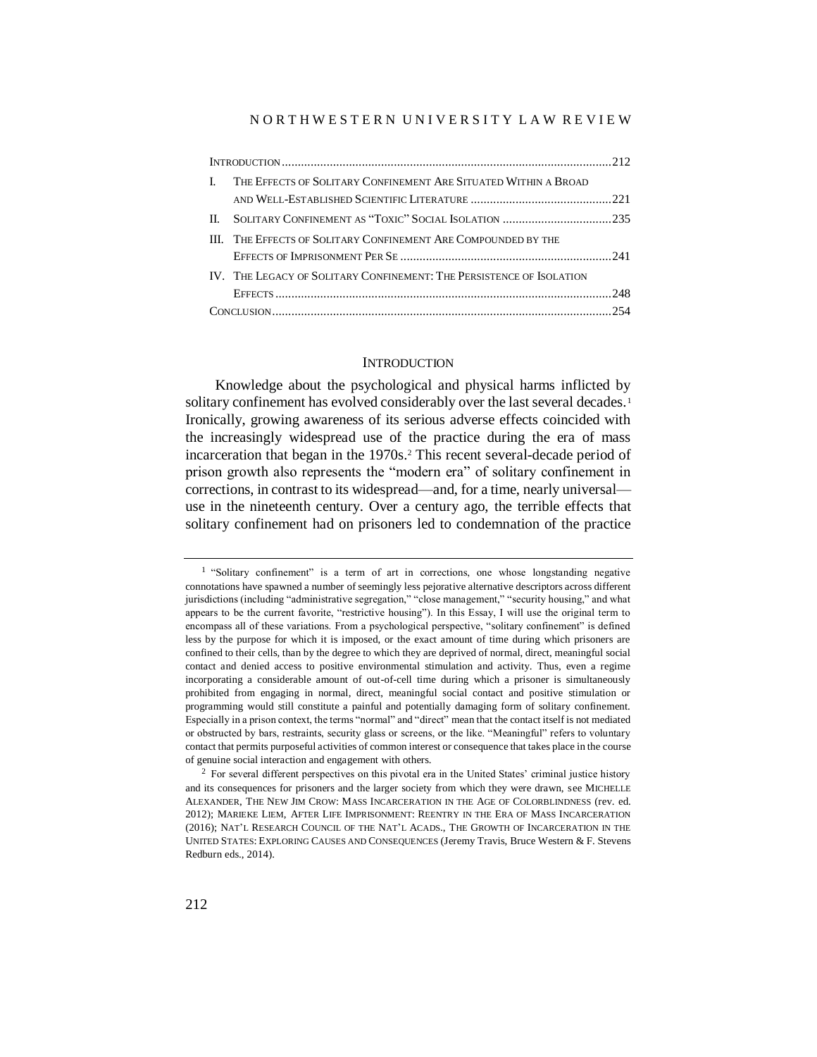| | | |
|---|---|---|
| Introduction | | 212 |
| I. | The Effects of Solitary Confinement Are Situated Within a Broad and Well-Established Scientific Literature | 221 |
| II. | Solitary Confinement as "Toxic" Social Isolation | 235 |
| III. | The Effects of Solitary Confinement Are Compounded by the Effects of Imprisonment Per Se | 241 |
| IV. | The Legacy of Solitary Confinement: The Persistence of Isolation Effects | 248 |
| Conclusion | | 254 |

## Introduction

Knowledge about the psychological and physical harms inflicted by solitary confinement has evolved considerably over the last several decades.[1] Ironically, growing awareness of its serious adverse effects coincided with the increasingly widespread use of the practice during the era of mass incarceration that began in the 1970s.[2] This recent several-decade period of prison growth also represents the "modern era" of solitary confinement in corrections, in contrast to its widespread—and, for a time, nearly universal—use in the nineteenth century. Over a century ago, the terrible effects that solitary confinement had on prisoners led to condemnation of the practice

---

[1] "Solitary confinement" is a term of art in corrections, one whose longstanding negative connotations have spawned a number of seemingly less pejorative alternative descriptors across different jurisdictions (including "administrative segregation," "close management," "security housing," and what appears to be the current favorite, "restrictive housing"). In this Essay, I will use the original term to encompass all of these variations. From a psychological perspective, "solitary confinement" is defined less by the purpose for which it is imposed, or the exact amount of time during which prisoners are confined to their cells, than by the degree to which they are deprived of normal, direct, meaningful social contact and denied access to positive environmental stimulation and activity. Thus, even a regime incorporating a considerable amount of out-of-cell time during which a prisoner is simultaneously prohibited from engaging in normal, direct, meaningful social contact and positive stimulation or programming would still constitute a painful and potentially damaging form of solitary confinement. Especially in a prison context, the terms "normal" and "direct" mean that the contact itself is not mediated or obstructed by bars, restraints, security glass or screens, or the like. "Meaningful" refers to voluntary contact that permits purposeful activities of common interest or consequence that takes place in the course of genuine social interaction and engagement with others.

[2] For several different perspectives on this pivotal era in the United States' criminal justice history and its consequences for prisoners and the larger society from which they were drawn, see Michelle Alexander, The New Jim Crow: Mass Incarceration in the Age of Colorblindness (rev. ed. 2012); Marieke Liem, After Life Imprisonment: Reentry in the Era of Mass Incarceration (2016); Nat'l Research Council of the Nat'l Acads., The Growth of Incarceration in the United States: Exploring Causes and Consequences (Jeremy Travis, Bruce Western & F. Stevens Redburn eds., 2014).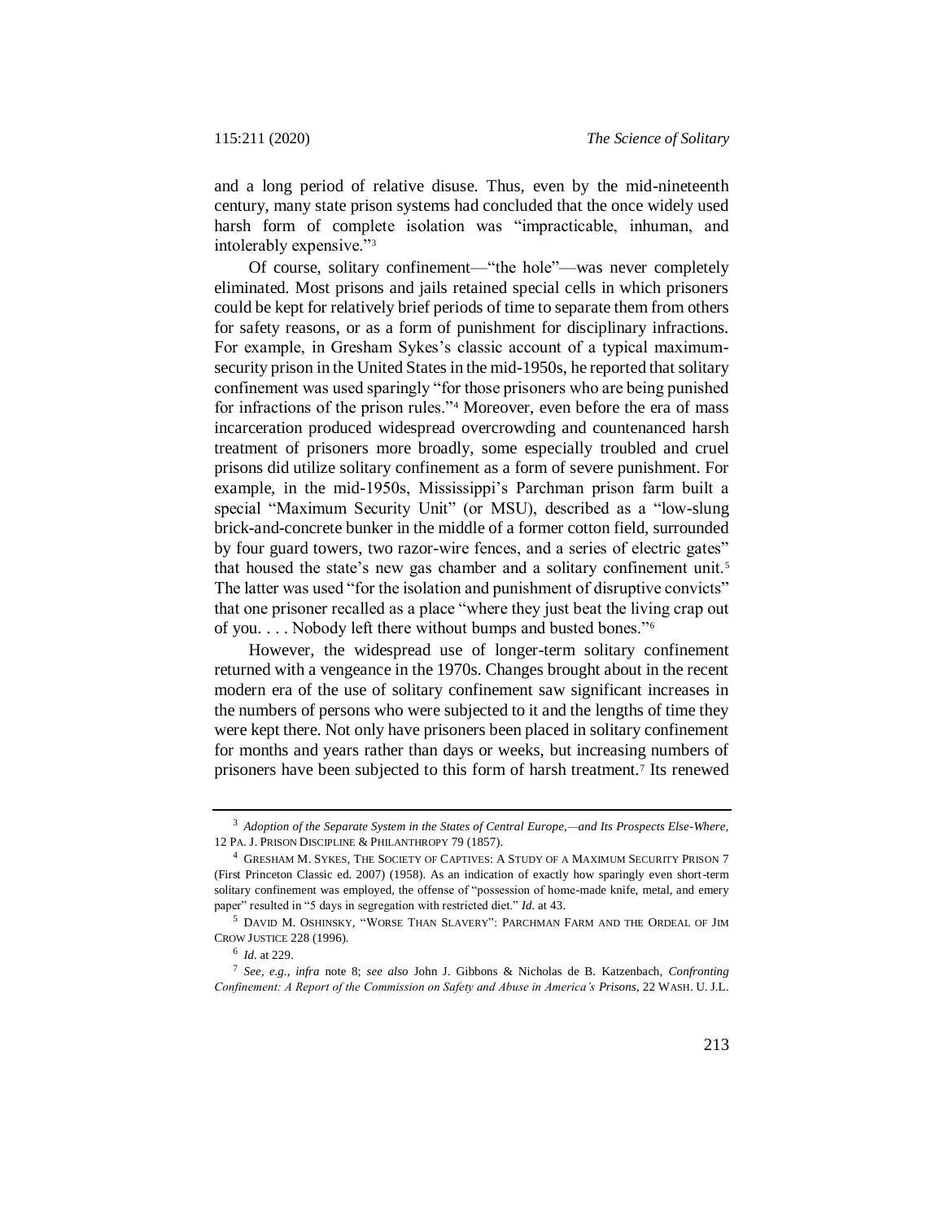and a long period of relative disuse. Thus, even by the mid-nineteenth century, many state prison systems had concluded that the once widely used harsh form of complete isolation was "impracticable, inhuman, and intolerably expensive."[3]

Of course, solitary confinement—"the hole"—was never completely eliminated. Most prisons and jails retained special cells in which prisoners could be kept for relatively brief periods of time to separate them from others for safety reasons, or as a form of punishment for disciplinary infractions. For example, in Gresham Sykes's classic account of a typical maximum-security prison in the United States in the mid-1950s, he reported that solitary confinement was used sparingly "for those prisoners who are being punished for infractions of the prison rules."[4] Moreover, even before the era of mass incarceration produced widespread overcrowding and countenanced harsh treatment of prisoners more broadly, some especially troubled and cruel prisons did utilize solitary confinement as a form of severe punishment. For example, in the mid-1950s, Mississippi's Parchman prison farm built a special "Maximum Security Unit" (or MSU), described as a "low-slung brick-and-concrete bunker in the middle of a former cotton field, surrounded by four guard towers, two razor-wire fences, and a series of electric gates" that housed the state's new gas chamber and a solitary confinement unit.[5] The latter was used "for the isolation and punishment of disruptive convicts" that one prisoner recalled as a place "where they just beat the living crap out of you. . . . Nobody left there without bumps and busted bones."[6]

However, the widespread use of longer-term solitary confinement returned with a vengeance in the 1970s. Changes brought about in the recent modern era of the use of solitary confinement saw significant increases in the numbers of persons who were subjected to it and the lengths of time they were kept there. Not only have prisoners been placed in solitary confinement for months and years rather than days or weeks, but increasing numbers of prisoners have been subjected to this form of harsh treatment.[7] Its renewed

---

[3] *Adoption of the Separate System in the States of Central Europe,—and Its Prospects Else-Where*, 12 PA. J. PRISON DISCIPLINE & PHILANTHROPY 79 (1857).

[4] GRESHAM M. SYKES, THE SOCIETY OF CAPTIVES: A STUDY OF A MAXIMUM SECURITY PRISON 7 (First Princeton Classic ed. 2007) (1958). As an indication of exactly how sparingly even short-term solitary confinement was employed, the offense of "possession of home-made knife, metal, and emery paper" resulted in "5 days in segregation with restricted diet." *Id.* at 43.

[5] DAVID M. OSHINSKY, "WORSE THAN SLAVERY": PARCHMAN FARM AND THE ORDEAL OF JIM CROW JUSTICE 228 (1996).

[6] *Id.* at 229.

[7] *See, e.g.*, *infra* note 8; *see also* John J. Gibbons & Nicholas de B. Katzenbach, *Confronting Confinement: A Report of the Commission on Safety and Abuse in America's Prisons*, 22 WASH. U. J.L.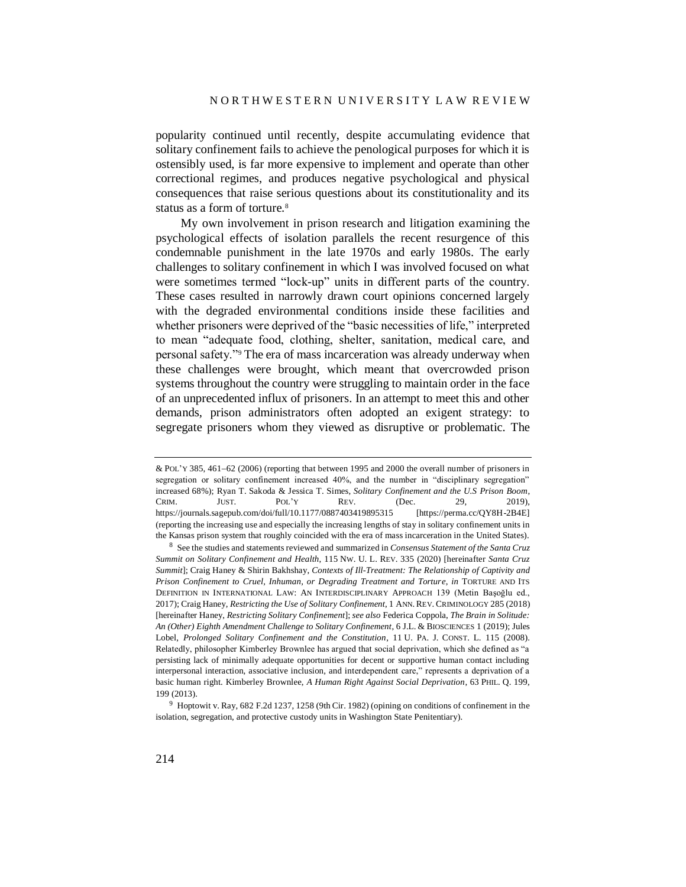popularity continued until recently, despite accumulating evidence that solitary confinement fails to achieve the penological purposes for which it is ostensibly used, is far more expensive to implement and operate than other correctional regimes, and produces negative psychological and physical consequences that raise serious questions about its constitutionality and its status as a form of torture.[8]

My own involvement in prison research and litigation examining the psychological effects of isolation parallels the recent resurgence of this condemnable punishment in the late 1970s and early 1980s. The early challenges to solitary confinement in which I was involved focused on what were sometimes termed "lock-up" units in different parts of the country. These cases resulted in narrowly drawn court opinions concerned largely with the degraded environmental conditions inside these facilities and whether prisoners were deprived of the "basic necessities of life," interpreted to mean "adequate food, clothing, shelter, sanitation, medical care, and personal safety."[9] The era of mass incarceration was already underway when these challenges were brought, which meant that overcrowded prison systems throughout the country were struggling to maintain order in the face of an unprecedented influx of prisoners. In an attempt to meet this and other demands, prison administrators often adopted an exigent strategy: to segregate prisoners whom they viewed as disruptive or problematic. The

---

& POL'Y 385, 461–62 (2006) (reporting that between 1995 and 2000 the overall number of prisoners in segregation or solitary confinement increased 40%, and the number in "disciplinary segregation" increased 68%); Ryan T. Sakoda & Jessica T. Simes, *Solitary Confinement and the U.S Prison Boom*, CRIM. JUST. POL'Y REV. (Dec. 29, 2019), https://journals.sagepub.com/doi/full/10.1177/0887403419895315 [https://perma.cc/QY8H-2B4E] (reporting the increasing use and especially the increasing lengths of stay in solitary confinement units in the Kansas prison system that roughly coincided with the era of mass incarceration in the United States).

[8] See the studies and statements reviewed and summarized in *Consensus Statement of the Santa Cruz Summit on Solitary Confinement and Health*, 115 NW. U. L. REV. 335 (2020) [hereinafter *Santa Cruz Summit*]; Craig Haney & Shirin Bakhshay, *Contexts of Ill-Treatment: The Relationship of Captivity and Prison Confinement to Cruel, Inhuman, or Degrading Treatment and Torture*, *in* TORTURE AND ITS DEFINITION IN INTERNATIONAL LAW: AN INTERDISCIPLINARY APPROACH 139 (Metin Başoğlu ed., 2017); Craig Haney, *Restricting the Use of Solitary Confinement*, 1 ANN. REV. CRIMINOLOGY 285 (2018) [hereinafter Haney, *Restricting Solitary Confinement*]; *see also* Federica Coppola, *The Brain in Solitude: An (Other) Eighth Amendment Challenge to Solitary Confinement*, 6 J.L. & BIOSCIENCES 1 (2019); Jules Lobel, *Prolonged Solitary Confinement and the Constitution*, 11 U. PA. J. CONST. L. 115 (2008). Relatedly, philosopher Kimberley Brownlee has argued that social deprivation, which she defined as "a persisting lack of minimally adequate opportunities for decent or supportive human contact including interpersonal interaction, associative inclusion, and interdependent care," represents a deprivation of a basic human right. Kimberley Brownlee, *A Human Right Against Social Deprivation*, 63 PHIL. Q. 199, 199 (2013).

[9] Hoptowit v. Ray, 682 F.2d 1237, 1258 (9th Cir. 1982) (opining on conditions of confinement in the isolation, segregation, and protective custody units in Washington State Penitentiary).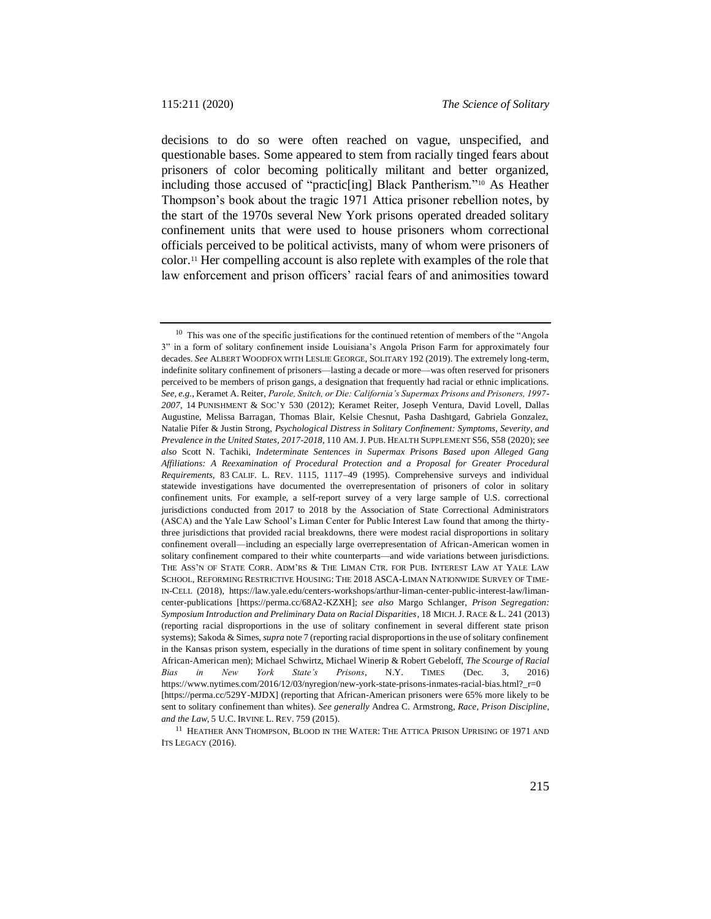decisions to do so were often reached on vague, unspecified, and questionable bases. Some appeared to stem from racially tinged fears about prisoners of color becoming politically militant and better organized, including those accused of "practic[ing] Black Pantherism."[10] As Heather Thompson's book about the tragic 1971 Attica prisoner rebellion notes, by the start of the 1970s several New York prisons operated dreaded solitary confinement units that were used to house prisoners whom correctional officials perceived to be political activists, many of whom were prisoners of color.[11] Her compelling account is also replete with examples of the role that law enforcement and prison officers' racial fears of and animosities toward

---

[10] This was one of the specific justifications for the continued retention of members of the "Angola 3" in a form of solitary confinement inside Louisiana's Angola Prison Farm for approximately four decades. *See* ALBERT WOODFOX WITH LESLIE GEORGE, SOLITARY 192 (2019). The extremely long-term, indefinite solitary confinement of prisoners—lasting a decade or more—was often reserved for prisoners perceived to be members of prison gangs, a designation that frequently had racial or ethnic implications. *See, e.g.*, Keramet A. Reiter, *Parole, Snitch, or Die: California's Supermax Prisons and Prisoners, 1997-2007*, 14 PUNISHMENT & SOC'Y 530 (2012); Keramet Reiter, Joseph Ventura, David Lovell, Dallas Augustine, Melissa Barragan, Thomas Blair, Kelsie Chesnut, Pasha Dashtgard, Gabriela Gonzalez, Natalie Pifer & Justin Strong, *Psychological Distress in Solitary Confinement: Symptoms, Severity, and Prevalence in the United States, 2017-2018*, 110 AM. J. PUB. HEALTH SUPPLEMENT S56, S58 (2020); *see also* Scott N. Tachiki, *Indeterminate Sentences in Supermax Prisons Based upon Alleged Gang Affiliations: A Reexamination of Procedural Protection and a Proposal for Greater Procedural Requirements*, 83 CALIF. L. REV. 1115, 1117–49 (1995). Comprehensive surveys and individual statewide investigations have documented the overrepresentation of prisoners of color in solitary confinement units. For example, a self-report survey of a very large sample of U.S. correctional jurisdictions conducted from 2017 to 2018 by the Association of State Correctional Administrators (ASCA) and the Yale Law School's Liman Center for Public Interest Law found that among the thirty-three jurisdictions that provided racial breakdowns, there were modest racial disproportions in solitary confinement overall—including an especially large overrepresentation of African-American women in solitary confinement compared to their white counterparts—and wide variations between jurisdictions. THE ASS'N OF STATE CORR. ADM'RS & THE LIMAN CTR. FOR PUB. INTEREST LAW AT YALE LAW SCHOOL, REFORMING RESTRICTIVE HOUSING: THE 2018 ASCA-LIMAN NATIONWIDE SURVEY OF TIME-IN-CELL (2018), https://law.yale.edu/centers-workshops/arthur-liman-center-public-interest-law/liman-center-publications [https://perma.cc/68A2-KZXH]; *see also* Margo Schlanger, *Prison Segregation: Symposium Introduction and Preliminary Data on Racial Disparities*, 18 MICH. J. RACE & L. 241 (2013) (reporting racial disproportions in the use of solitary confinement in several different state prison systems); Sakoda & Simes, *supra* note 7 (reporting racial disproportions in the use of solitary confinement in the Kansas prison system, especially in the durations of time spent in solitary confinement by young African-American men); Michael Schwirtz, Michael Winerip & Robert Gebeloff, *The Scourge of Racial Bias in New York State's Prisons*, N.Y. TIMES (Dec. 3, 2016) https://www.nytimes.com/2016/12/03/nyregion/new-york-state-prisons-inmates-racial-bias.html?_r=0 [https://perma.cc/529Y-MJDX] (reporting that African-American prisoners were 65% more likely to be sent to solitary confinement than whites). *See generally* Andrea C. Armstrong, *Race, Prison Discipline, and the Law*, 5 U.C. IRVINE L. REV. 759 (2015).

[11] HEATHER ANN THOMPSON, BLOOD IN THE WATER: THE ATTICA PRISON UPRISING OF 1971 AND ITS LEGACY (2016).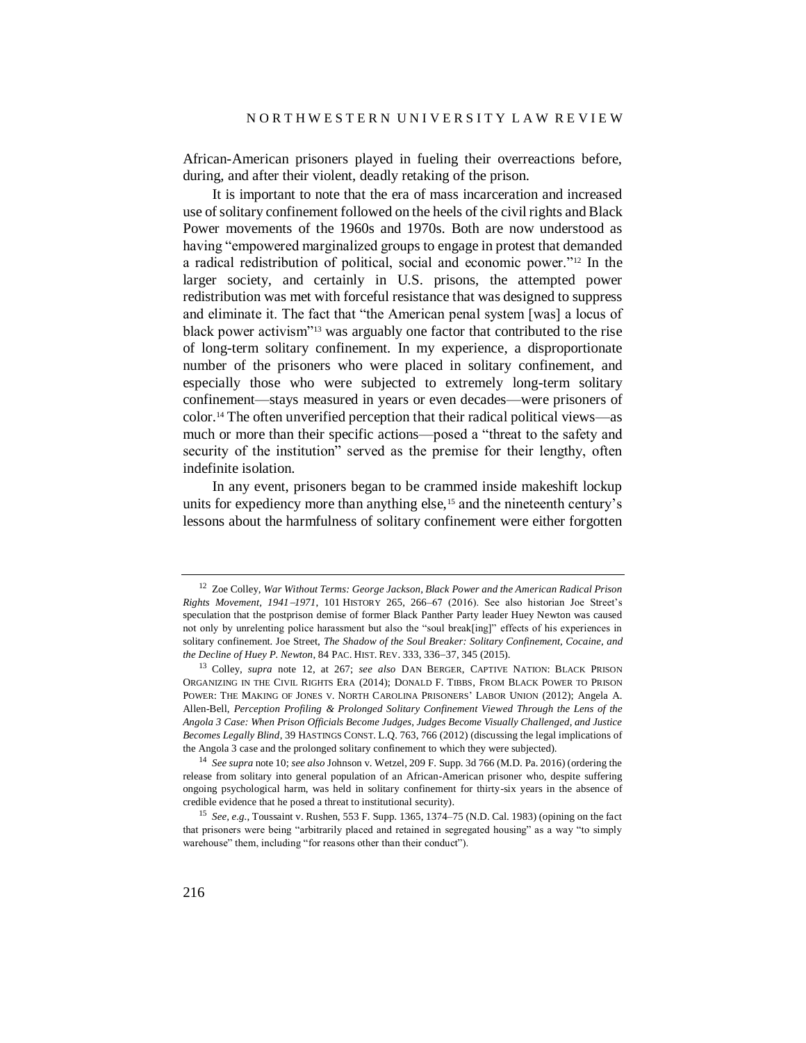African-American prisoners played in fueling their overreactions before, during, and after their violent, deadly retaking of the prison.

It is important to note that the era of mass incarceration and increased use of solitary confinement followed on the heels of the civil rights and Black Power movements of the 1960s and 1970s. Both are now understood as having "empowered marginalized groups to engage in protest that demanded a radical redistribution of political, social and economic power."[12] In the larger society, and certainly in U.S. prisons, the attempted power redistribution was met with forceful resistance that was designed to suppress and eliminate it. The fact that "the American penal system [was] a locus of black power activism"[13] was arguably one factor that contributed to the rise of long-term solitary confinement. In my experience, a disproportionate number of the prisoners who were placed in solitary confinement, and especially those who were subjected to extremely long-term solitary confinement—stays measured in years or even decades—were prisoners of color.[14] The often unverified perception that their radical political views—as much or more than their specific actions—posed a "threat to the safety and security of the institution" served as the premise for their lengthy, often indefinite isolation.

In any event, prisoners began to be crammed inside makeshift lockup units for expediency more than anything else,[15] and the nineteenth century's lessons about the harmfulness of solitary confinement were either forgotten

---

[12] Zoe Colley, *War Without Terms: George Jackson, Black Power and the American Radical Prison Rights Movement, 1941–1971*, 101 HISTORY 265, 266–67 (2016). See also historian Joe Street's speculation that the postprison demise of former Black Panther Party leader Huey Newton was caused not only by unrelenting police harassment but also the "soul break[ing]" effects of his experiences in solitary confinement. Joe Street, *The Shadow of the Soul Breaker: Solitary Confinement, Cocaine, and the Decline of Huey P. Newton*, 84 PAC. HIST. REV. 333, 336–37, 345 (2015).

[13] Colley, *supra* note 12, at 267; *see also* DAN BERGER, CAPTIVE NATION: BLACK PRISON ORGANIZING IN THE CIVIL RIGHTS ERA (2014); DONALD F. TIBBS, FROM BLACK POWER TO PRISON POWER: THE MAKING OF JONES V. NORTH CAROLINA PRISONERS' LABOR UNION (2012); Angela A. Allen-Bell, *Perception Profiling & Prolonged Solitary Confinement Viewed Through the Lens of the Angola 3 Case: When Prison Officials Become Judges, Judges Become Visually Challenged, and Justice Becomes Legally Blind*, 39 HASTINGS CONST. L.Q. 763, 766 (2012) (discussing the legal implications of the Angola 3 case and the prolonged solitary confinement to which they were subjected).

[14] *See supra* note 10; *see also* Johnson v. Wetzel, 209 F. Supp. 3d 766 (M.D. Pa. 2016) (ordering the release from solitary into general population of an African-American prisoner who, despite suffering ongoing psychological harm, was held in solitary confinement for thirty-six years in the absence of credible evidence that he posed a threat to institutional security).

[15] *See, e.g.*, Toussaint v. Rushen, 553 F. Supp. 1365, 1374–75 (N.D. Cal. 1983) (opining on the fact that prisoners were being "arbitrarily placed and retained in segregated housing" as a way "to simply warehouse" them, including "for reasons other than their conduct").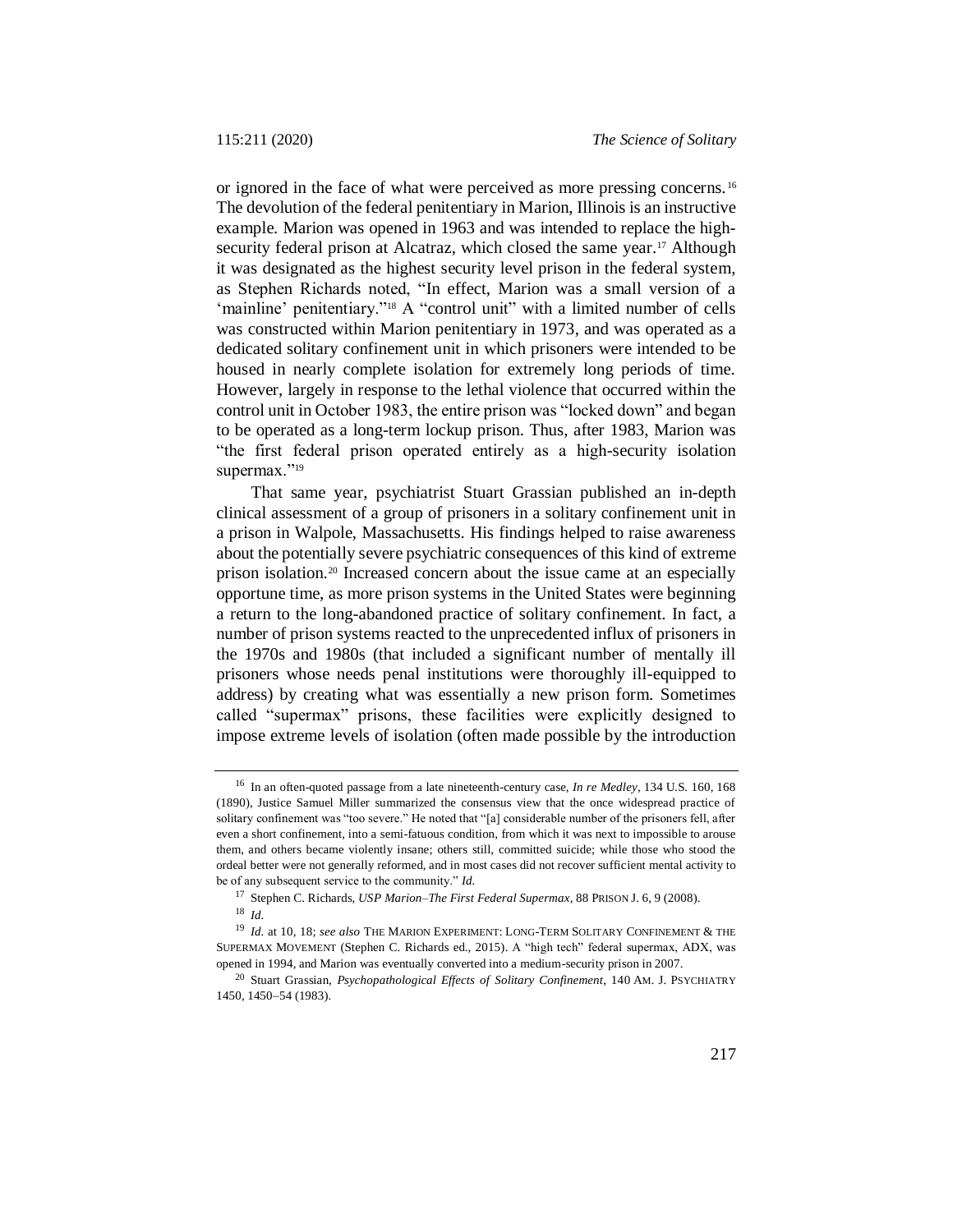or ignored in the face of what were perceived as more pressing concerns.[16] The devolution of the federal penitentiary in Marion, Illinois is an instructive example. Marion was opened in 1963 and was intended to replace the high-security federal prison at Alcatraz, which closed the same year.[17] Although it was designated as the highest security level prison in the federal system, as Stephen Richards noted, "In effect, Marion was a small version of a 'mainline' penitentiary."[18] A "control unit" with a limited number of cells was constructed within Marion penitentiary in 1973, and was operated as a dedicated solitary confinement unit in which prisoners were intended to be housed in nearly complete isolation for extremely long periods of time. However, largely in response to the lethal violence that occurred within the control unit in October 1983, the entire prison was "locked down" and began to be operated as a long-term lockup prison. Thus, after 1983, Marion was "the first federal prison operated entirely as a high-security isolation supermax."[19]

That same year, psychiatrist Stuart Grassian published an in-depth clinical assessment of a group of prisoners in a solitary confinement unit in a prison in Walpole, Massachusetts. His findings helped to raise awareness about the potentially severe psychiatric consequences of this kind of extreme prison isolation.[20] Increased concern about the issue came at an especially opportune time, as more prison systems in the United States were beginning a return to the long-abandoned practice of solitary confinement. In fact, a number of prison systems reacted to the unprecedented influx of prisoners in the 1970s and 1980s (that included a significant number of mentally ill prisoners whose needs penal institutions were thoroughly ill-equipped to address) by creating what was essentially a new prison form. Sometimes called "supermax" prisons, these facilities were explicitly designed to impose extreme levels of isolation (often made possible by the introduction

---

[16] In an often-quoted passage from a late nineteenth-century case, *In re Medley*, 134 U.S. 160, 168 (1890), Justice Samuel Miller summarized the consensus view that the once widespread practice of solitary confinement was "too severe." He noted that "[a] considerable number of the prisoners fell, after even a short confinement, into a semi-fatuous condition, from which it was next to impossible to arouse them, and others became violently insane; others still, committed suicide; while those who stood the ordeal better were not generally reformed, and in most cases did not recover sufficient mental activity to be of any subsequent service to the community." *Id.*

[17] Stephen C. Richards, *USP Marion–The First Federal Supermax*, 88 PRISON J. 6, 9 (2008).

[18] *Id.*

[19] *Id.* at 10, 18; *see also* THE MARION EXPERIMENT: LONG-TERM SOLITARY CONFINEMENT & THE SUPERMAX MOVEMENT (Stephen C. Richards ed., 2015). A "high tech" federal supermax, ADX, was opened in 1994, and Marion was eventually converted into a medium-security prison in 2007.

[20] Stuart Grassian, *Psychopathological Effects of Solitary Confinement*, 140 AM. J. PSYCHIATRY 1450, 1450–54 (1983).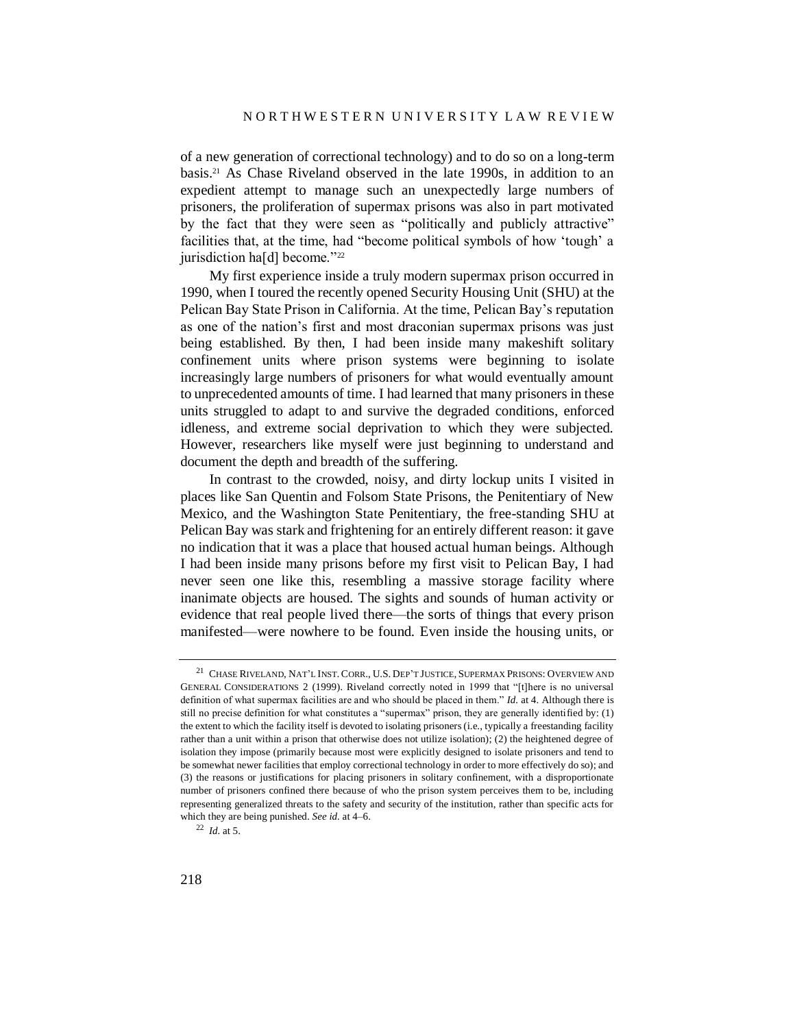of a new generation of correctional technology) and to do so on a long-term basis.[21] As Chase Riveland observed in the late 1990s, in addition to an expedient attempt to manage such an unexpectedly large numbers of prisoners, the proliferation of supermax prisons was also in part motivated by the fact that they were seen as "politically and publicly attractive" facilities that, at the time, had "become political symbols of how 'tough' a jurisdiction ha[d] become."[22]

My first experience inside a truly modern supermax prison occurred in 1990, when I toured the recently opened Security Housing Unit (SHU) at the Pelican Bay State Prison in California. At the time, Pelican Bay's reputation as one of the nation's first and most draconian supermax prisons was just being established. By then, I had been inside many makeshift solitary confinement units where prison systems were beginning to isolate increasingly large numbers of prisoners for what would eventually amount to unprecedented amounts of time. I had learned that many prisoners in these units struggled to adapt to and survive the degraded conditions, enforced idleness, and extreme social deprivation to which they were subjected. However, researchers like myself were just beginning to understand and document the depth and breadth of the suffering.

In contrast to the crowded, noisy, and dirty lockup units I visited in places like San Quentin and Folsom State Prisons, the Penitentiary of New Mexico, and the Washington State Penitentiary, the free-standing SHU at Pelican Bay was stark and frightening for an entirely different reason: it gave no indication that it was a place that housed actual human beings. Although I had been inside many prisons before my first visit to Pelican Bay, I had never seen one like this, resembling a massive storage facility where inanimate objects are housed. The sights and sounds of human activity or evidence that real people lived there—the sorts of things that every prison manifested—were nowhere to be found. Even inside the housing units, or

---

[21] CHASE RIVELAND, NAT'L INST. CORR., U.S. DEP'T JUSTICE, SUPERMAX PRISONS: OVERVIEW AND GENERAL CONSIDERATIONS 2 (1999). Riveland correctly noted in 1999 that "[t]here is no universal definition of what supermax facilities are and who should be placed in them." *Id.* at 4. Although there is still no precise definition for what constitutes a "supermax" prison, they are generally identified by: (1) the extent to which the facility itself is devoted to isolating prisoners (i.e., typically a freestanding facility rather than a unit within a prison that otherwise does not utilize isolation); (2) the heightened degree of isolation they impose (primarily because most were explicitly designed to isolate prisoners and tend to be somewhat newer facilities that employ correctional technology in order to more effectively do so); and (3) the reasons or justifications for placing prisoners in solitary confinement, with a disproportionate number of prisoners confined there because of who the prison system perceives them to be, including representing generalized threats to the safety and security of the institution, rather than specific acts for which they are being punished. *See id.* at 4–6.

[22] *Id.* at 5.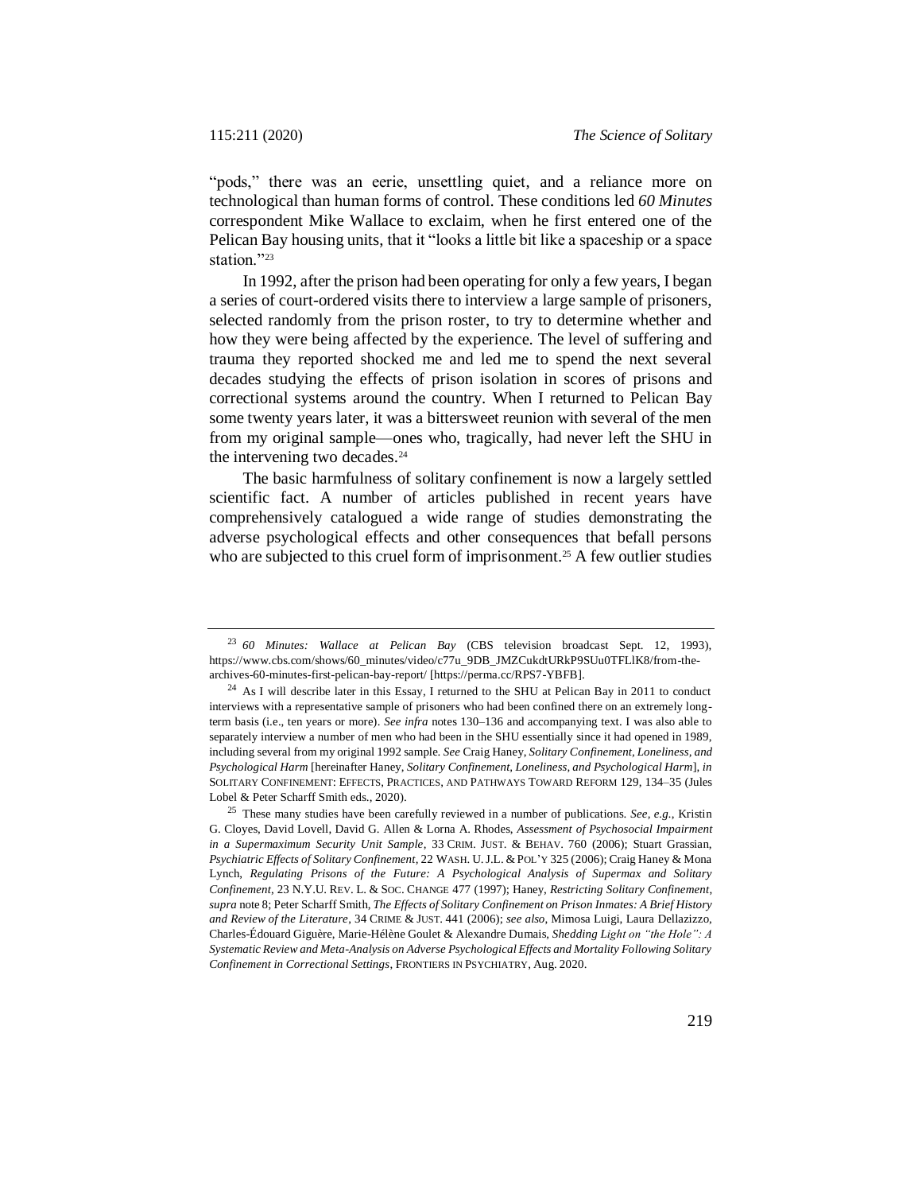"pods," there was an eerie, unsettling quiet, and a reliance more on technological than human forms of control. These conditions led *60 Minutes* correspondent Mike Wallace to exclaim, when he first entered one of the Pelican Bay housing units, that it "looks a little bit like a spaceship or a space station."[23]

In 1992, after the prison had been operating for only a few years, I began a series of court-ordered visits there to interview a large sample of prisoners, selected randomly from the prison roster, to try to determine whether and how they were being affected by the experience. The level of suffering and trauma they reported shocked me and led me to spend the next several decades studying the effects of prison isolation in scores of prisons and correctional systems around the country. When I returned to Pelican Bay some twenty years later, it was a bittersweet reunion with several of the men from my original sample—ones who, tragically, had never left the SHU in the intervening two decades.[24]

The basic harmfulness of solitary confinement is now a largely settled scientific fact. A number of articles published in recent years have comprehensively catalogued a wide range of studies demonstrating the adverse psychological effects and other consequences that befall persons who are subjected to this cruel form of imprisonment.[25] A few outlier studies

---

[23] *60 Minutes: Wallace at Pelican Bay* (CBS television broadcast Sept. 12, 1993), https://www.cbs.com/shows/60_minutes/video/c77u_9DB_JMZCukdtURkP9SUu0TFLlK8/from-the-archives-60-minutes-first-pelican-bay-report/ [https://perma.cc/RPS7-YBFB].

[24] As I will describe later in this Essay, I returned to the SHU at Pelican Bay in 2011 to conduct interviews with a representative sample of prisoners who had been confined there on an extremely long-term basis (i.e., ten years or more). *See infra* notes 130–136 and accompanying text. I was also able to separately interview a number of men who had been in the SHU essentially since it had opened in 1989, including several from my original 1992 sample. *See* Craig Haney, *Solitary Confinement, Loneliness, and Psychological Harm* [hereinafter Haney, *Solitary Confinement, Loneliness, and Psychological Harm*], *in* SOLITARY CONFINEMENT: EFFECTS, PRACTICES, AND PATHWAYS TOWARD REFORM 129, 134–35 (Jules Lobel & Peter Scharff Smith eds., 2020).

[25] These many studies have been carefully reviewed in a number of publications. *See, e.g.*, Kristin G. Cloyes, David Lovell, David G. Allen & Lorna A. Rhodes, *Assessment of Psychosocial Impairment in a Supermaximum Security Unit Sample*, 33 CRIM. JUST. & BEHAV. 760 (2006); Stuart Grassian, *Psychiatric Effects of Solitary Confinement*, 22 WASH. U. J.L. & POL'Y 325 (2006); Craig Haney & Mona Lynch, *Regulating Prisons of the Future: A Psychological Analysis of Supermax and Solitary Confinement*, 23 N.Y.U. REV. L. & SOC. CHANGE 477 (1997); Haney, *Restricting Solitary Confinement*, *supra* note 8; Peter Scharff Smith, *The Effects of Solitary Confinement on Prison Inmates: A Brief History and Review of the Literature*, 34 CRIME & JUST. 441 (2006); *see also*, Mimosa Luigi, Laura Dellazizzo, Charles-Édouard Giguère, Marie-Hélène Goulet & Alexandre Dumais, *Shedding Light on "the Hole": A Systematic Review and Meta-Analysis on Adverse Psychological Effects and Mortality Following Solitary Confinement in Correctional Settings*, FRONTIERS IN PSYCHIATRY, Aug. 2020.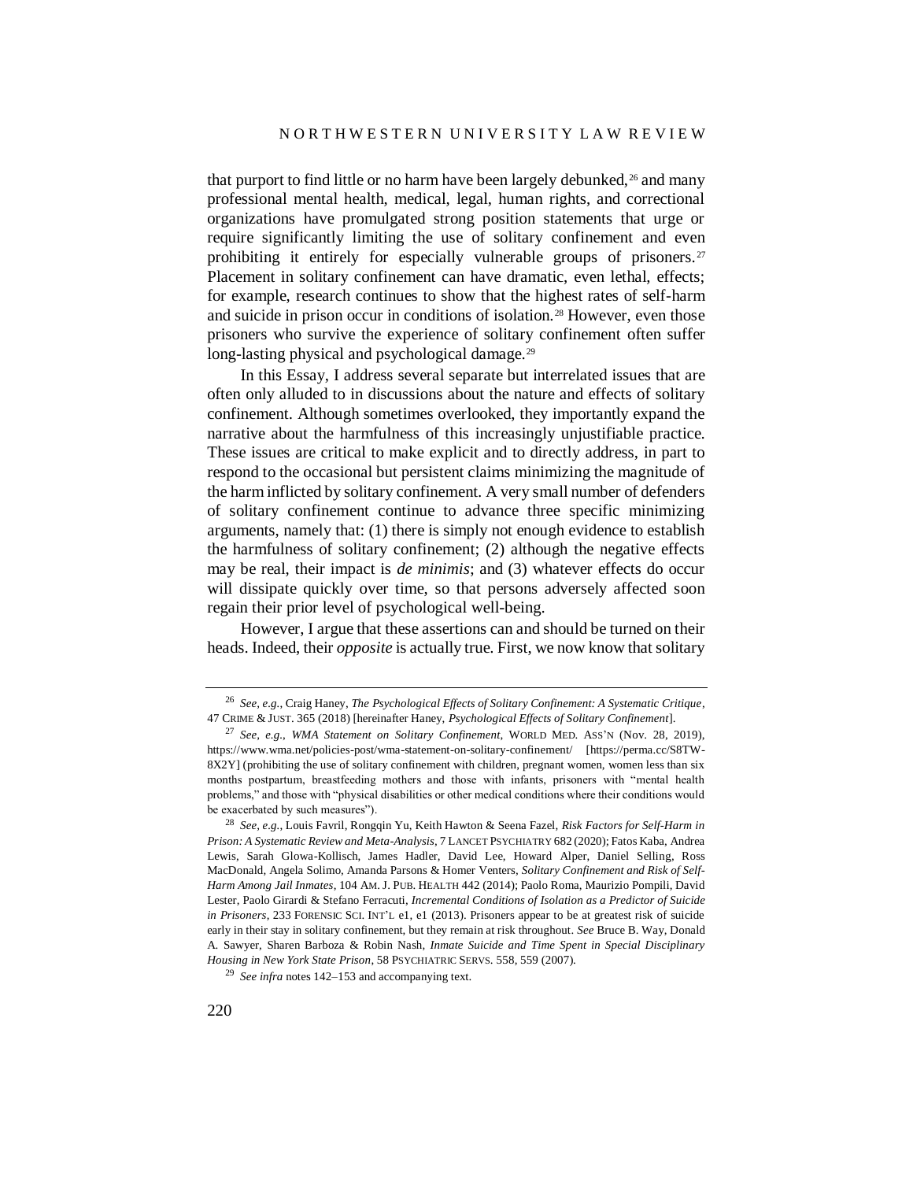that purport to find little or no harm have been largely debunked,[26] and many professional mental health, medical, legal, human rights, and correctional organizations have promulgated strong position statements that urge or require significantly limiting the use of solitary confinement and even prohibiting it entirely for especially vulnerable groups of prisoners.[27] Placement in solitary confinement can have dramatic, even lethal, effects; for example, research continues to show that the highest rates of self-harm and suicide in prison occur in conditions of isolation.[28] However, even those prisoners who survive the experience of solitary confinement often suffer long-lasting physical and psychological damage.[29]

In this Essay, I address several separate but interrelated issues that are often only alluded to in discussions about the nature and effects of solitary confinement. Although sometimes overlooked, they importantly expand the narrative about the harmfulness of this increasingly unjustifiable practice. These issues are critical to make explicit and to directly address, in part to respond to the occasional but persistent claims minimizing the magnitude of the harm inflicted by solitary confinement. A very small number of defenders of solitary confinement continue to advance three specific minimizing arguments, namely that: (1) there is simply not enough evidence to establish the harmfulness of solitary confinement; (2) although the negative effects may be real, their impact is *de minimis*; and (3) whatever effects do occur will dissipate quickly over time, so that persons adversely affected soon regain their prior level of psychological well-being.

However, I argue that these assertions can and should be turned on their heads. Indeed, their *opposite* is actually true. First, we now know that solitary

---

[26] *See, e.g.*, Craig Haney, *The Psychological Effects of Solitary Confinement: A Systematic Critique*, 47 CRIME & JUST. 365 (2018) [hereinafter Haney, *Psychological Effects of Solitary Confinement*].

[27] *See, e.g.*, *WMA Statement on Solitary Confinement*, WORLD MED. ASS'N (Nov. 28, 2019), https://www.wma.net/policies-post/wma-statement-on-solitary-confinement/ [https://perma.cc/S8TW-8X2Y] (prohibiting the use of solitary confinement with children, pregnant women, women less than six months postpartum, breastfeeding mothers and those with infants, prisoners with "mental health problems," and those with "physical disabilities or other medical conditions where their conditions would be exacerbated by such measures").

[28] *See, e.g.*, Louis Favril, Rongqin Yu, Keith Hawton & Seena Fazel, *Risk Factors for Self-Harm in Prison: A Systematic Review and Meta-Analysis*, 7 LANCET PSYCHIATRY 682 (2020); Fatos Kaba, Andrea Lewis, Sarah Glowa-Kollisch, James Hadler, David Lee, Howard Alper, Daniel Selling, Ross MacDonald, Angela Solimo, Amanda Parsons & Homer Venters, *Solitary Confinement and Risk of Self-Harm Among Jail Inmates*, 104 AM. J. PUB. HEALTH 442 (2014); Paolo Roma, Maurizio Pompili, David Lester, Paolo Girardi & Stefano Ferracuti, *Incremental Conditions of Isolation as a Predictor of Suicide in Prisoners*, 233 FORENSIC SCI. INT'L e1, e1 (2013). Prisoners appear to be at greatest risk of suicide early in their stay in solitary confinement, but they remain at risk throughout. *See* Bruce B. Way, Donald A. Sawyer, Sharen Barboza & Robin Nash, *Inmate Suicide and Time Spent in Special Disciplinary Housing in New York State Prison*, 58 PSYCHIATRIC SERVS. 558, 559 (2007).

[29] *See infra* notes 142–153 and accompanying text.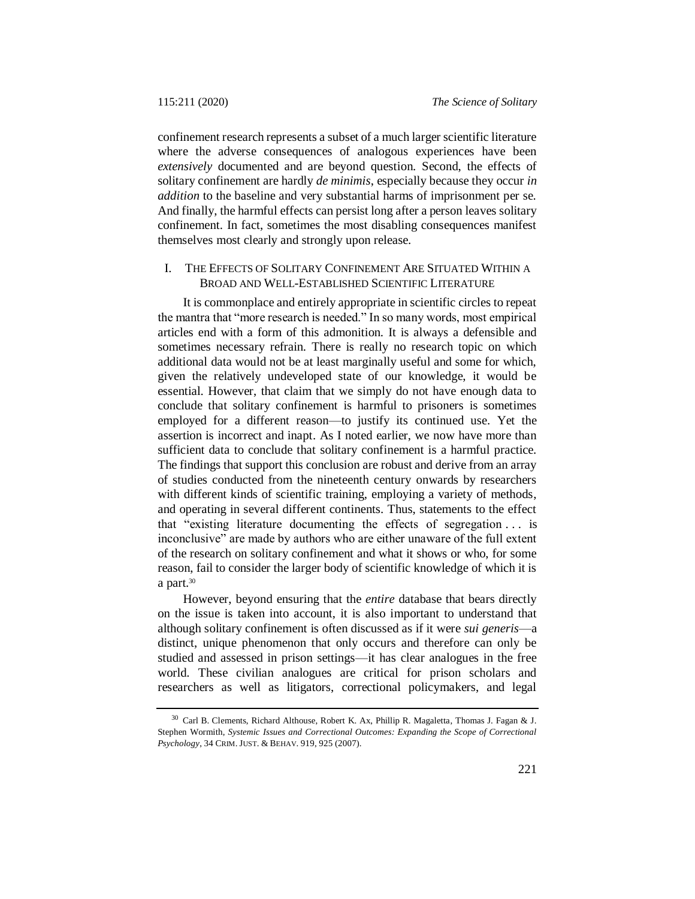confinement research represents a subset of a much larger scientific literature where the adverse consequences of analogous experiences have been *extensively* documented and are beyond question. Second, the effects of solitary confinement are hardly *de minimis*, especially because they occur *in addition* to the baseline and very substantial harms of imprisonment per se. And finally, the harmful effects can persist long after a person leaves solitary confinement. In fact, sometimes the most disabling consequences manifest themselves most clearly and strongly upon release.

## I. The Effects of Solitary Confinement Are Situated Within a Broad and Well-Established Scientific Literature

It is commonplace and entirely appropriate in scientific circles to repeat the mantra that "more research is needed." In so many words, most empirical articles end with a form of this admonition. It is always a defensible and sometimes necessary refrain. There is really no research topic on which additional data would not be at least marginally useful and some for which, given the relatively undeveloped state of our knowledge, it would be essential. However, that claim that we simply do not have enough data to conclude that solitary confinement is harmful to prisoners is sometimes employed for a different reason—to justify its continued use. Yet the assertion is incorrect and inapt. As I noted earlier, we now have more than sufficient data to conclude that solitary confinement is a harmful practice. The findings that support this conclusion are robust and derive from an array of studies conducted from the nineteenth century onwards by researchers with different kinds of scientific training, employing a variety of methods, and operating in several different continents. Thus, statements to the effect that "existing literature documenting the effects of segregation . . . is inconclusive" are made by authors who are either unaware of the full extent of the research on solitary confinement and what it shows or who, for some reason, fail to consider the larger body of scientific knowledge of which it is a part.[30]

However, beyond ensuring that the *entire* database that bears directly on the issue is taken into account, it is also important to understand that although solitary confinement is often discussed as if it were *sui generis*—a distinct, unique phenomenon that only occurs and therefore can only be studied and assessed in prison settings—it has clear analogues in the free world. These civilian analogues are critical for prison scholars and researchers as well as litigators, correctional policymakers, and legal

---

[30] Carl B. Clements, Richard Althouse, Robert K. Ax, Phillip R. Magaletta, Thomas J. Fagan & J. Stephen Wormith, *Systemic Issues and Correctional Outcomes: Expanding the Scope of Correctional Psychology*, 34 CRIM. JUST. & BEHAV. 919, 925 (2007).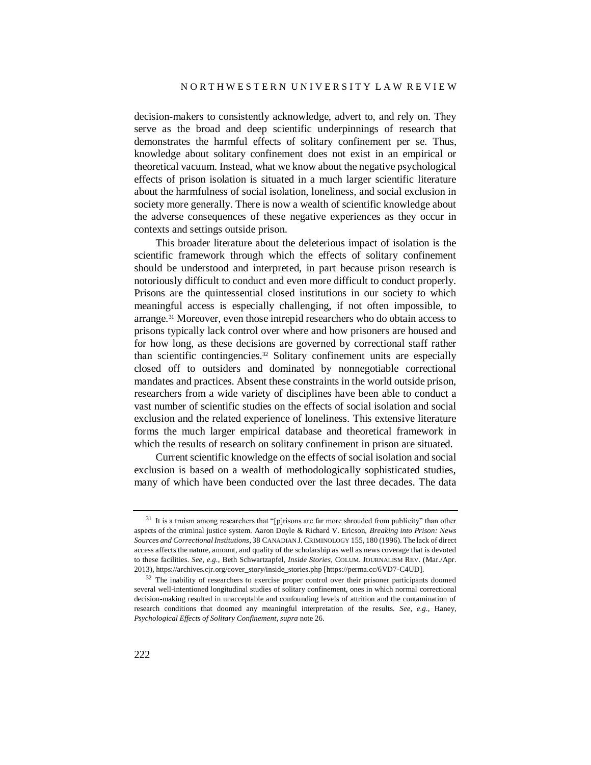decision-makers to consistently acknowledge, advert to, and rely on. They serve as the broad and deep scientific underpinnings of research that demonstrates the harmful effects of solitary confinement per se. Thus, knowledge about solitary confinement does not exist in an empirical or theoretical vacuum. Instead, what we know about the negative psychological effects of prison isolation is situated in a much larger scientific literature about the harmfulness of social isolation, loneliness, and social exclusion in society more generally. There is now a wealth of scientific knowledge about the adverse consequences of these negative experiences as they occur in contexts and settings outside prison.

This broader literature about the deleterious impact of isolation is the scientific framework through which the effects of solitary confinement should be understood and interpreted, in part because prison research is notoriously difficult to conduct and even more difficult to conduct properly. Prisons are the quintessential closed institutions in our society to which meaningful access is especially challenging, if not often impossible, to arrange.[31] Moreover, even those intrepid researchers who do obtain access to prisons typically lack control over where and how prisoners are housed and for how long, as these decisions are governed by correctional staff rather than scientific contingencies.[32] Solitary confinement units are especially closed off to outsiders and dominated by nonnegotiable correctional mandates and practices. Absent these constraints in the world outside prison, researchers from a wide variety of disciplines have been able to conduct a vast number of scientific studies on the effects of social isolation and social exclusion and the related experience of loneliness. This extensive literature forms the much larger empirical database and theoretical framework in which the results of research on solitary confinement in prison are situated.

Current scientific knowledge on the effects of social isolation and social exclusion is based on a wealth of methodologically sophisticated studies, many of which have been conducted over the last three decades. The data

---

[31] It is a truism among researchers that "[p]risons are far more shrouded from publicity" than other aspects of the criminal justice system. Aaron Doyle & Richard V. Ericson, *Breaking into Prison: News Sources and Correctional Institutions*, 38 CANADIAN J. CRIMINOLOGY 155, 180 (1996). The lack of direct access affects the nature, amount, and quality of the scholarship as well as news coverage that is devoted to these facilities. *See, e.g.*, Beth Schwartzapfel, *Inside Stories*, COLUM. JOURNALISM REV. (Mar./Apr. 2013), https://archives.cjr.org/cover_story/inside_stories.php [https://perma.cc/6VD7-C4UD].

[32] The inability of researchers to exercise proper control over their prisoner participants doomed several well-intentioned longitudinal studies of solitary confinement, ones in which normal correctional decision-making resulted in unacceptable and confounding levels of attrition and the contamination of research conditions that doomed any meaningful interpretation of the results. *See, e.g.*, Haney, *Psychological Effects of Solitary Confinement*, *supra* note 26.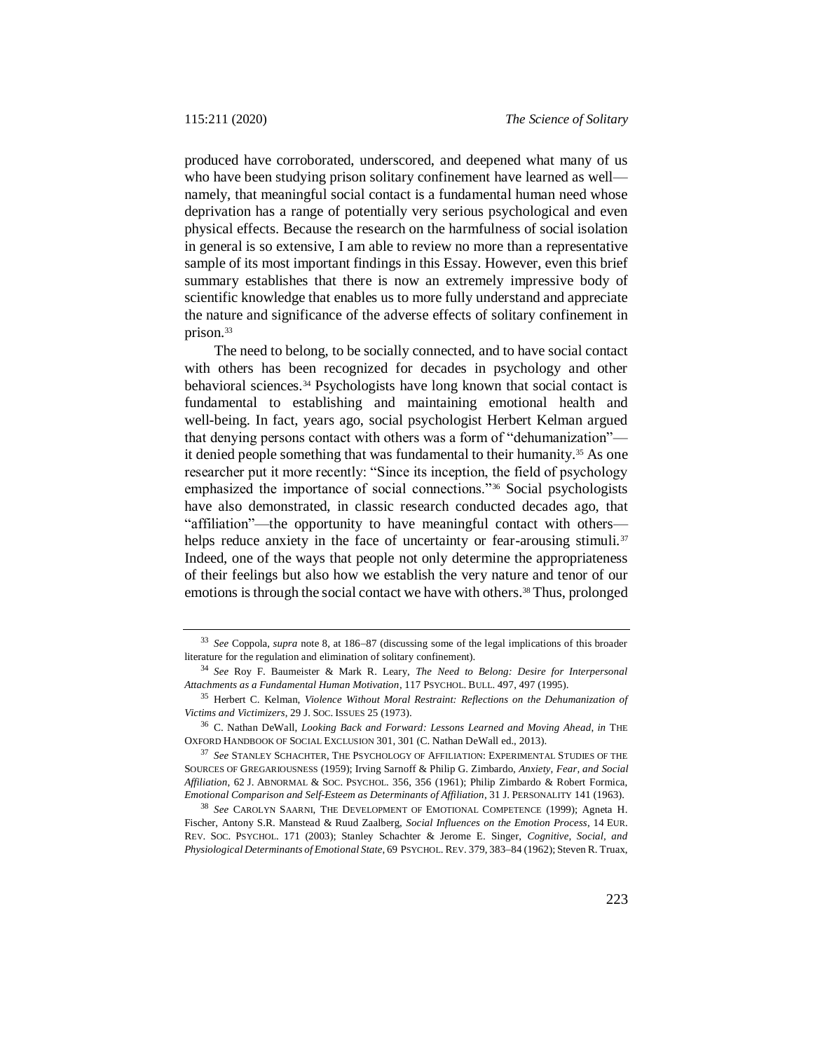produced have corroborated, underscored, and deepened what many of us who have been studying prison solitary confinement have learned as well—namely, that meaningful social contact is a fundamental human need whose deprivation has a range of potentially very serious psychological and even physical effects. Because the research on the harmfulness of social isolation in general is so extensive, I am able to review no more than a representative sample of its most important findings in this Essay. However, even this brief summary establishes that there is now an extremely impressive body of scientific knowledge that enables us to more fully understand and appreciate the nature and significance of the adverse effects of solitary confinement in prison.[33]

The need to belong, to be socially connected, and to have social contact with others has been recognized for decades in psychology and other behavioral sciences.[34] Psychologists have long known that social contact is fundamental to establishing and maintaining emotional health and well-being. In fact, years ago, social psychologist Herbert Kelman argued that denying persons contact with others was a form of "dehumanization"—it denied people something that was fundamental to their humanity.[35] As one researcher put it more recently: "Since its inception, the field of psychology emphasized the importance of social connections."[36] Social psychologists have also demonstrated, in classic research conducted decades ago, that "affiliation"—the opportunity to have meaningful contact with others—helps reduce anxiety in the face of uncertainty or fear-arousing stimuli.[37] Indeed, one of the ways that people not only determine the appropriateness of their feelings but also how we establish the very nature and tenor of our emotions is through the social contact we have with others.[38] Thus, prolonged

---

[33] *See* Coppola, *supra* note 8, at 186–87 (discussing some of the legal implications of this broader literature for the regulation and elimination of solitary confinement).

[34] *See* Roy F. Baumeister & Mark R. Leary, *The Need to Belong: Desire for Interpersonal Attachments as a Fundamental Human Motivation*, 117 PSYCHOL. BULL. 497, 497 (1995).

[35] Herbert C. Kelman, *Violence Without Moral Restraint: Reflections on the Dehumanization of Victims and Victimizers*, 29 J. SOC. ISSUES 25 (1973).

[36] C. Nathan DeWall, *Looking Back and Forward: Lessons Learned and Moving Ahead*, *in* THE OXFORD HANDBOOK OF SOCIAL EXCLUSION 301, 301 (C. Nathan DeWall ed., 2013).

[37] *See* STANLEY SCHACHTER, THE PSYCHOLOGY OF AFFILIATION: EXPERIMENTAL STUDIES OF THE SOURCES OF GREGARIOUSNESS (1959); Irving Sarnoff & Philip G. Zimbardo, *Anxiety, Fear, and Social Affiliation*, 62 J. ABNORMAL & SOC. PSYCHOL. 356, 356 (1961); Philip Zimbardo & Robert Formica, *Emotional Comparison and Self-Esteem as Determinants of Affiliation*, 31 J. PERSONALITY 141 (1963).

[38] *See* CAROLYN SAARNI, THE DEVELOPMENT OF EMOTIONAL COMPETENCE (1999); Agneta H. Fischer, Antony S.R. Manstead & Ruud Zaalberg, *Social Influences on the Emotion Process*, 14 EUR. REV. SOC. PSYCHOL. 171 (2003); Stanley Schachter & Jerome E. Singer, *Cognitive, Social, and Physiological Determinants of Emotional State*, 69 PSYCHOL. REV. 379, 383–84 (1962); Steven R. Truax,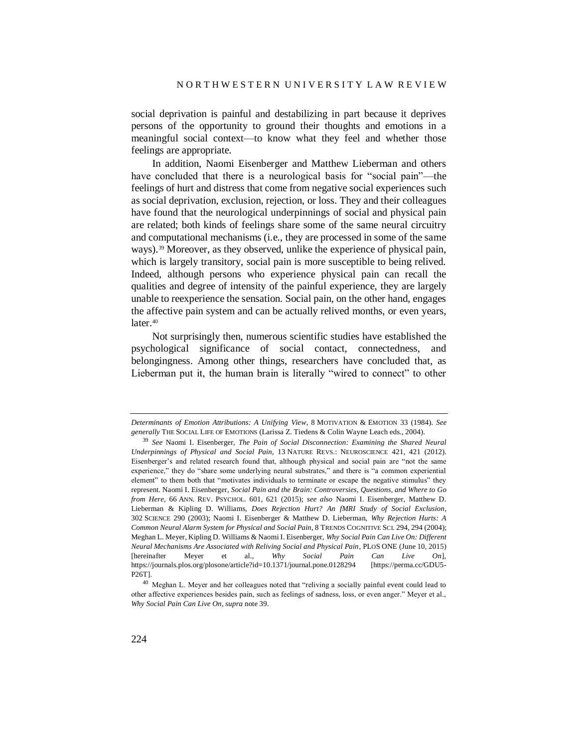social deprivation is painful and destabilizing in part because it deprives persons of the opportunity to ground their thoughts and emotions in a meaningful social context—to know what they feel and whether those feelings are appropriate.

In addition, Naomi Eisenberger and Matthew Lieberman and others have concluded that there is a neurological basis for "social pain"—the feelings of hurt and distress that come from negative social experiences such as social deprivation, exclusion, rejection, or loss. They and their colleagues have found that the neurological underpinnings of social and physical pain are related; both kinds of feelings share some of the same neural circuitry and computational mechanisms (i.e., they are processed in some of the same ways).[39] Moreover, as they observed, unlike the experience of physical pain, which is largely transitory, social pain is more susceptible to being relived. Indeed, although persons who experience physical pain can recall the qualities and degree of intensity of the painful experience, they are largely unable to reexperience the sensation. Social pain, on the other hand, engages the affective pain system and can be actually relived months, or even years, later.[40]

Not surprisingly then, numerous scientific studies have established the psychological significance of social contact, connectedness, and belongingness. Among other things, researchers have concluded that, as Lieberman put it, the human brain is literally "wired to connect" to other

---

*Determinants of Emotion Attributions: A Unifying View*, 8 MOTIVATION & EMOTION 33 (1984). *See generally* THE SOCIAL LIFE OF EMOTIONS (Larissa Z. Tiedens & Colin Wayne Leach eds., 2004).

[39] *See* Naomi I. Eisenberger, *The Pain of Social Disconnection: Examining the Shared Neural Underpinnings of Physical and Social Pain*, 13 NATURE REVS.: NEUROSCIENCE 421, 421 (2012). Eisenberger's and related research found that, although physical and social pain are "not the same experience," they do "share some underlying neural substrates," and there is "a common experiential element" to them both that "motivates individuals to terminate or escape the negative stimulus" they represent. Naomi I. Eisenberger, *Social Pain and the Brain: Controversies, Questions, and Where to Go from Here*, 66 ANN. REV. PSYCHOL. 601, 621 (2015); *see also* Naomi I. Eisenberger, Matthew D. Lieberman & Kipling D. Williams, *Does Rejection Hurt? An fMRI Study of Social Exclusion*, 302 SCIENCE 290 (2003); Naomi I. Eisenberger & Matthew D. Lieberman, *Why Rejection Hurts: A Common Neural Alarm System for Physical and Social Pain*, 8 TRENDS COGNITIVE SCI. 294, 294 (2004); Meghan L. Meyer, Kipling D. Williams & Naomi I. Eisenberger, *Why Social Pain Can Live On: Different Neural Mechanisms Are Associated with Reliving Social and Physical Pain*, PLOS ONE (June 10, 2015) [hereinafter Meyer et al., *Why Social Pain Can Live On*], https://journals.plos.org/plosone/article?id=10.1371/journal.pone.0128294 [https://perma.cc/GDU5-P26T].

[40] Meghan L. Meyer and her colleagues noted that "reliving a socially painful event could lead to other affective experiences besides pain, such as feelings of sadness, loss, or even anger." Meyer et al., *Why Social Pain Can Live On*, *supra* note 39.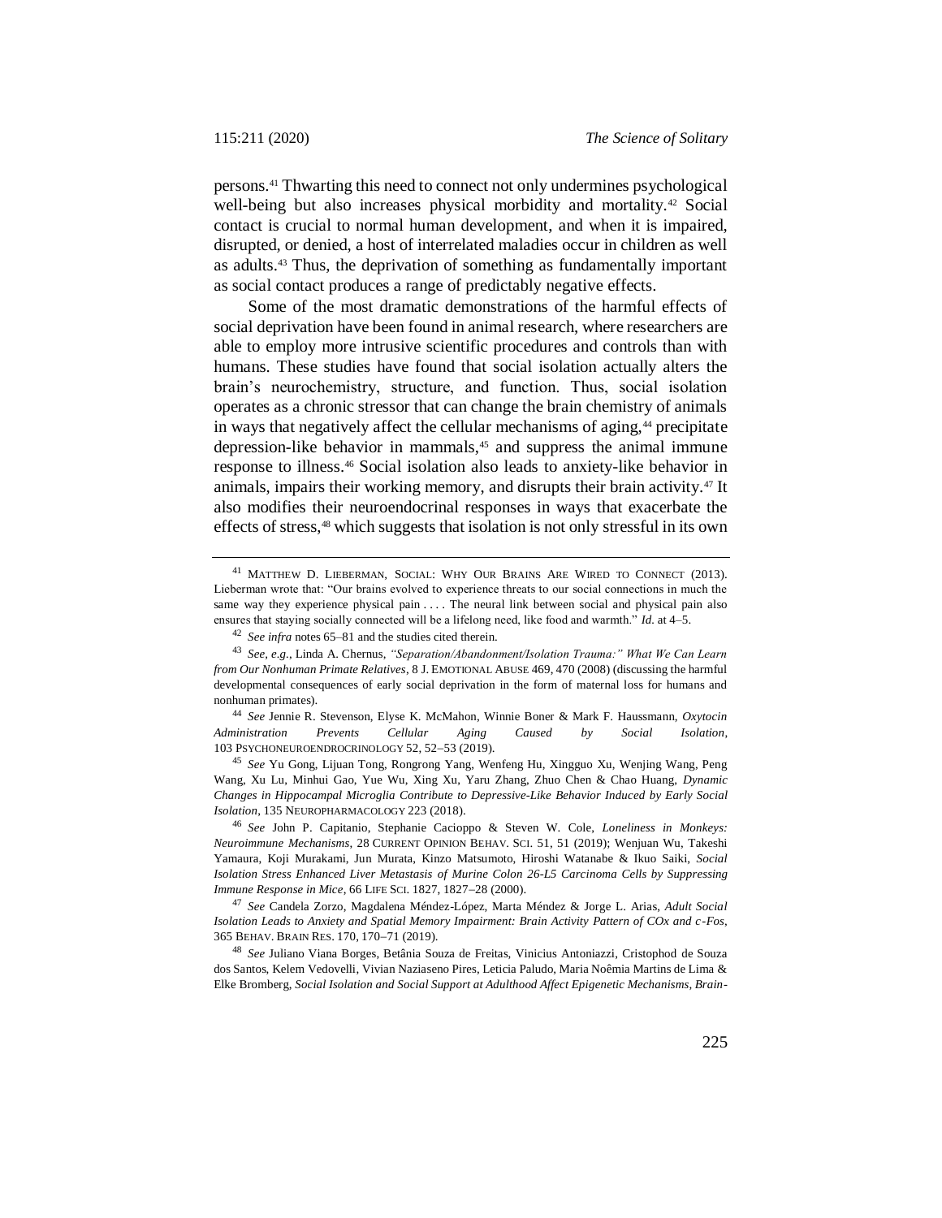persons.[41] Thwarting this need to connect not only undermines psychological well-being but also increases physical morbidity and mortality.[42] Social contact is crucial to normal human development, and when it is impaired, disrupted, or denied, a host of interrelated maladies occur in children as well as adults.[43] Thus, the deprivation of something as fundamentally important as social contact produces a range of predictably negative effects.

Some of the most dramatic demonstrations of the harmful effects of social deprivation have been found in animal research, where researchers are able to employ more intrusive scientific procedures and controls than with humans. These studies have found that social isolation actually alters the brain's neurochemistry, structure, and function. Thus, social isolation operates as a chronic stressor that can change the brain chemistry of animals in ways that negatively affect the cellular mechanisms of aging,[44] precipitate depression-like behavior in mammals,[45] and suppress the animal immune response to illness.[46] Social isolation also leads to anxiety-like behavior in animals, impairs their working memory, and disrupts their brain activity.[47] It also modifies their neuroendocrinal responses in ways that exacerbate the effects of stress,[48] which suggests that isolation is not only stressful in its own

---

[41] MATTHEW D. LIEBERMAN, SOCIAL: WHY OUR BRAINS ARE WIRED TO CONNECT (2013). Lieberman wrote that: "Our brains evolved to experience threats to our social connections in much the same way they experience physical pain . . . . The neural link between social and physical pain also ensures that staying socially connected will be a lifelong need, like food and warmth." *Id.* at 4–5.

[42] *See infra* notes 65–81 and the studies cited therein.

[43] *See, e.g.*, Linda A. Chernus, *"Separation/Abandonment/Isolation Trauma:" What We Can Learn from Our Nonhuman Primate Relatives*, 8 J. EMOTIONAL ABUSE 469, 470 (2008) (discussing the harmful developmental consequences of early social deprivation in the form of maternal loss for humans and nonhuman primates).

[44] *See* Jennie R. Stevenson, Elyse K. McMahon, Winnie Boner & Mark F. Haussmann, *Oxytocin Administration Prevents Cellular Aging Caused by Social Isolation*, 103 PSYCHONEUROENDROCRINOLOGY 52, 52–53 (2019).

[45] *See* Yu Gong, Lijuan Tong, Rongrong Yang, Wenfeng Hu, Xingguo Xu, Wenjing Wang, Peng Wang, Xu Lu, Minhui Gao, Yue Wu, Xing Xu, Yaru Zhang, Zhuo Chen & Chao Huang, *Dynamic Changes in Hippocampal Microglia Contribute to Depressive-Like Behavior Induced by Early Social Isolation*, 135 NEUROPHARMACOLOGY 223 (2018).

[46] *See* John P. Capitanio, Stephanie Cacioppo & Steven W. Cole, *Loneliness in Monkeys: Neuroimmune Mechanisms*, 28 CURRENT OPINION BEHAV. SCI. 51, 51 (2019); Wenjuan Wu, Takeshi Yamaura, Koji Murakami, Jun Murata, Kinzo Matsumoto, Hiroshi Watanabe & Ikuo Saiki, *Social Isolation Stress Enhanced Liver Metastasis of Murine Colon 26-L5 Carcinoma Cells by Suppressing Immune Response in Mice*, 66 LIFE SCI. 1827, 1827–28 (2000).

[47] *See* Candela Zorzo, Magdalena Méndez-López, Marta Méndez & Jorge L. Arias, *Adult Social Isolation Leads to Anxiety and Spatial Memory Impairment: Brain Activity Pattern of COx and c-Fos*, 365 BEHAV. BRAIN RES. 170, 170–71 (2019).

[48] *See* Juliano Viana Borges, Betânia Souza de Freitas, Vinicius Antoniazzi, Cristophod de Souza dos Santos, Kelem Vedovelli, Vivian Naziaseno Pires, Leticia Paludo, Maria Noêmia Martins de Lima & Elke Bromberg, *Social Isolation and Social Support at Adulthood Affect Epigenetic Mechanisms, Brain-*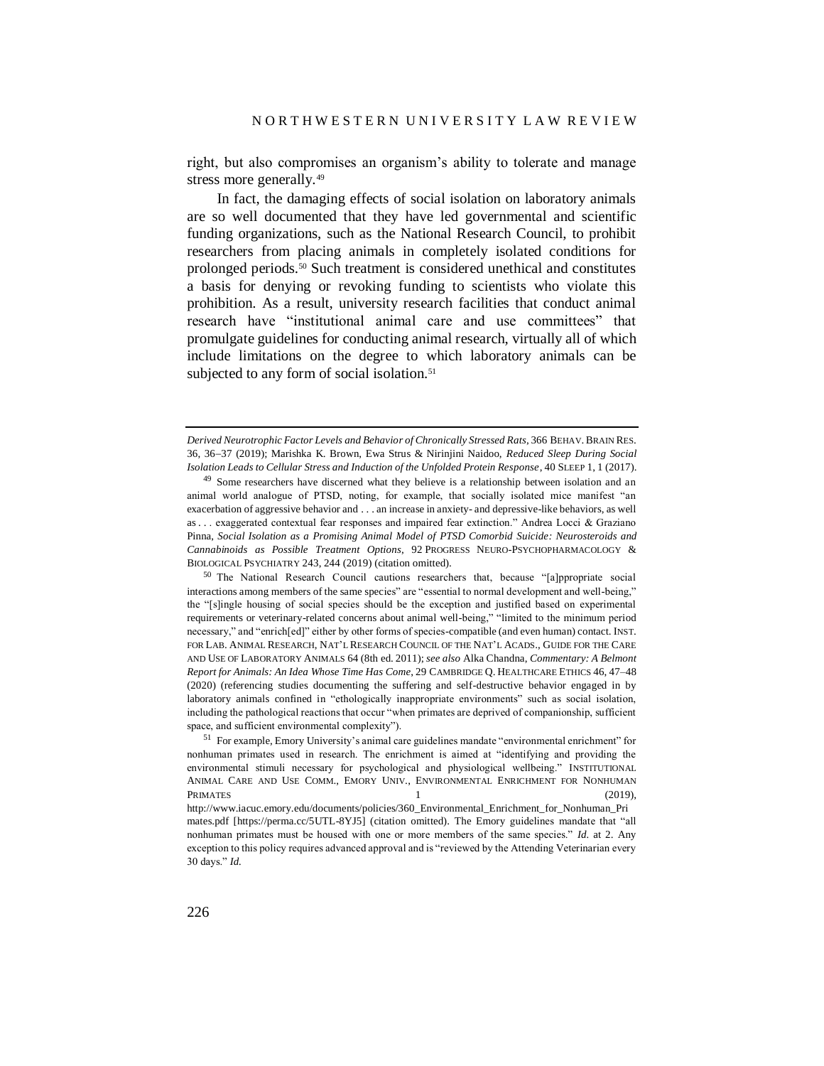right, but also compromises an organism's ability to tolerate and manage stress more generally.[49]

In fact, the damaging effects of social isolation on laboratory animals are so well documented that they have led governmental and scientific funding organizations, such as the National Research Council, to prohibit researchers from placing animals in completely isolated conditions for prolonged periods.[50] Such treatment is considered unethical and constitutes a basis for denying or revoking funding to scientists who violate this prohibition. As a result, university research facilities that conduct animal research have "institutional animal care and use committees" that promulgate guidelines for conducting animal research, virtually all of which include limitations on the degree to which laboratory animals can be subjected to any form of social isolation.[51]

---

*Derived Neurotrophic Factor Levels and Behavior of Chronically Stressed Rats*, 366 BEHAV. BRAIN RES. 36, 36–37 (2019); Marishka K. Brown, Ewa Strus & Nirinjini Naidoo, *Reduced Sleep During Social Isolation Leads to Cellular Stress and Induction of the Unfolded Protein Response*, 40 SLEEP 1, 1 (2017).

[49] Some researchers have discerned what they believe is a relationship between isolation and an animal world analogue of PTSD, noting, for example, that socially isolated mice manifest "an exacerbation of aggressive behavior and . . . an increase in anxiety- and depressive-like behaviors, as well as . . . exaggerated contextual fear responses and impaired fear extinction." Andrea Locci & Graziano Pinna, *Social Isolation as a Promising Animal Model of PTSD Comorbid Suicide: Neurosteroids and Cannabinoids as Possible Treatment Options*, 92 PROGRESS NEURO-PSYCHOPHARMACOLOGY & BIOLOGICAL PSYCHIATRY 243, 244 (2019) (citation omitted).

[50] The National Research Council cautions researchers that, because "[a]ppropriate social interactions among members of the same species" are "essential to normal development and well-being," the "[s]ingle housing of social species should be the exception and justified based on experimental requirements or veterinary-related concerns about animal well-being," "limited to the minimum period necessary," and "enrich[ed]" either by other forms of species-compatible (and even human) contact. INST. FOR LAB. ANIMAL RESEARCH, NAT'L RESEARCH COUNCIL OF THE NAT'L ACADS., GUIDE FOR THE CARE AND USE OF LABORATORY ANIMALS 64 (8th ed. 2011); *see also* Alka Chandna, *Commentary: A Belmont Report for Animals: An Idea Whose Time Has Come*, 29 CAMBRIDGE Q. HEALTHCARE ETHICS 46, 47–48 (2020) (referencing studies documenting the suffering and self-destructive behavior engaged in by laboratory animals confined in "ethologically inappropriate environments" such as social isolation, including the pathological reactions that occur "when primates are deprived of companionship, sufficient space, and sufficient environmental complexity").

[51] For example, Emory University's animal care guidelines mandate "environmental enrichment" for nonhuman primates used in research. The enrichment is aimed at "identifying and providing the environmental stimuli necessary for psychological and physiological wellbeing." INSTITUTIONAL ANIMAL CARE AND USE COMM., EMORY UNIV., ENVIRONMENTAL ENRICHMENT FOR NONHUMAN PRIMATES 1 (2019), http://www.iacuc.emory.edu/documents/policies/360_Environmental_Enrichment_for_Nonhuman_Primates.pdf [https://perma.cc/5UTL-8YJ5] (citation omitted). The Emory guidelines mandate that "all nonhuman primates must be housed with one or more members of the same species." *Id.* at 2. Any exception to this policy requires advanced approval and is "reviewed by the Attending Veterinarian every 30 days." *Id.*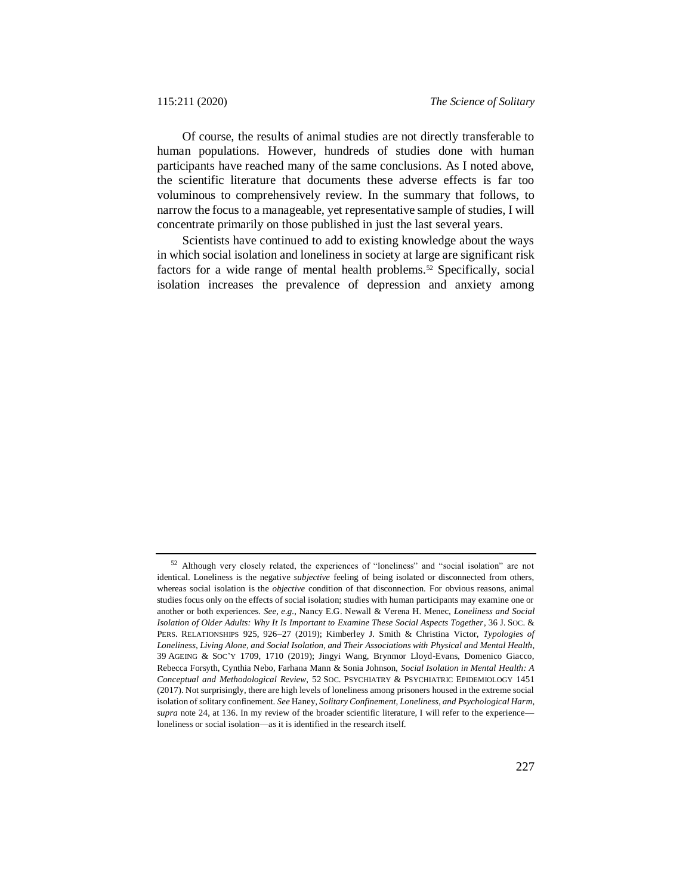Of course, the results of animal studies are not directly transferable to human populations. However, hundreds of studies done with human participants have reached many of the same conclusions. As I noted above, the scientific literature that documents these adverse effects is far too voluminous to comprehensively review. In the summary that follows, to narrow the focus to a manageable, yet representative sample of studies, I will concentrate primarily on those published in just the last several years.

Scientists have continued to add to existing knowledge about the ways in which social isolation and loneliness in society at large are significant risk factors for a wide range of mental health problems.[52] Specifically, social isolation increases the prevalence of depression and anxiety among

---

[52] Although very closely related, the experiences of "loneliness" and "social isolation" are not identical. Loneliness is the negative *subjective* feeling of being isolated or disconnected from others, whereas social isolation is the *objective* condition of that disconnection. For obvious reasons, animal studies focus only on the effects of social isolation; studies with human participants may examine one or another or both experiences. *See, e.g.*, Nancy E.G. Newall & Verena H. Menec, *Loneliness and Social Isolation of Older Adults: Why It Is Important to Examine These Social Aspects Together*, 36 J. SOC. & PERS. RELATIONSHIPS 925, 926–27 (2019); Kimberley J. Smith & Christina Victor, *Typologies of Loneliness, Living Alone, and Social Isolation, and Their Associations with Physical and Mental Health*, 39 AGEING & SOC'Y 1709, 1710 (2019); Jingyi Wang, Brynmor Lloyd-Evans, Domenico Giacco, Rebecca Forsyth, Cynthia Nebo, Farhana Mann & Sonia Johnson, *Social Isolation in Mental Health: A Conceptual and Methodological Review*, 52 SOC. PSYCHIATRY & PSYCHIATRIC EPIDEMIOLOGY 1451 (2017). Not surprisingly, there are high levels of loneliness among prisoners housed in the extreme social isolation of solitary confinement. *See* Haney, *Solitary Confinement, Loneliness, and Psychological Harm*, *supra* note 24, at 136. In my review of the broader scientific literature, I will refer to the experience—loneliness or social isolation—as it is identified in the research itself.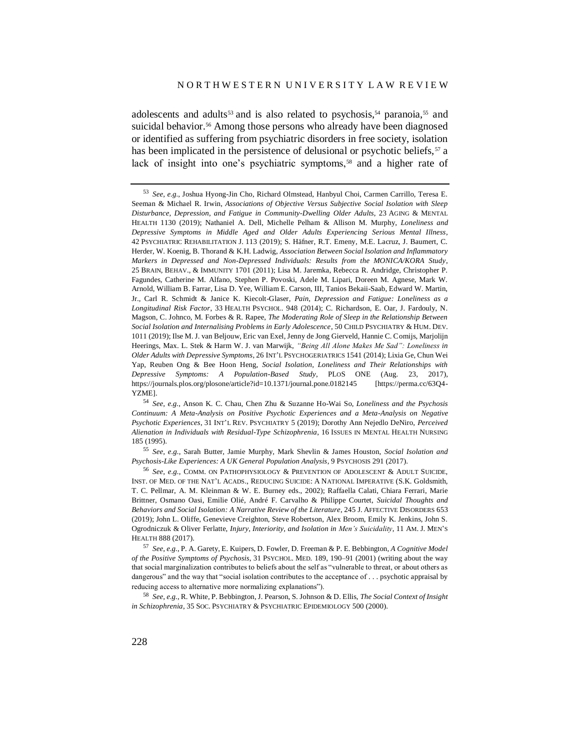adolescents and adults[53] and is also related to psychosis,[54] paranoia,[55] and suicidal behavior.[56] Among those persons who already have been diagnosed or identified as suffering from psychiatric disorders in free society, isolation has been implicated in the persistence of delusional or psychotic beliefs,[57] a lack of insight into one's psychiatric symptoms,[58] and a higher rate of

---

[53] *See, e.g.*, Joshua Hyong-Jin Cho, Richard Olmstead, Hanbyul Choi, Carmen Carrillo, Teresa E. Seeman & Michael R. Irwin, *Associations of Objective Versus Subjective Social Isolation with Sleep Disturbance, Depression, and Fatigue in Community-Dwelling Older Adults*, 23 AGING & MENTAL HEALTH 1130 (2019); Nathaniel A. Dell, Michelle Pelham & Allison M. Murphy, *Loneliness and Depressive Symptoms in Middle Aged and Older Adults Experiencing Serious Mental Illness*, 42 PSYCHIATRIC REHABILITATION J. 113 (2019); S. Häfner, R.T. Emeny, M.E. Lacruz, J. Baumert, C. Herder, W. Koenig, B. Thorand & K.H. Ladwig, *Association Between Social Isolation and Inflammatory Markers in Depressed and Non-Depressed Individuals: Results from the MONICA/KORA Study*, 25 BRAIN, BEHAV., & IMMUNITY 1701 (2011); Lisa M. Jaremka, Rebecca R. Andridge, Christopher P. Fagundes, Catherine M. Alfano, Stephen P. Povoski, Adele M. Lipari, Doreen M. Agnese, Mark W. Arnold, William B. Farrar, Lisa D. Yee, William E. Carson, III, Tanios Bekaii-Saab, Edward W. Martin, Jr., Carl R. Schmidt & Janice K. Kiecolt-Glaser, *Pain, Depression and Fatigue: Loneliness as a Longitudinal Risk Factor*, 33 HEALTH PSYCHOL. 948 (2014); C. Richardson, E. Oar, J. Fardouly, N. Magson, C. Johnco, M. Forbes & R. Rapee, *The Moderating Role of Sleep in the Relationship Between Social Isolation and Internalising Problems in Early Adolescence*, 50 CHILD PSYCHIATRY & HUM. DEV. 1011 (2019); Ilse M. J. van Beljouw, Eric van Exel, Jenny de Jong Gierveld, Hannie C. Comijs, Marjolijn Heerings, Max. L. Stek & Harm W. J. van Marwijk, *"Being All Alone Makes Me Sad": Loneliness in Older Adults with Depressive Symptoms*, 26 INT'L PSYCHOGERIATRICS 1541 (2014); Lixia Ge, Chun Wei Yap, Reuben Ong & Bee Hoon Heng, *Social Isolation, Loneliness and Their Relationships with Depressive Symptoms: A Population-Based Study*, PLOS ONE (Aug. 23, 2017), https://journals.plos.org/plosone/article?id=10.1371/journal.pone.0182145 [https://perma.cc/63Q4-YZME].

[54] *See, e.g.*, Anson K. C. Chau, Chen Zhu & Suzanne Ho-Wai So, *Loneliness and the Psychosis Continuum: A Meta-Analysis on Positive Psychotic Experiences and a Meta-Analysis on Negative Psychotic Experiences*, 31 INT'L REV. PSYCHIATRY 5 (2019); Dorothy Ann Nejedlo DeNiro, *Perceived Alienation in Individuals with Residual-Type Schizophrenia*, 16 ISSUES IN MENTAL HEALTH NURSING 185 (1995).

[55] *See, e.g.*, Sarah Butter, Jamie Murphy, Mark Shevlin & James Houston, *Social Isolation and Psychosis-Like Experiences: A UK General Population Analysis*, 9 PSYCHOSIS 291 (2017).

[56] *See, e.g.*, COMM. ON PATHOPHYSIOLOGY & PREVENTION OF ADOLESCENT & ADULT SUICIDE, INST. OF MED. OF THE NAT'L ACADS., REDUCING SUICIDE: A NATIONAL IMPERATIVE (S.K. Goldsmith, T. C. Pellmar, A. M. Kleinman & W. E. Burney eds., 2002); Raffaella Calati, Chiara Ferrari, Marie Brittner, Osmano Oasi, Emilie Olié, André F. Carvalho & Philippe Courtet, *Suicidal Thoughts and Behaviors and Social Isolation: A Narrative Review of the Literature*, 245 J. AFFECTIVE DISORDERS 653 (2019); John L. Oliffe, Genevieve Creighton, Steve Robertson, Alex Broom, Emily K. Jenkins, John S. Ogrodniczuk & Oliver Ferlatte, *Injury, Interiority, and Isolation in Men's Suicidality*, 11 AM. J. MEN'S HEALTH 888 (2017).

[57] *See, e.g.*, P. A. Garety, E. Kuipers, D. Fowler, D. Freeman & P. E. Bebbington, *A Cognitive Model of the Positive Symptoms of Psychosis*, 31 PSYCHOL. MED. 189, 190–91 (2001) (writing about the way that social marginalization contributes to beliefs about the self as "vulnerable to threat, or about others as dangerous" and the way that "social isolation contributes to the acceptance of . . . psychotic appraisal by reducing access to alternative more normalizing explanations").

[58] *See, e.g.*, R. White, P. Bebbington, J. Pearson, S. Johnson & D. Ellis, *The Social Context of Insight in Schizophrenia*, 35 SOC. PSYCHIATRY & PSYCHIATRIC EPIDEMIOLOGY 500 (2000).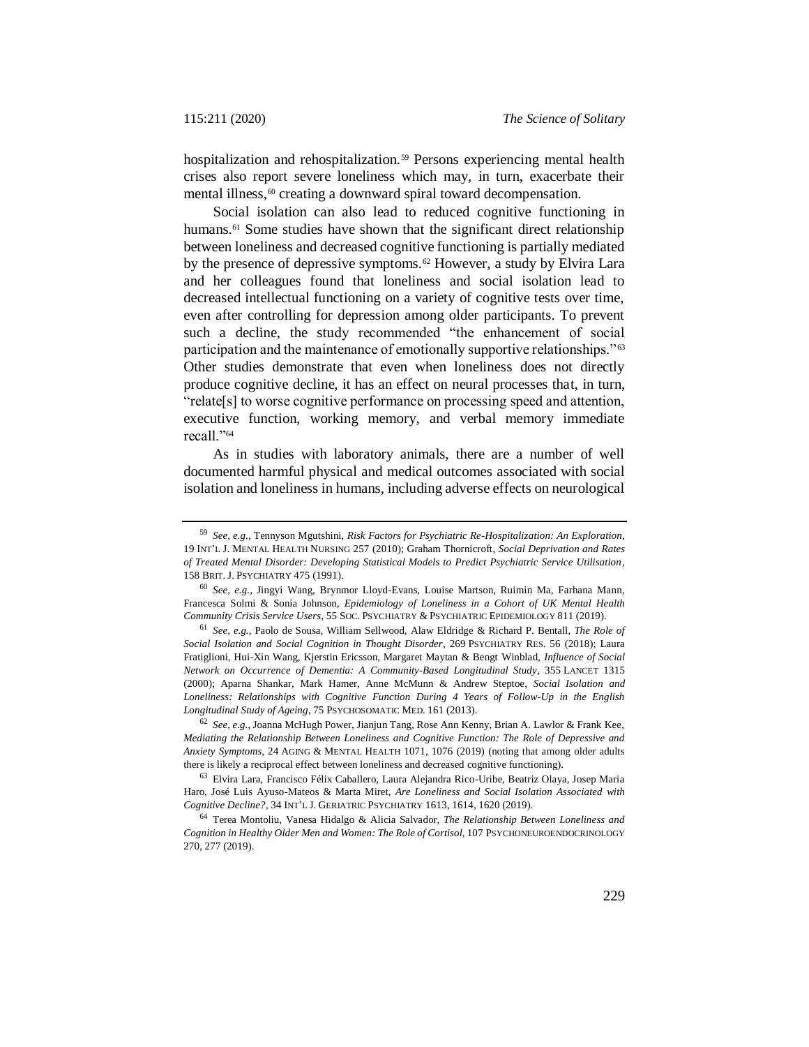hospitalization and rehospitalization.[59] Persons experiencing mental health crises also report severe loneliness which may, in turn, exacerbate their mental illness,[60] creating a downward spiral toward decompensation.

Social isolation can also lead to reduced cognitive functioning in humans.[61] Some studies have shown that the significant direct relationship between loneliness and decreased cognitive functioning is partially mediated by the presence of depressive symptoms.[62] However, a study by Elvira Lara and her colleagues found that loneliness and social isolation lead to decreased intellectual functioning on a variety of cognitive tests over time, even after controlling for depression among older participants. To prevent such a decline, the study recommended "the enhancement of social participation and the maintenance of emotionally supportive relationships."[63] Other studies demonstrate that even when loneliness does not directly produce cognitive decline, it has an effect on neural processes that, in turn, "relate[s] to worse cognitive performance on processing speed and attention, executive function, working memory, and verbal memory immediate recall."[64]

As in studies with laboratory animals, there are a number of well documented harmful physical and medical outcomes associated with social isolation and loneliness in humans, including adverse effects on neurological

---

[59] *See, e.g.*, Tennyson Mgutshini, *Risk Factors for Psychiatric Re-Hospitalization: An Exploration*, 19 INT'L J. MENTAL HEALTH NURSING 257 (2010); Graham Thornicroft, *Social Deprivation and Rates of Treated Mental Disorder: Developing Statistical Models to Predict Psychiatric Service Utilisation*, 158 BRIT. J. PSYCHIATRY 475 (1991).

[60] *See, e.g.*, Jingyi Wang, Brynmor Lloyd-Evans, Louise Martson, Ruimin Ma, Farhana Mann, Francesca Solmi & Sonia Johnson, *Epidemiology of Loneliness in a Cohort of UK Mental Health Community Crisis Service Users*, 55 SOC. PSYCHIATRY & PSYCHIATRIC EPIDEMIOLOGY 811 (2019).

[61] *See, e.g.*, Paolo de Sousa, William Sellwood, Alaw Eldridge & Richard P. Bentall, *The Role of Social Isolation and Social Cognition in Thought Disorder*, 269 PSYCHIATRY RES. 56 (2018); Laura Fratiglioni, Hui-Xin Wang, Kjerstin Ericsson, Margaret Maytan & Bengt Winblad, *Influence of Social Network on Occurrence of Dementia: A Community-Based Longitudinal Study*, 355 LANCET 1315 (2000); Aparna Shankar, Mark Hamer, Anne McMunn & Andrew Steptoe, *Social Isolation and Loneliness: Relationships with Cognitive Function During 4 Years of Follow-Up in the English Longitudinal Study of Ageing*, 75 PSYCHOSOMATIC MED. 161 (2013).

[62] *See, e.g.*, Joanna McHugh Power, Jianjun Tang, Rose Ann Kenny, Brian A. Lawlor & Frank Kee, *Mediating the Relationship Between Loneliness and Cognitive Function: The Role of Depressive and Anxiety Symptoms*, 24 AGING & MENTAL HEALTH 1071, 1076 (2019) (noting that among older adults there is likely a reciprocal effect between loneliness and decreased cognitive functioning).

[63] Elvira Lara, Francisco Félix Caballero, Laura Alejandra Rico-Uribe, Beatriz Olaya, Josep Maria Haro, José Luis Ayuso-Mateos & Marta Miret, *Are Loneliness and Social Isolation Associated with Cognitive Decline?*, 34 INT'L J. GERIATRIC PSYCHIATRY 1613, 1614, 1620 (2019).

[64] Terea Montoliu, Vanesa Hidalgo & Alicia Salvador, *The Relationship Between Loneliness and Cognition in Healthy Older Men and Women: The Role of Cortisol*, 107 PSYCHONEUROENDOCRINOLOGY 270, 277 (2019).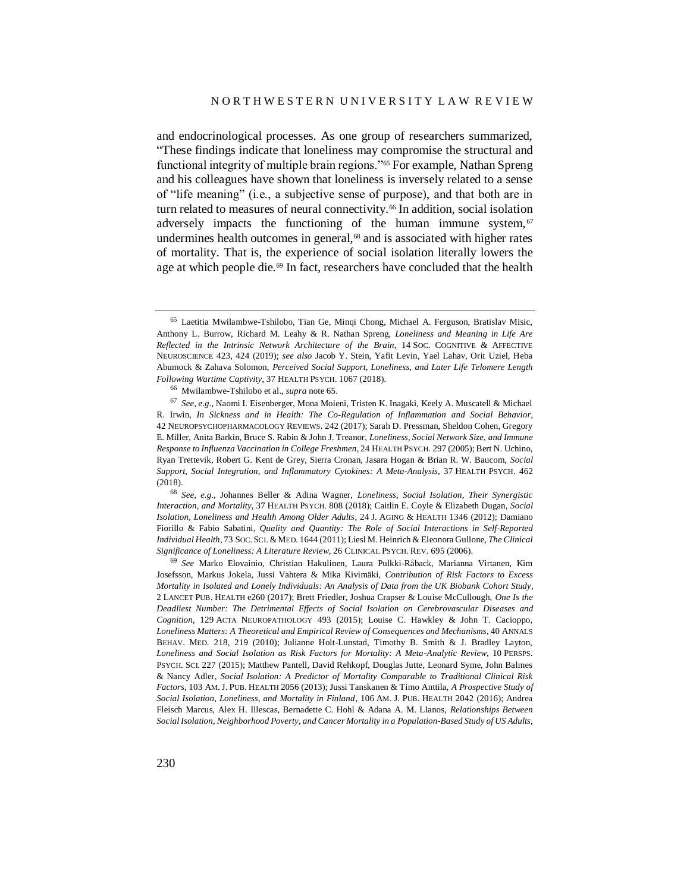and endocrinological processes. As one group of researchers summarized, "These findings indicate that loneliness may compromise the structural and functional integrity of multiple brain regions."[65] For example, Nathan Spreng and his colleagues have shown that loneliness is inversely related to a sense of "life meaning" (i.e., a subjective sense of purpose), and that both are in turn related to measures of neural connectivity.[66] In addition, social isolation adversely impacts the functioning of the human immune system,[67] undermines health outcomes in general,[68] and is associated with higher rates of mortality. That is, the experience of social isolation literally lowers the age at which people die.[69] In fact, researchers have concluded that the health

---

[65] Laetitia Mwilambwe-Tshilobo, Tian Ge, Minqi Chong, Michael A. Ferguson, Bratislav Misic, Anthony L. Burrow, Richard M. Leahy & R. Nathan Spreng, *Loneliness and Meaning in Life Are Reflected in the Intrinsic Network Architecture of the Brain*, 14 SOC. COGNITIVE & AFFECTIVE NEUROSCIENCE 423, 424 (2019); *see also* Jacob Y. Stein, Yafit Levin, Yael Lahav, Orit Uziel, Heba Abumock & Zahava Solomon, *Perceived Social Support, Loneliness, and Later Life Telomere Length Following Wartime Captivity*, 37 HEALTH PSYCH. 1067 (2018).

[66] Mwilambwe-Tshilobo et al., *supra* note 65.

[67] *See, e.g.*, Naomi I. Eisenberger, Mona Moieni, Tristen K. Inagaki, Keely A. Muscatell & Michael R. Irwin, *In Sickness and in Health: The Co-Regulation of Inflammation and Social Behavior*, 42 NEUROPSYCHOPHARMACOLOGY REVIEWS. 242 (2017); Sarah D. Pressman, Sheldon Cohen, Gregory E. Miller, Anita Barkin, Bruce S. Rabin & John J. Treanor, *Loneliness, Social Network Size, and Immune Response to Influenza Vaccination in College Freshmen*, 24 HEALTH PSYCH. 297 (2005); Bert N. Uchino, Ryan Trettevik, Robert G. Kent de Grey, Sierra Cronan, Jasara Hogan & Brian R. W. Baucom, *Social Support, Social Integration, and Inflammatory Cytokines: A Meta-Analysis*, 37 HEALTH PSYCH. 462 (2018).

[68] *See, e.g.*, Johannes Beller & Adina Wagner, *Loneliness, Social Isolation, Their Synergistic Interaction, and Mortality*, 37 HEALTH PSYCH. 808 (2018); Caitlin E. Coyle & Elizabeth Dugan, *Social Isolation, Loneliness and Health Among Older Adults*, 24 J. AGING & HEALTH 1346 (2012); Damiano Fiorillo & Fabio Sabatini, *Quality and Quantity: The Role of Social Interactions in Self-Reported Individual Health*, 73 SOC. SCI. & MED. 1644 (2011); Liesl M. Heinrich & Eleonora Gullone, *The Clinical Significance of Loneliness: A Literature Review*, 26 CLINICAL PSYCH. REV. 695 (2006).

[69] *See* Marko Elovainio, Christian Hakulinen, Laura Pulkki-Råback, Marianna Virtanen, Kim Josefsson, Markus Jokela, Jussi Vahtera & Mika Kivimäki, *Contribution of Risk Factors to Excess Mortality in Isolated and Lonely Individuals: An Analysis of Data from the UK Biobank Cohort Study*, 2 LANCET PUB. HEALTH e260 (2017); Brett Friedler, Joshua Crapser & Louise McCullough, *One Is the Deadliest Number: The Detrimental Effects of Social Isolation on Cerebrovascular Diseases and Cognition*, 129 ACTA NEUROPATHOLOGY 493 (2015); Louise C. Hawkley & John T. Cacioppo, *Loneliness Matters: A Theoretical and Empirical Review of Consequences and Mechanisms*, 40 ANNALS BEHAV. MED. 218, 219 (2010); Julianne Holt-Lunstad, Timothy B. Smith & J. Bradley Layton, *Loneliness and Social Isolation as Risk Factors for Mortality: A Meta-Analytic Review*, 10 PERSPS. PSYCH. SCI. 227 (2015); Matthew Pantell, David Rehkopf, Douglas Jutte, Leonard Syme, John Balmes & Nancy Adler, *Social Isolation: A Predictor of Mortality Comparable to Traditional Clinical Risk Factors*, 103 AM. J. PUB. HEALTH 2056 (2013); Jussi Tanskanen & Timo Anttila, *A Prospective Study of Social Isolation, Loneliness, and Mortality in Finland*, 106 AM. J. PUB. HEALTH 2042 (2016); Andrea Fleisch Marcus, Alex H. Illescas, Bernadette C. Hohl & Adana A. M. Llanos, *Relationships Between Social Isolation, Neighborhood Poverty, and Cancer Mortality in a Population-Based Study of US Adults*,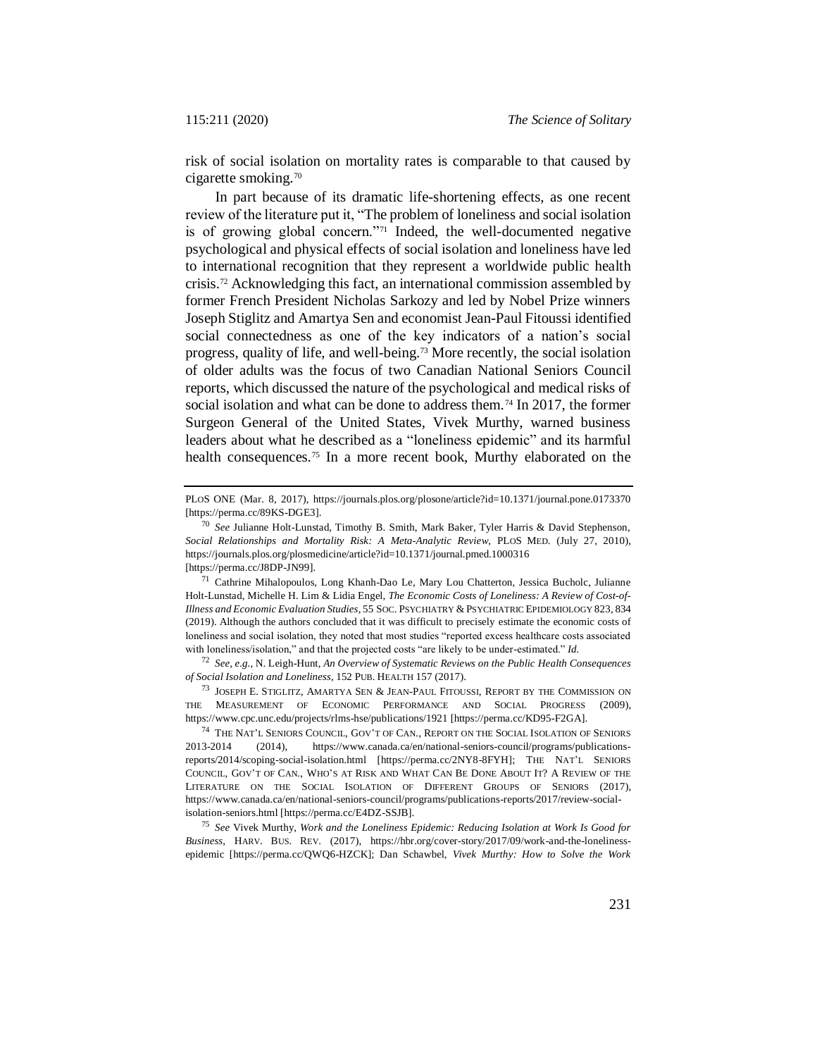risk of social isolation on mortality rates is comparable to that caused by cigarette smoking.[70]

In part because of its dramatic life-shortening effects, as one recent review of the literature put it, "The problem of loneliness and social isolation is of growing global concern."[71] Indeed, the well-documented negative psychological and physical effects of social isolation and loneliness have led to international recognition that they represent a worldwide public health crisis.[72] Acknowledging this fact, an international commission assembled by former French President Nicholas Sarkozy and led by Nobel Prize winners Joseph Stiglitz and Amartya Sen and economist Jean-Paul Fitoussi identified social connectedness as one of the key indicators of a nation's social progress, quality of life, and well-being.[73] More recently, the social isolation of older adults was the focus of two Canadian National Seniors Council reports, which discussed the nature of the psychological and medical risks of social isolation and what can be done to address them.[74] In 2017, the former Surgeon General of the United States, Vivek Murthy, warned business leaders about what he described as a "loneliness epidemic" and its harmful health consequences.[75] In a more recent book, Murthy elaborated on the

---

PLoS ONE (Mar. 8, 2017), https://journals.plos.org/plosone/article?id=10.1371/journal.pone.0173370 [https://perma.cc/89KS-DGE3].

[70] *See* Julianne Holt-Lunstad, Timothy B. Smith, Mark Baker, Tyler Harris & David Stephenson, *Social Relationships and Mortality Risk: A Meta-Analytic Review*, PLoS MED. (July 27, 2010), https://journals.plos.org/plosmedicine/article?id=10.1371/journal.pmed.1000316 [https://perma.cc/J8DP-JN99].

[71] Cathrine Mihalopoulos, Long Khanh-Dao Le, Mary Lou Chatterton, Jessica Bucholc, Julianne Holt-Lunstad, Michelle H. Lim & Lidia Engel, *The Economic Costs of Loneliness: A Review of Cost-of-Illness and Economic Evaluation Studies*, 55 SOC. PSYCHIATRY & PSYCHIATRIC EPIDEMIOLOGY 823, 834 (2019). Although the authors concluded that it was difficult to precisely estimate the economic costs of loneliness and social isolation, they noted that most studies "reported excess healthcare costs associated with loneliness/isolation," and that the projected costs "are likely to be under-estimated." *Id.*

[72] *See, e.g.*, N. Leigh-Hunt, *An Overview of Systematic Reviews on the Public Health Consequences of Social Isolation and Loneliness*, 152 PUB. HEALTH 157 (2017).

[73] JOSEPH E. STIGLITZ, AMARTYA SEN & JEAN-PAUL FITOUSSI, REPORT BY THE COMMISSION ON THE MEASUREMENT OF ECONOMIC PERFORMANCE AND SOCIAL PROGRESS (2009), https://www.cpc.unc.edu/projects/rlms-hse/publications/1921 [https://perma.cc/KD95-F2GA].

[74] THE NAT'L SENIORS COUNCIL, GOV'T OF CAN., REPORT ON THE SOCIAL ISOLATION OF SENIORS 2013-2014 (2014), https://www.canada.ca/en/national-seniors-council/programs/publications-reports/2014/scoping-social-isolation.html [https://perma.cc/2NY8-8FYH]; THE NAT'L SENIORS COUNCIL, GOV'T OF CAN., WHO'S AT RISK AND WHAT CAN BE DONE ABOUT IT? A REVIEW OF THE LITERATURE ON THE SOCIAL ISOLATION OF DIFFERENT GROUPS OF SENIORS (2017), https://www.canada.ca/en/national-seniors-council/programs/publications-reports/2017/review-social-isolation-seniors.html [https://perma.cc/E4DZ-SSJB].

[75] *See* Vivek Murthy, *Work and the Loneliness Epidemic: Reducing Isolation at Work Is Good for Business*, HARV. BUS. REV. (2017), https://hbr.org/cover-story/2017/09/work-and-the-loneliness-epidemic [https://perma.cc/QWQ6-HZCK]; Dan Schawbel, *Vivek Murthy: How to Solve the Work*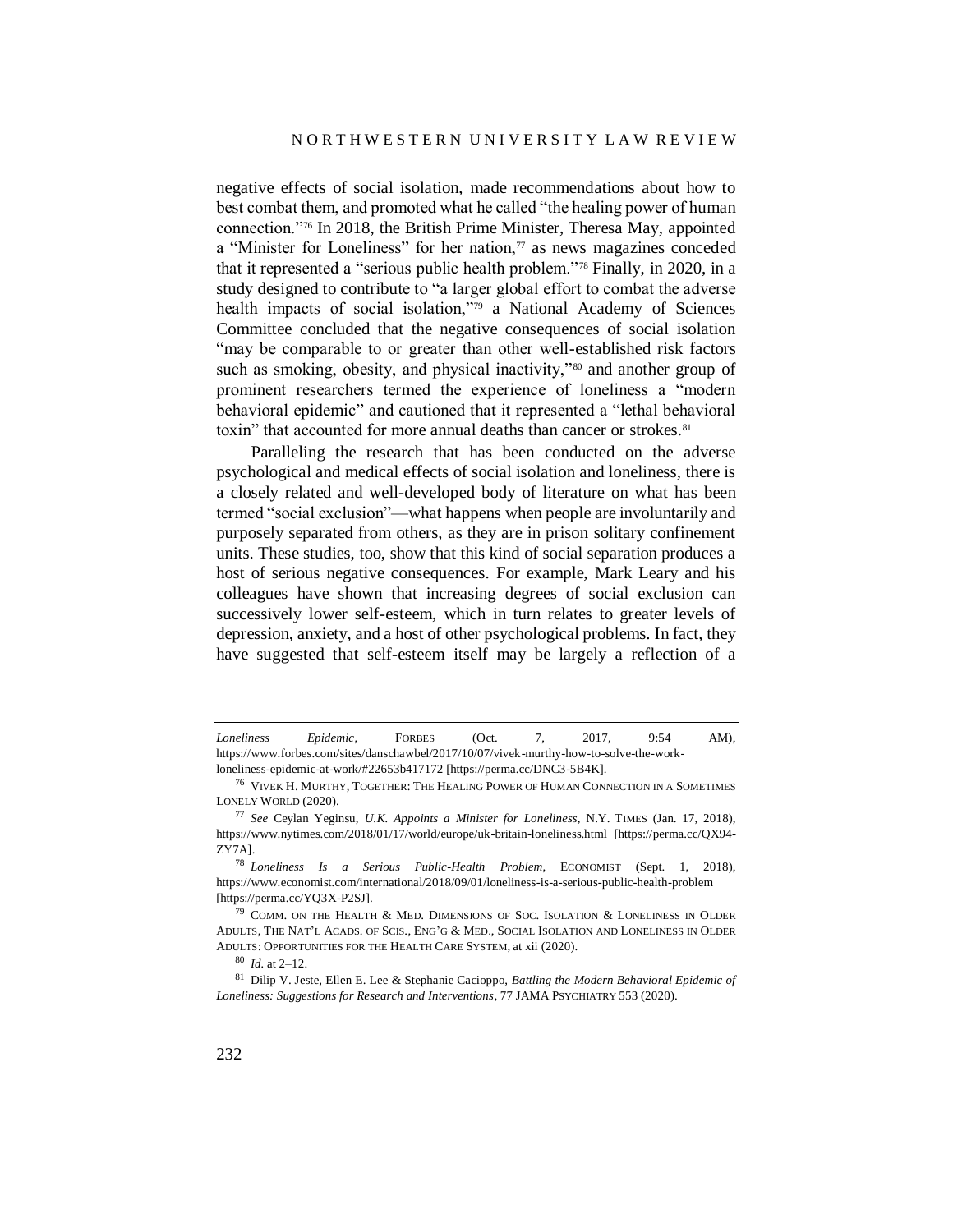negative effects of social isolation, made recommendations about how to best combat them, and promoted what he called "the healing power of human connection."[76] In 2018, the British Prime Minister, Theresa May, appointed a "Minister for Loneliness" for her nation,[77] as news magazines conceded that it represented a "serious public health problem."[78] Finally, in 2020, in a study designed to contribute to "a larger global effort to combat the adverse health impacts of social isolation,"[79] a National Academy of Sciences Committee concluded that the negative consequences of social isolation "may be comparable to or greater than other well-established risk factors such as smoking, obesity, and physical inactivity,"[80] and another group of prominent researchers termed the experience of loneliness a "modern behavioral epidemic" and cautioned that it represented a "lethal behavioral toxin" that accounted for more annual deaths than cancer or strokes.[81]

Paralleling the research that has been conducted on the adverse psychological and medical effects of social isolation and loneliness, there is a closely related and well-developed body of literature on what has been termed "social exclusion"—what happens when people are involuntarily and purposely separated from others, as they are in prison solitary confinement units. These studies, too, show that this kind of social separation produces a host of serious negative consequences. For example, Mark Leary and his colleagues have shown that increasing degrees of social exclusion can successively lower self-esteem, which in turn relates to greater levels of depression, anxiety, and a host of other psychological problems. In fact, they have suggested that self-esteem itself may be largely a reflection of a

---

*Loneliness Epidemic*, FORBES (Oct. 7, 2017, 9:54 AM), https://www.forbes.com/sites/danschawbel/2017/10/07/vivek-murthy-how-to-solve-the-work-loneliness-epidemic-at-work/#22653b417172 [https://perma.cc/DNC3-5B4K].

[76] VIVEK H. MURTHY, TOGETHER: THE HEALING POWER OF HUMAN CONNECTION IN A SOMETIMES LONELY WORLD (2020).

[77] *See* Ceylan Yeginsu, *U.K. Appoints a Minister for Loneliness*, N.Y. TIMES (Jan. 17, 2018), https://www.nytimes.com/2018/01/17/world/europe/uk-britain-loneliness.html [https://perma.cc/QX94-ZY7A].

[78] *Loneliness Is a Serious Public-Health Problem*, ECONOMIST (Sept. 1, 2018), https://www.economist.com/international/2018/09/01/loneliness-is-a-serious-public-health-problem [https://perma.cc/YQ3X-P2SJ].

[79] COMM. ON THE HEALTH & MED. DIMENSIONS OF SOC. ISOLATION & LONELINESS IN OLDER ADULTS, THE NAT'L ACADS. OF SCIS., ENG'G & MED., SOCIAL ISOLATION AND LONELINESS IN OLDER ADULTS: OPPORTUNITIES FOR THE HEALTH CARE SYSTEM, at xii (2020).

[80] *Id.* at 2–12.

[81] Dilip V. Jeste, Ellen E. Lee & Stephanie Cacioppo, *Battling the Modern Behavioral Epidemic of Loneliness: Suggestions for Research and Interventions*, 77 JAMA PSYCHIATRY 553 (2020).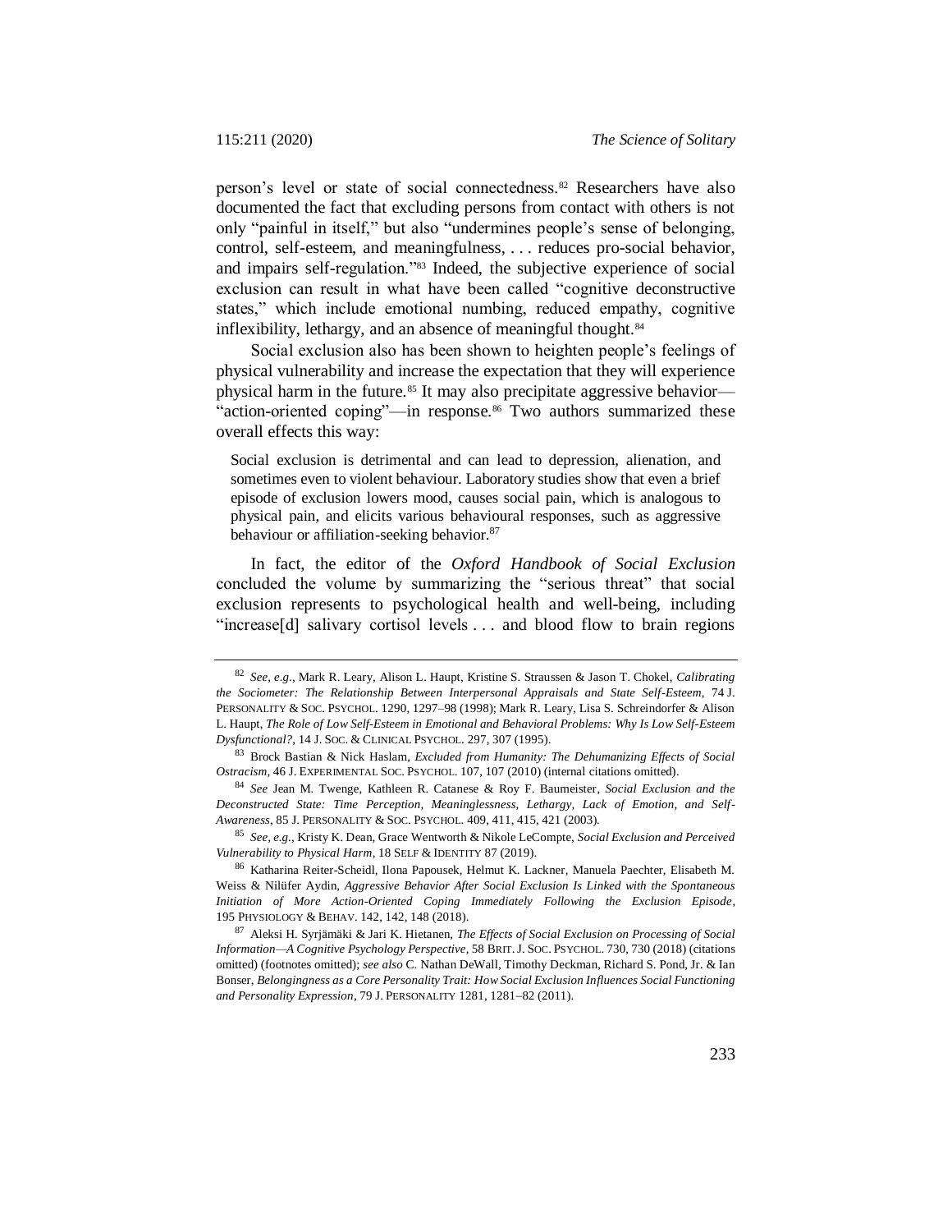person's level or state of social connectedness.[82] Researchers have also documented the fact that excluding persons from contact with others is not only "painful in itself," but also "undermines people's sense of belonging, control, self-esteem, and meaningfulness, . . . reduces pro-social behavior, and impairs self-regulation."[83] Indeed, the subjective experience of social exclusion can result in what have been called "cognitive deconstructive states," which include emotional numbing, reduced empathy, cognitive inflexibility, lethargy, and an absence of meaningful thought.[84]

Social exclusion also has been shown to heighten people's feelings of physical vulnerability and increase the expectation that they will experience physical harm in the future.[85] It may also precipitate aggressive behavior—"action-oriented coping"—in response.[86] Two authors summarized these overall effects this way:

> Social exclusion is detrimental and can lead to depression, alienation, and sometimes even to violent behaviour. Laboratory studies show that even a brief episode of exclusion lowers mood, causes social pain, which is analogous to physical pain, and elicits various behavioural responses, such as aggressive behaviour or affiliation-seeking behavior.[87]

In fact, the editor of the *Oxford Handbook of Social Exclusion* concluded the volume by summarizing the "serious threat" that social exclusion represents to psychological health and well-being, including "increase[d] salivary cortisol levels . . . and blood flow to brain regions

---

[82] *See, e.g.*, Mark R. Leary, Alison L. Haupt, Kristine S. Straussen & Jason T. Chokel, *Calibrating the Sociometer: The Relationship Between Interpersonal Appraisals and State Self-Esteem*, 74 J. PERSONALITY & SOC. PSYCHOL. 1290, 1297–98 (1998); Mark R. Leary, Lisa S. Schreindorfer & Alison L. Haupt, *The Role of Low Self-Esteem in Emotional and Behavioral Problems: Why Is Low Self-Esteem Dysfunctional?*, 14 J. SOC. & CLINICAL PSYCHOL. 297, 307 (1995).

[83] Brock Bastian & Nick Haslam, *Excluded from Humanity: The Dehumanizing Effects of Social Ostracism*, 46 J. EXPERIMENTAL SOC. PSYCHOL. 107, 107 (2010) (internal citations omitted).

[84] *See* Jean M. Twenge, Kathleen R. Catanese & Roy F. Baumeister, *Social Exclusion and the Deconstructed State: Time Perception, Meaninglessness, Lethargy, Lack of Emotion, and Self-Awareness*, 85 J. PERSONALITY & SOC. PSYCHOL. 409, 411, 415, 421 (2003).

[85] *See, e.g.*, Kristy K. Dean, Grace Wentworth & Nikole LeCompte, *Social Exclusion and Perceived Vulnerability to Physical Harm*, 18 SELF & IDENTITY 87 (2019).

[86] Katharina Reiter-Scheidl, Ilona Papousek, Helmut K. Lackner, Manuela Paechter, Elisabeth M. Weiss & Nilüfer Aydin, *Aggressive Behavior After Social Exclusion Is Linked with the Spontaneous Initiation of More Action-Oriented Coping Immediately Following the Exclusion Episode*, 195 PHYSIOLOGY & BEHAV. 142, 142, 148 (2018).

[87] Aleksi H. Syrjämäki & Jari K. Hietanen, *The Effects of Social Exclusion on Processing of Social Information—A Cognitive Psychology Perspective*, 58 BRIT. J. SOC. PSYCHOL. 730, 730 (2018) (citations omitted) (footnotes omitted); *see also* C. Nathan DeWall, Timothy Deckman, Richard S. Pond, Jr. & Ian Bonser, *Belongingness as a Core Personality Trait: How Social Exclusion Influences Social Functioning and Personality Expression*, 79 J. PERSONALITY 1281, 1281–82 (2011).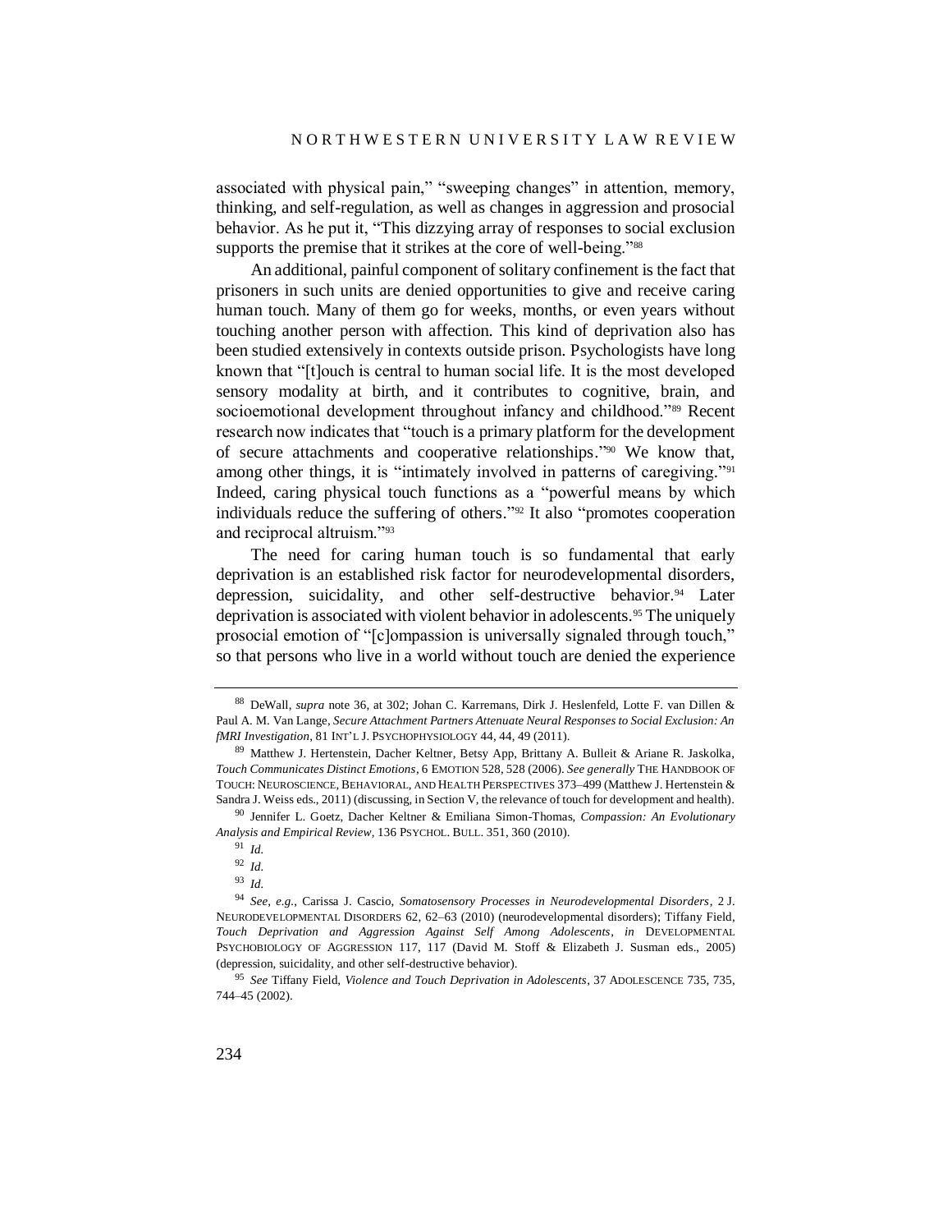associated with physical pain," "sweeping changes" in attention, memory, thinking, and self-regulation, as well as changes in aggression and prosocial behavior. As he put it, "This dizzying array of responses to social exclusion supports the premise that it strikes at the core of well-being."[88]

An additional, painful component of solitary confinement is the fact that prisoners in such units are denied opportunities to give and receive caring human touch. Many of them go for weeks, months, or even years without touching another person with affection. This kind of deprivation also has been studied extensively in contexts outside prison. Psychologists have long known that "[t]ouch is central to human social life. It is the most developed sensory modality at birth, and it contributes to cognitive, brain, and socioemotional development throughout infancy and childhood."[89] Recent research now indicates that "touch is a primary platform for the development of secure attachments and cooperative relationships."[90] We know that, among other things, it is "intimately involved in patterns of caregiving."[91] Indeed, caring physical touch functions as a "powerful means by which individuals reduce the suffering of others."[92] It also "promotes cooperation and reciprocal altruism."[93]

The need for caring human touch is so fundamental that early deprivation is an established risk factor for neurodevelopmental disorders, depression, suicidality, and other self-destructive behavior.[94] Later deprivation is associated with violent behavior in adolescents.[95] The uniquely prosocial emotion of "[c]ompassion is universally signaled through touch," so that persons who live in a world without touch are denied the experience

---

[88] DeWall, *supra* note 36, at 302; Johan C. Karremans, Dirk J. Heslenfeld, Lotte F. van Dillen & Paul A. M. Van Lange, *Secure Attachment Partners Attenuate Neural Responses to Social Exclusion: An fMRI Investigation*, 81 INT'L J. PSYCHOPHYSIOLOGY 44, 44, 49 (2011).

[89] Matthew J. Hertenstein, Dacher Keltner, Betsy App, Brittany A. Bulleit & Ariane R. Jaskolka, *Touch Communicates Distinct Emotions*, 6 EMOTION 528, 528 (2006). *See generally* THE HANDBOOK OF TOUCH: NEUROSCIENCE, BEHAVIORAL, AND HEALTH PERSPECTIVES 373–499 (Matthew J. Hertenstein & Sandra J. Weiss eds., 2011) (discussing, in Section V, the relevance of touch for development and health).

[90] Jennifer L. Goetz, Dacher Keltner & Emiliana Simon-Thomas, *Compassion: An Evolutionary Analysis and Empirical Review*, 136 PSYCHOL. BULL. 351, 360 (2010).

[91] *Id.*

[92] *Id.*

[93] *Id.*

[94] *See, e.g.*, Carissa J. Cascio, *Somatosensory Processes in Neurodevelopmental Disorders*, 2 J. NEURODEVELOPMENTAL DISORDERS 62, 62–63 (2010) (neurodevelopmental disorders); Tiffany Field, *Touch Deprivation and Aggression Against Self Among Adolescents*, *in* DEVELOPMENTAL PSYCHOBIOLOGY OF AGGRESSION 117, 117 (David M. Stoff & Elizabeth J. Susman eds., 2005) (depression, suicidality, and other self-destructive behavior).

[95] *See* Tiffany Field, *Violence and Touch Deprivation in Adolescents*, 37 ADOLESCENCE 735, 735, 744–45 (2002).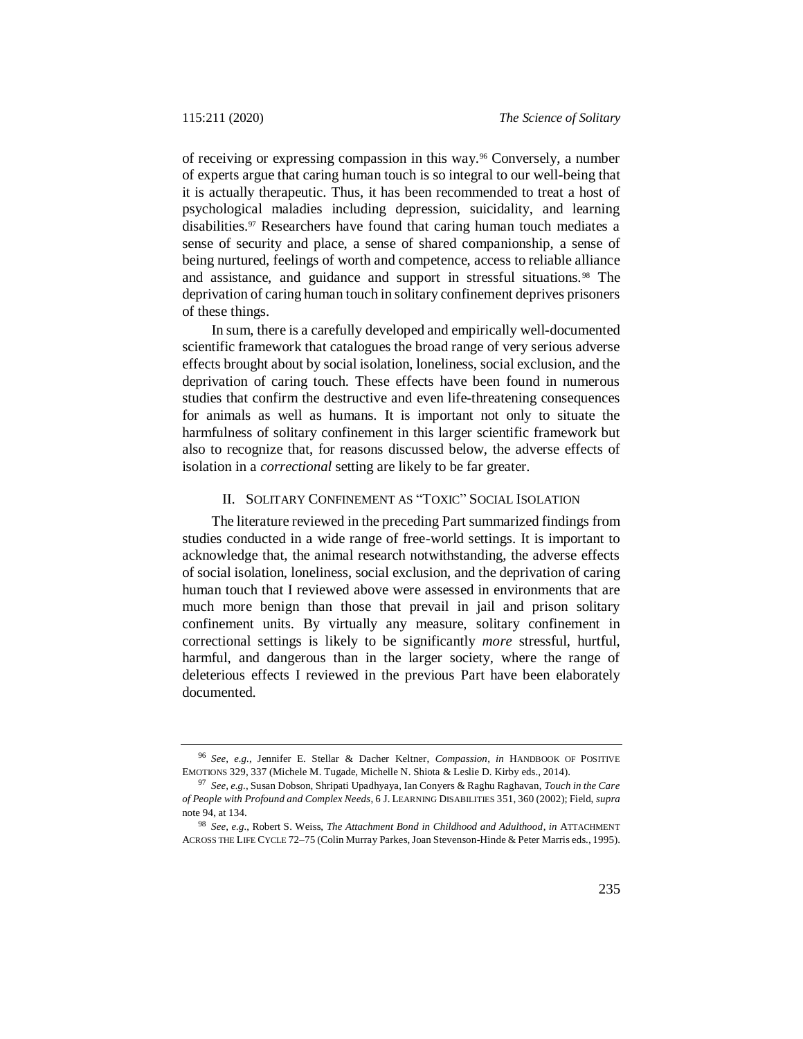of receiving or expressing compassion in this way.[96] Conversely, a number of experts argue that caring human touch is so integral to our well-being that it is actually therapeutic. Thus, it has been recommended to treat a host of psychological maladies including depression, suicidality, and learning disabilities.[97] Researchers have found that caring human touch mediates a sense of security and place, a sense of shared companionship, a sense of being nurtured, feelings of worth and competence, access to reliable alliance and assistance, and guidance and support in stressful situations.[98] The deprivation of caring human touch in solitary confinement deprives prisoners of these things.

In sum, there is a carefully developed and empirically well-documented scientific framework that catalogues the broad range of very serious adverse effects brought about by social isolation, loneliness, social exclusion, and the deprivation of caring touch. These effects have been found in numerous studies that confirm the destructive and even life-threatening consequences for animals as well as humans. It is important not only to situate the harmfulness of solitary confinement in this larger scientific framework but also to recognize that, for reasons discussed below, the adverse effects of isolation in a *correctional* setting are likely to be far greater.

## II. SOLITARY CONFINEMENT AS "TOXIC" SOCIAL ISOLATION

The literature reviewed in the preceding Part summarized findings from studies conducted in a wide range of free-world settings. It is important to acknowledge that, the animal research notwithstanding, the adverse effects of social isolation, loneliness, social exclusion, and the deprivation of caring human touch that I reviewed above were assessed in environments that are much more benign than those that prevail in jail and prison solitary confinement units. By virtually any measure, solitary confinement in correctional settings is likely to be significantly *more* stressful, hurtful, harmful, and dangerous than in the larger society, where the range of deleterious effects I reviewed in the previous Part have been elaborately documented.

---

[96] *See, e.g.*, Jennifer E. Stellar & Dacher Keltner, *Compassion*, *in* HANDBOOK OF POSITIVE EMOTIONS 329, 337 (Michele M. Tugade, Michelle N. Shiota & Leslie D. Kirby eds., 2014).

[97] *See, e.g.*, Susan Dobson, Shripati Upadhyaya, Ian Conyers & Raghu Raghavan, *Touch in the Care of People with Profound and Complex Needs*, 6 J. LEARNING DISABILITIES 351, 360 (2002); Field, *supra* note 94, at 134.

[98] *See, e.g.*, Robert S. Weiss, *The Attachment Bond in Childhood and Adulthood*, *in* ATTACHMENT ACROSS THE LIFE CYCLE 72–75 (Colin Murray Parkes, Joan Stevenson-Hinde & Peter Marris eds., 1995).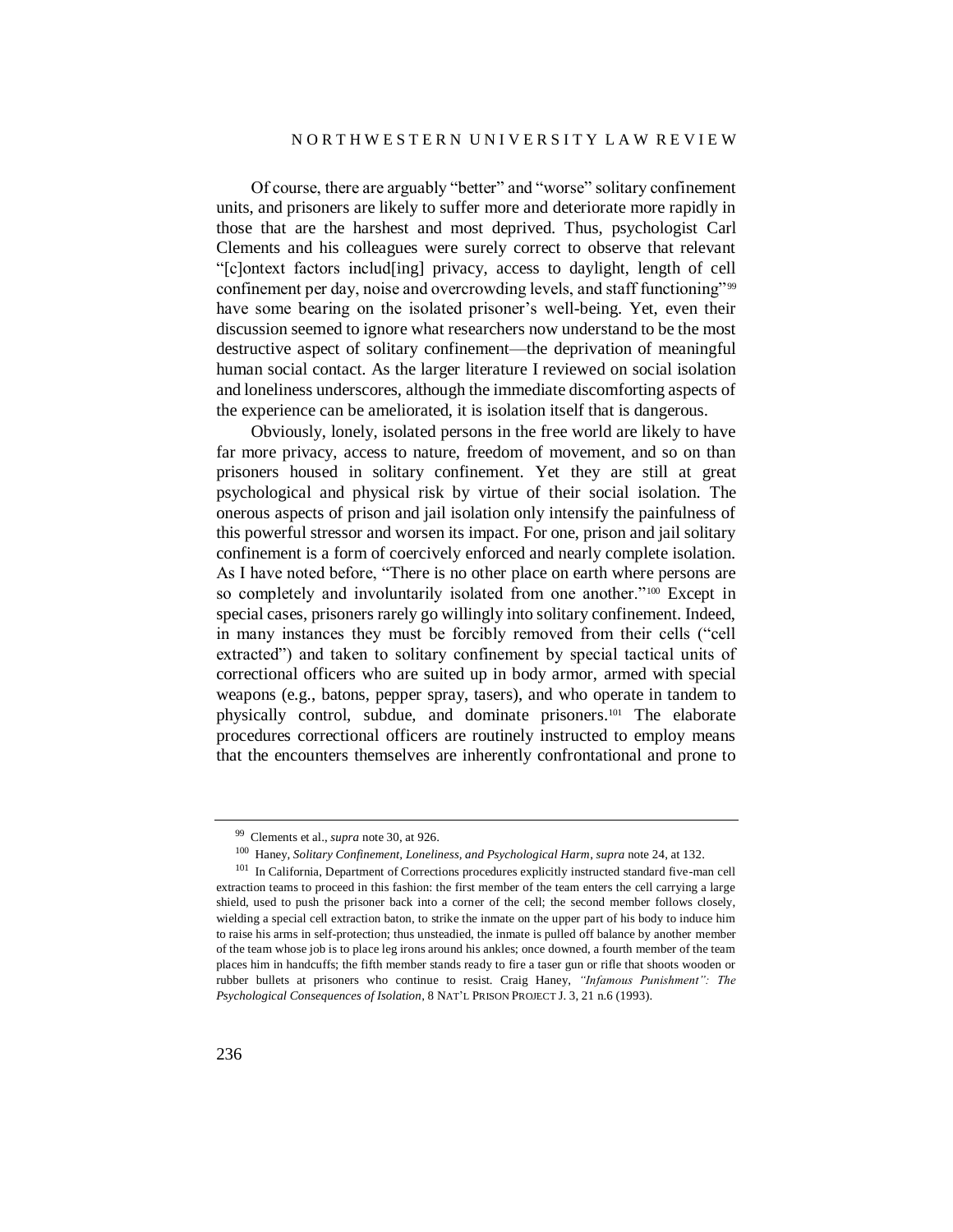Of course, there are arguably "better" and "worse" solitary confinement units, and prisoners are likely to suffer more and deteriorate more rapidly in those that are the harshest and most deprived. Thus, psychologist Carl Clements and his colleagues were surely correct to observe that relevant "[c]ontext factors includ[ing] privacy, access to daylight, length of cell confinement per day, noise and overcrowding levels, and staff functioning"[99] have some bearing on the isolated prisoner's well-being. Yet, even their discussion seemed to ignore what researchers now understand to be the most destructive aspect of solitary confinement—the deprivation of meaningful human social contact. As the larger literature I reviewed on social isolation and loneliness underscores, although the immediate discomforting aspects of the experience can be ameliorated, it is isolation itself that is dangerous.

Obviously, lonely, isolated persons in the free world are likely to have far more privacy, access to nature, freedom of movement, and so on than prisoners housed in solitary confinement. Yet they are still at great psychological and physical risk by virtue of their social isolation. The onerous aspects of prison and jail isolation only intensify the painfulness of this powerful stressor and worsen its impact. For one, prison and jail solitary confinement is a form of coercively enforced and nearly complete isolation. As I have noted before, "There is no other place on earth where persons are so completely and involuntarily isolated from one another."[100] Except in special cases, prisoners rarely go willingly into solitary confinement. Indeed, in many instances they must be forcibly removed from their cells ("cell extracted") and taken to solitary confinement by special tactical units of correctional officers who are suited up in body armor, armed with special weapons (e.g., batons, pepper spray, tasers), and who operate in tandem to physically control, subdue, and dominate prisoners.[101] The elaborate procedures correctional officers are routinely instructed to employ means that the encounters themselves are inherently confrontational and prone to

---

[99] Clements et al., *supra* note 30, at 926.

[100] Haney, *Solitary Confinement, Loneliness, and Psychological Harm*, *supra* note 24, at 132.

[101] In California, Department of Corrections procedures explicitly instructed standard five-man cell extraction teams to proceed in this fashion: the first member of the team enters the cell carrying a large shield, used to push the prisoner back into a corner of the cell; the second member follows closely, wielding a special cell extraction baton, to strike the inmate on the upper part of his body to induce him to raise his arms in self-protection; thus unsteadied, the inmate is pulled off balance by another member of the team whose job is to place leg irons around his ankles; once downed, a fourth member of the team places him in handcuffs; the fifth member stands ready to fire a taser gun or rifle that shoots wooden or rubber bullets at prisoners who continue to resist. Craig Haney, *"Infamous Punishment": The Psychological Consequences of Isolation*, 8 NAT'L PRISON PROJECT J. 3, 21 n.6 (1993).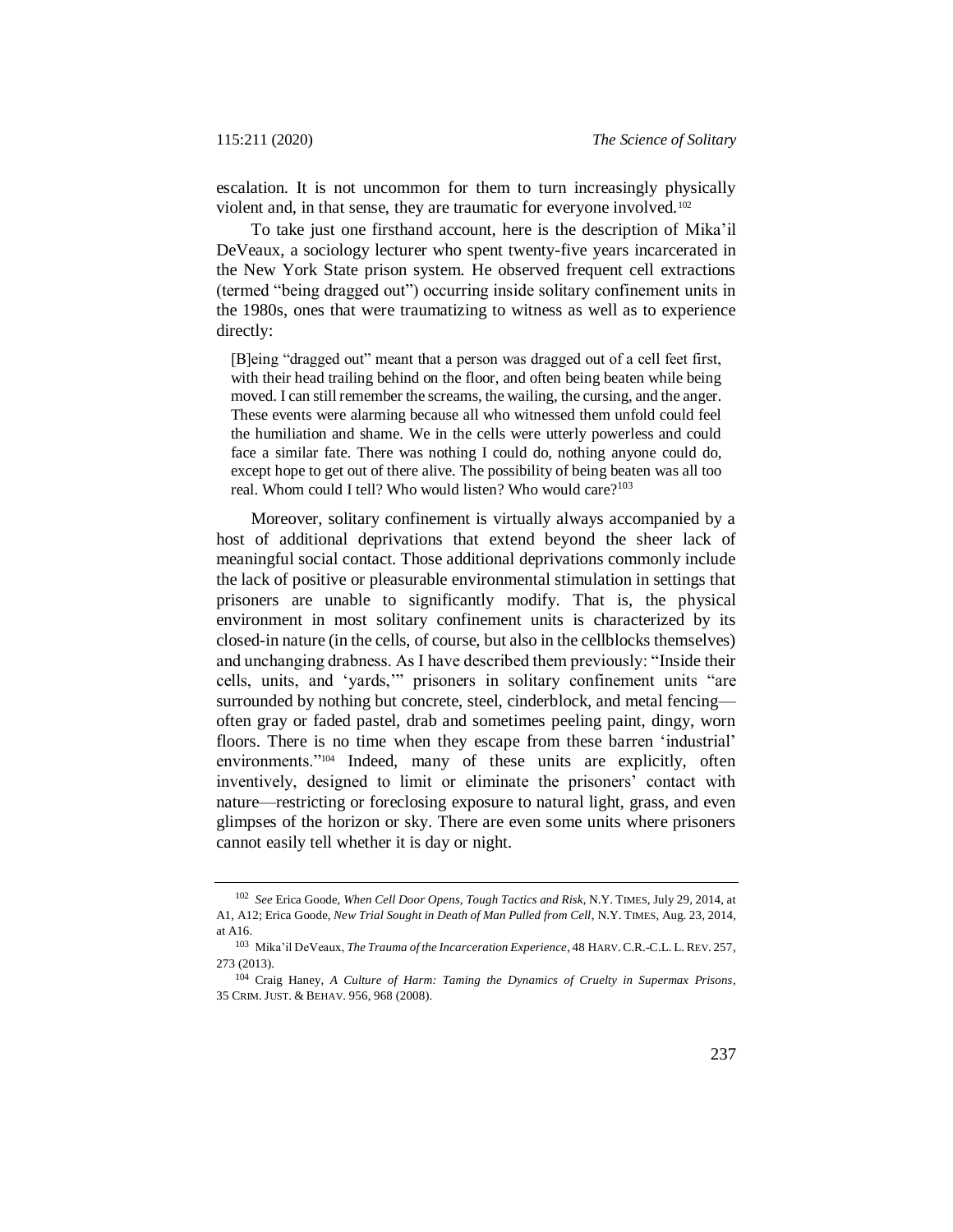escalation. It is not uncommon for them to turn increasingly physically violent and, in that sense, they are traumatic for everyone involved.[102]

To take just one firsthand account, here is the description of Mika'il DeVeaux, a sociology lecturer who spent twenty-five years incarcerated in the New York State prison system. He observed frequent cell extractions (termed "being dragged out") occurring inside solitary confinement units in the 1980s, ones that were traumatizing to witness as well as to experience directly:

> [B]eing "dragged out" meant that a person was dragged out of a cell feet first, with their head trailing behind on the floor, and often being beaten while being moved. I can still remember the screams, the wailing, the cursing, and the anger. These events were alarming because all who witnessed them unfold could feel the humiliation and shame. We in the cells were utterly powerless and could face a similar fate. There was nothing I could do, nothing anyone could do, except hope to get out of there alive. The possibility of being beaten was all too real. Whom could I tell? Who would listen? Who would care?[103]

Moreover, solitary confinement is virtually always accompanied by a host of additional deprivations that extend beyond the sheer lack of meaningful social contact. Those additional deprivations commonly include the lack of positive or pleasurable environmental stimulation in settings that prisoners are unable to significantly modify. That is, the physical environment in most solitary confinement units is characterized by its closed-in nature (in the cells, of course, but also in the cellblocks themselves) and unchanging drabness. As I have described them previously: "Inside their cells, units, and 'yards,'" prisoners in solitary confinement units "are surrounded by nothing but concrete, steel, cinderblock, and metal fencing—often gray or faded pastel, drab and sometimes peeling paint, dingy, worn floors. There is no time when they escape from these barren 'industrial' environments."[104] Indeed, many of these units are explicitly, often inventively, designed to limit or eliminate the prisoners' contact with nature—restricting or foreclosing exposure to natural light, grass, and even glimpses of the horizon or sky. There are even some units where prisoners cannot easily tell whether it is day or night.

---

[102] *See* Erica Goode, *When Cell Door Opens, Tough Tactics and Risk*, N.Y. TIMES, July 29, 2014, at A1, A12; Erica Goode, *New Trial Sought in Death of Man Pulled from Cell*, N.Y. TIMES, Aug. 23, 2014, at A16.

[103] Mika'il DeVeaux, *The Trauma of the Incarceration Experience*, 48 HARV. C.R.-C.L. L. REV. 257, 273 (2013).

[104] Craig Haney, *A Culture of Harm: Taming the Dynamics of Cruelty in Supermax Prisons*, 35 CRIM. JUST. & BEHAV. 956, 968 (2008).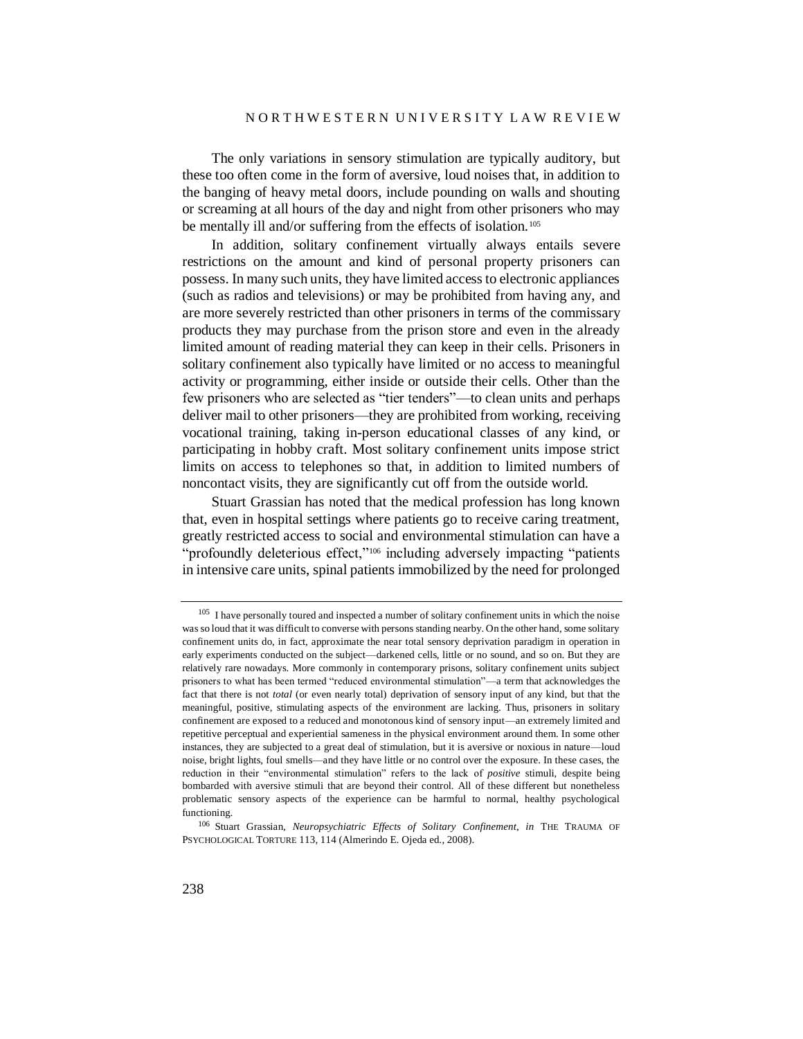The only variations in sensory stimulation are typically auditory, but these too often come in the form of aversive, loud noises that, in addition to the banging of heavy metal doors, include pounding on walls and shouting or screaming at all hours of the day and night from other prisoners who may be mentally ill and/or suffering from the effects of isolation.[105]

In addition, solitary confinement virtually always entails severe restrictions on the amount and kind of personal property prisoners can possess. In many such units, they have limited access to electronic appliances (such as radios and televisions) or may be prohibited from having any, and are more severely restricted than other prisoners in terms of the commissary products they may purchase from the prison store and even in the already limited amount of reading material they can keep in their cells. Prisoners in solitary confinement also typically have limited or no access to meaningful activity or programming, either inside or outside their cells. Other than the few prisoners who are selected as "tier tenders"—to clean units and perhaps deliver mail to other prisoners—they are prohibited from working, receiving vocational training, taking in-person educational classes of any kind, or participating in hobby craft. Most solitary confinement units impose strict limits on access to telephones so that, in addition to limited numbers of noncontact visits, they are significantly cut off from the outside world.

Stuart Grassian has noted that the medical profession has long known that, even in hospital settings where patients go to receive caring treatment, greatly restricted access to social and environmental stimulation can have a "profoundly deleterious effect,"[106] including adversely impacting "patients in intensive care units, spinal patients immobilized by the need for prolonged

---

[105] I have personally toured and inspected a number of solitary confinement units in which the noise was so loud that it was difficult to converse with persons standing nearby. On the other hand, some solitary confinement units do, in fact, approximate the near total sensory deprivation paradigm in operation in early experiments conducted on the subject—darkened cells, little or no sound, and so on. But they are relatively rare nowadays. More commonly in contemporary prisons, solitary confinement units subject prisoners to what has been termed "reduced environmental stimulation"—a term that acknowledges the fact that there is not *total* (or even nearly total) deprivation of sensory input of any kind, but that the meaningful, positive, stimulating aspects of the environment are lacking. Thus, prisoners in solitary confinement are exposed to a reduced and monotonous kind of sensory input—an extremely limited and repetitive perceptual and experiential sameness in the physical environment around them. In some other instances, they are subjected to a great deal of stimulation, but it is aversive or noxious in nature—loud noise, bright lights, foul smells—and they have little or no control over the exposure. In these cases, the reduction in their "environmental stimulation" refers to the lack of *positive* stimuli, despite being bombarded with aversive stimuli that are beyond their control. All of these different but nonetheless problematic sensory aspects of the experience can be harmful to normal, healthy psychological functioning.

[106] Stuart Grassian, *Neuropsychiatric Effects of Solitary Confinement*, *in* THE TRAUMA OF PSYCHOLOGICAL TORTURE 113, 114 (Almerindo E. Ojeda ed., 2008).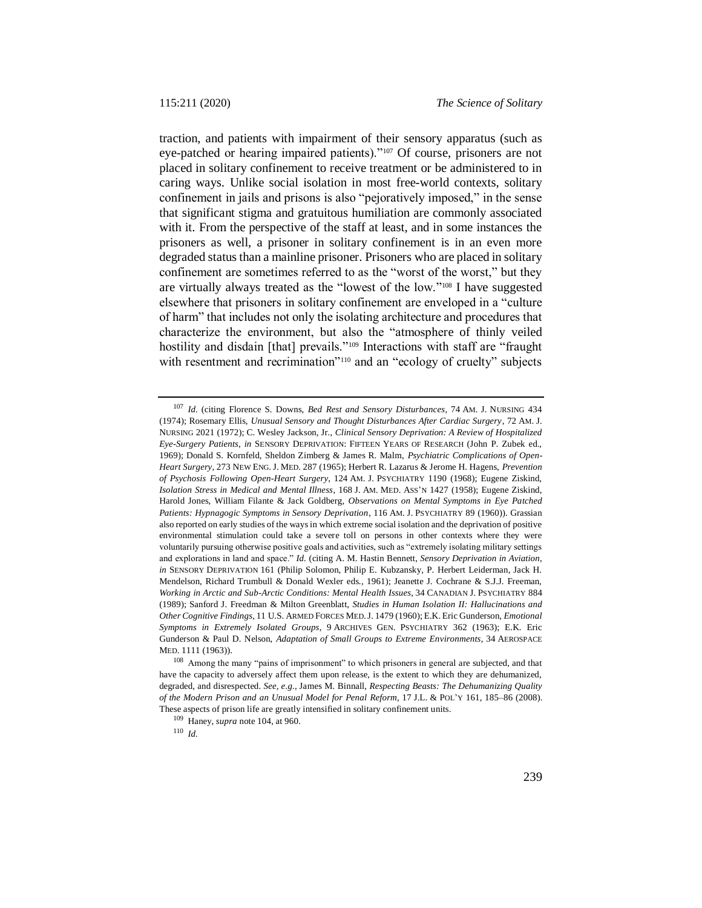traction, and patients with impairment of their sensory apparatus (such as eye-patched or hearing impaired patients)."[107] Of course, prisoners are not placed in solitary confinement to receive treatment or be administered to in caring ways. Unlike social isolation in most free-world contexts, solitary confinement in jails and prisons is also "pejoratively imposed," in the sense that significant stigma and gratuitous humiliation are commonly associated with it. From the perspective of the staff at least, and in some instances the prisoners as well, a prisoner in solitary confinement is in an even more degraded status than a mainline prisoner. Prisoners who are placed in solitary confinement are sometimes referred to as the "worst of the worst," but they are virtually always treated as the "lowest of the low."[108] I have suggested elsewhere that prisoners in solitary confinement are enveloped in a "culture of harm" that includes not only the isolating architecture and procedures that characterize the environment, but also the "atmosphere of thinly veiled hostility and disdain [that] prevails."[109] Interactions with staff are "fraught with resentment and recrimination"[110] and an "ecology of cruelty" subjects

---

[107] *Id.* (citing Florence S. Downs, *Bed Rest and Sensory Disturbances*, 74 AM. J. NURSING 434 (1974); Rosemary Ellis, *Unusual Sensory and Thought Disturbances After Cardiac Surgery*, 72 AM. J. NURSING 2021 (1972); C. Wesley Jackson, Jr., *Clinical Sensory Deprivation: A Review of Hospitalized Eye-Surgery Patients*, *in* SENSORY DEPRIVATION: FIFTEEN YEARS OF RESEARCH (John P. Zubek ed., 1969); Donald S. Kornfeld, Sheldon Zimberg & James R. Malm, *Psychiatric Complications of Open-Heart Surgery*, 273 NEW ENG. J. MED. 287 (1965); Herbert R. Lazarus & Jerome H. Hagens, *Prevention of Psychosis Following Open-Heart Surgery*, 124 AM. J. PSYCHIATRY 1190 (1968); Eugene Ziskind, *Isolation Stress in Medical and Mental Illness*, 168 J. AM. MED. ASS'N 1427 (1958); Eugene Ziskind, Harold Jones, William Filante & Jack Goldberg, *Observations on Mental Symptoms in Eye Patched Patients: Hypnagogic Symptoms in Sensory Deprivation*, 116 AM. J. PSYCHIATRY 89 (1960)). Grassian also reported on early studies of the ways in which extreme social isolation and the deprivation of positive environmental stimulation could take a severe toll on persons in other contexts where they were voluntarily pursuing otherwise positive goals and activities, such as "extremely isolating military settings and explorations in land and space." *Id.* (citing A. M. Hastin Bennett, *Sensory Deprivation in Aviation*, *in* SENSORY DEPRIVATION 161 (Philip Solomon, Philip E. Kubzansky, P. Herbert Leiderman, Jack H. Mendelson, Richard Trumbull & Donald Wexler eds., 1961); Jeanette J. Cochrane & S.J.J. Freeman, *Working in Arctic and Sub-Arctic Conditions: Mental Health Issues*, 34 CANADIAN J. PSYCHIATRY 884 (1989); Sanford J. Freedman & Milton Greenblatt, *Studies in Human Isolation II: Hallucinations and Other Cognitive Findings*, 11 U.S. ARMED FORCES MED. J. 1479 (1960); E.K. Eric Gunderson, *Emotional Symptoms in Extremely Isolated Groups*, 9 ARCHIVES GEN. PSYCHIATRY 362 (1963); E.K. Eric Gunderson & Paul D. Nelson, *Adaptation of Small Groups to Extreme Environments*, 34 AEROSPACE MED. 1111 (1963)).

[108] Among the many "pains of imprisonment" to which prisoners in general are subjected, and that have the capacity to adversely affect them upon release, is the extent to which they are dehumanized, degraded, and disrespected. *See, e.g.*, James M. Binnall, *Respecting Beasts: The Dehumanizing Quality of the Modern Prison and an Unusual Model for Penal Reform*, 17 J.L. & POL'Y 161, 185–86 (2008). These aspects of prison life are greatly intensified in solitary confinement units.

[109] Haney, *supra* note 104, at 960.

[110] *Id.*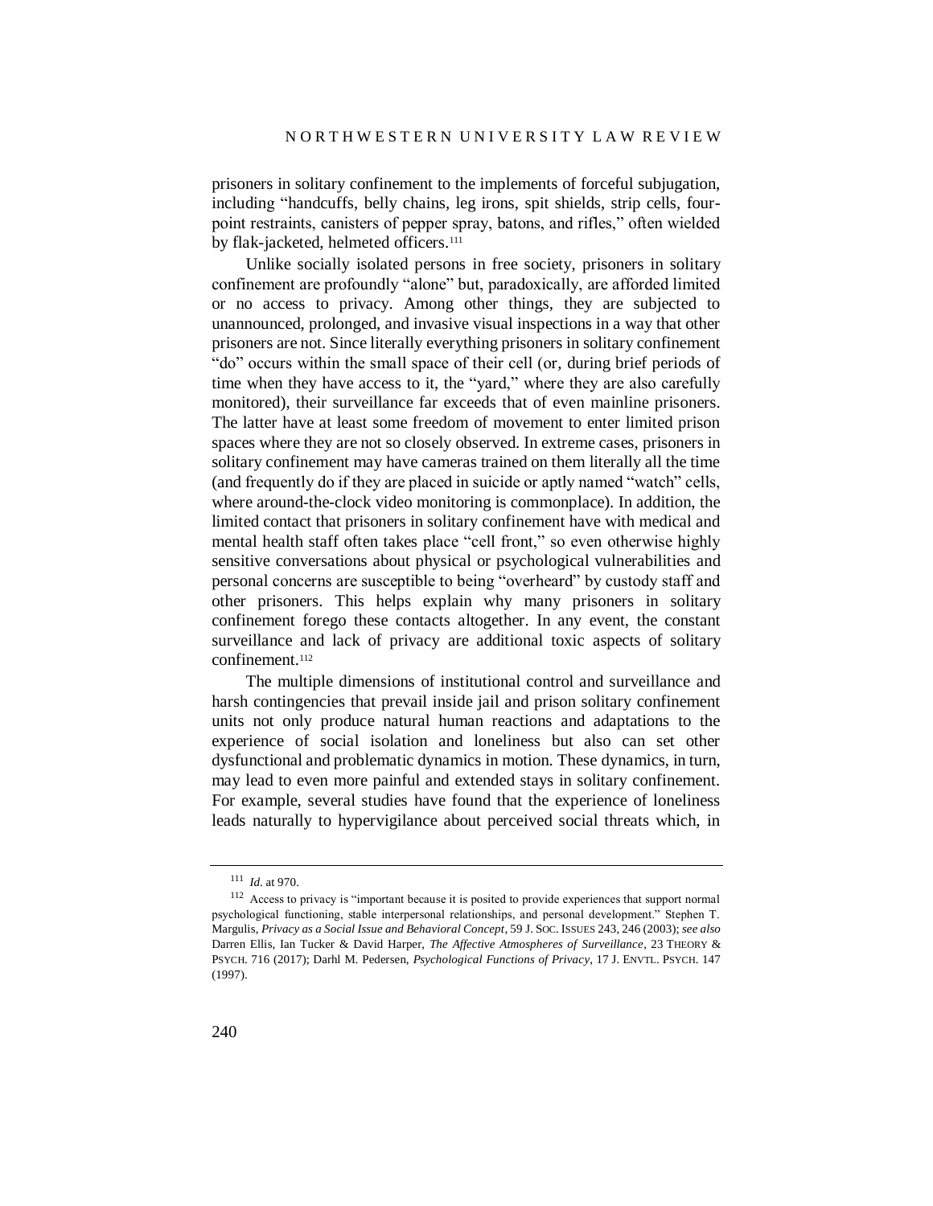prisoners in solitary confinement to the implements of forceful subjugation, including "handcuffs, belly chains, leg irons, spit shields, strip cells, four-point restraints, canisters of pepper spray, batons, and rifles," often wielded by flak-jacketed, helmeted officers.[111]

Unlike socially isolated persons in free society, prisoners in solitary confinement are profoundly "alone" but, paradoxically, are afforded limited or no access to privacy. Among other things, they are subjected to unannounced, prolonged, and invasive visual inspections in a way that other prisoners are not. Since literally everything prisoners in solitary confinement "do" occurs within the small space of their cell (or, during brief periods of time when they have access to it, the "yard," where they are also carefully monitored), their surveillance far exceeds that of even mainline prisoners. The latter have at least some freedom of movement to enter limited prison spaces where they are not so closely observed. In extreme cases, prisoners in solitary confinement may have cameras trained on them literally all the time (and frequently do if they are placed in suicide or aptly named "watch" cells, where around-the-clock video monitoring is commonplace). In addition, the limited contact that prisoners in solitary confinement have with medical and mental health staff often takes place "cell front," so even otherwise highly sensitive conversations about physical or psychological vulnerabilities and personal concerns are susceptible to being "overheard" by custody staff and other prisoners. This helps explain why many prisoners in solitary confinement forego these contacts altogether. In any event, the constant surveillance and lack of privacy are additional toxic aspects of solitary confinement.[112]

The multiple dimensions of institutional control and surveillance and harsh contingencies that prevail inside jail and prison solitary confinement units not only produce natural human reactions and adaptations to the experience of social isolation and loneliness but also can set other dysfunctional and problematic dynamics in motion. These dynamics, in turn, may lead to even more painful and extended stays in solitary confinement. For example, several studies have found that the experience of loneliness leads naturally to hypervigilance about perceived social threats which, in

---

[111] *Id.* at 970.

[112] Access to privacy is "important because it is posited to provide experiences that support normal psychological functioning, stable interpersonal relationships, and personal development." Stephen T. Margulis, *Privacy as a Social Issue and Behavioral Concept*, 59 J. SOC. ISSUES 243, 246 (2003); *see also* Darren Ellis, Ian Tucker & David Harper, *The Affective Atmospheres of Surveillance*, 23 THEORY & PSYCH. 716 (2017); Darhl M. Pedersen, *Psychological Functions of Privacy*, 17 J. ENVTL. PSYCH. 147 (1997).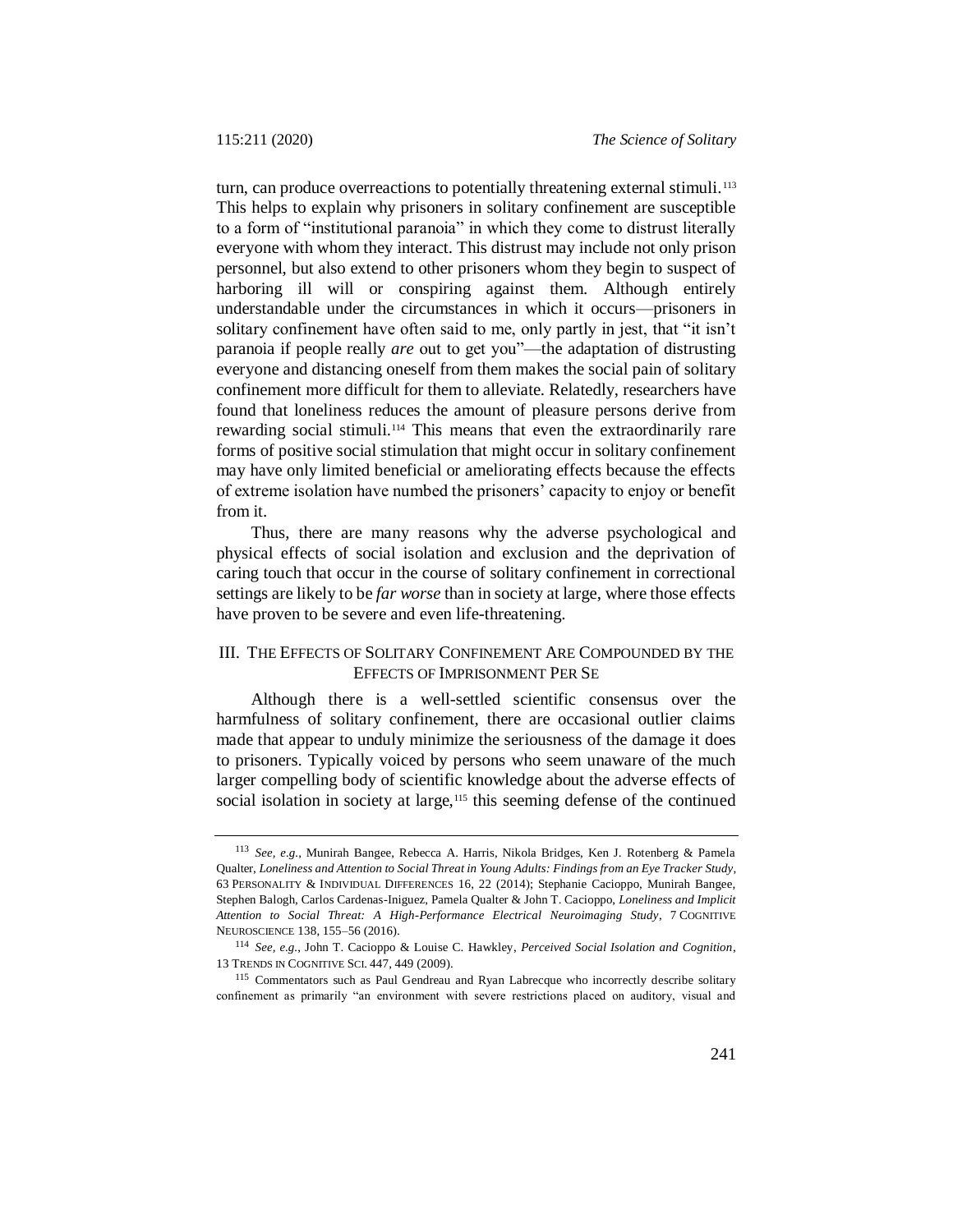turn, can produce overreactions to potentially threatening external stimuli.[113] This helps to explain why prisoners in solitary confinement are susceptible to a form of "institutional paranoia" in which they come to distrust literally everyone with whom they interact. This distrust may include not only prison personnel, but also extend to other prisoners whom they begin to suspect of harboring ill will or conspiring against them. Although entirely understandable under the circumstances in which it occurs—prisoners in solitary confinement have often said to me, only partly in jest, that "it isn't paranoia if people really *are* out to get you"—the adaptation of distrusting everyone and distancing oneself from them makes the social pain of solitary confinement more difficult for them to alleviate. Relatedly, researchers have found that loneliness reduces the amount of pleasure persons derive from rewarding social stimuli.[114] This means that even the extraordinarily rare forms of positive social stimulation that might occur in solitary confinement may have only limited beneficial or ameliorating effects because the effects of extreme isolation have numbed the prisoners' capacity to enjoy or benefit from it.

Thus, there are many reasons why the adverse psychological and physical effects of social isolation and exclusion and the deprivation of caring touch that occur in the course of solitary confinement in correctional settings are likely to be *far worse* than in society at large, where those effects have proven to be severe and even life-threatening.

## III. The Effects of Solitary Confinement Are Compounded by the Effects of Imprisonment Per Se

Although there is a well-settled scientific consensus over the harmfulness of solitary confinement, there are occasional outlier claims made that appear to unduly minimize the seriousness of the damage it does to prisoners. Typically voiced by persons who seem unaware of the much larger compelling body of scientific knowledge about the adverse effects of social isolation in society at large,[115] this seeming defense of the continued

---

[113] *See, e.g.*, Munirah Bangee, Rebecca A. Harris, Nikola Bridges, Ken J. Rotenberg & Pamela Qualter, *Loneliness and Attention to Social Threat in Young Adults: Findings from an Eye Tracker Study*, 63 Personality & Individual Differences 16, 22 (2014); Stephanie Cacioppo, Munirah Bangee, Stephen Balogh, Carlos Cardenas-Iniguez, Pamela Qualter & John T. Cacioppo, *Loneliness and Implicit Attention to Social Threat: A High-Performance Electrical Neuroimaging Study*, 7 Cognitive Neuroscience 138, 155–56 (2016).

[114] *See, e.g.*, John T. Cacioppo & Louise C. Hawkley, *Perceived Social Isolation and Cognition*, 13 Trends in Cognitive Sci. 447, 449 (2009).

[115] Commentators such as Paul Gendreau and Ryan Labrecque who incorrectly describe solitary confinement as primarily "an environment with severe restrictions placed on auditory, visual and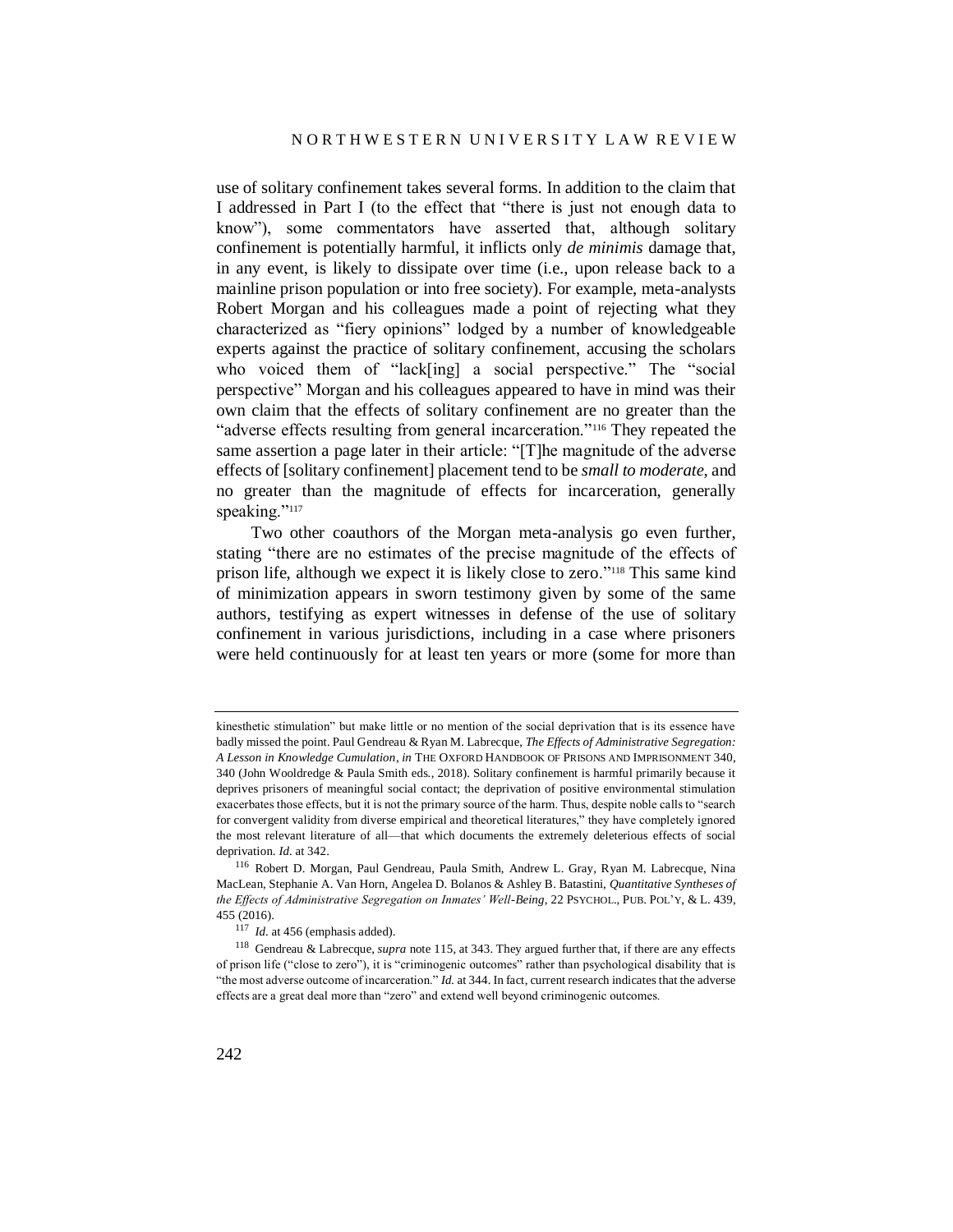use of solitary confinement takes several forms. In addition to the claim that I addressed in Part I (to the effect that "there is just not enough data to know"), some commentators have asserted that, although solitary confinement is potentially harmful, it inflicts only *de minimis* damage that, in any event, is likely to dissipate over time (i.e., upon release back to a mainline prison population or into free society). For example, meta-analysts Robert Morgan and his colleagues made a point of rejecting what they characterized as "fiery opinions" lodged by a number of knowledgeable experts against the practice of solitary confinement, accusing the scholars who voiced them of "lack[ing] a social perspective." The "social perspective" Morgan and his colleagues appeared to have in mind was their own claim that the effects of solitary confinement are no greater than the "adverse effects resulting from general incarceration."[116] They repeated the same assertion a page later in their article: "[T]he magnitude of the adverse effects of [solitary confinement] placement tend to be *small to moderate*, and no greater than the magnitude of effects for incarceration, generally speaking."[117]

Two other coauthors of the Morgan meta-analysis go even further, stating "there are no estimates of the precise magnitude of the effects of prison life, although we expect it is likely close to zero."[118] This same kind of minimization appears in sworn testimony given by some of the same authors, testifying as expert witnesses in defense of the use of solitary confinement in various jurisdictions, including in a case where prisoners were held continuously for at least ten years or more (some for more than

---

kinesthetic stimulation" but make little or no mention of the social deprivation that is its essence have badly missed the point. Paul Gendreau & Ryan M. Labrecque, *The Effects of Administrative Segregation: A Lesson in Knowledge Cumulation*, *in* THE OXFORD HANDBOOK OF PRISONS AND IMPRISONMENT 340, 340 (John Wooldredge & Paula Smith eds., 2018). Solitary confinement is harmful primarily because it deprives prisoners of meaningful social contact; the deprivation of positive environmental stimulation exacerbates those effects, but it is not the primary source of the harm. Thus, despite noble calls to "search for convergent validity from diverse empirical and theoretical literatures," they have completely ignored the most relevant literature of all—that which documents the extremely deleterious effects of social deprivation. *Id.* at 342.

[116] Robert D. Morgan, Paul Gendreau, Paula Smith, Andrew L. Gray, Ryan M. Labrecque, Nina MacLean, Stephanie A. Van Horn, Angelea D. Bolanos & Ashley B. Batastini, *Quantitative Syntheses of the Effects of Administrative Segregation on Inmates' Well-Being*, 22 PSYCHOL., PUB. POL'Y, & L. 439, 455 (2016).

[117] *Id.* at 456 (emphasis added).

[118] Gendreau & Labrecque, *supra* note 115, at 343. They argued further that, if there are any effects of prison life ("close to zero"), it is "criminogenic outcomes" rather than psychological disability that is "the most adverse outcome of incarceration." *Id.* at 344. In fact, current research indicates that the adverse effects are a great deal more than "zero" and extend well beyond criminogenic outcomes.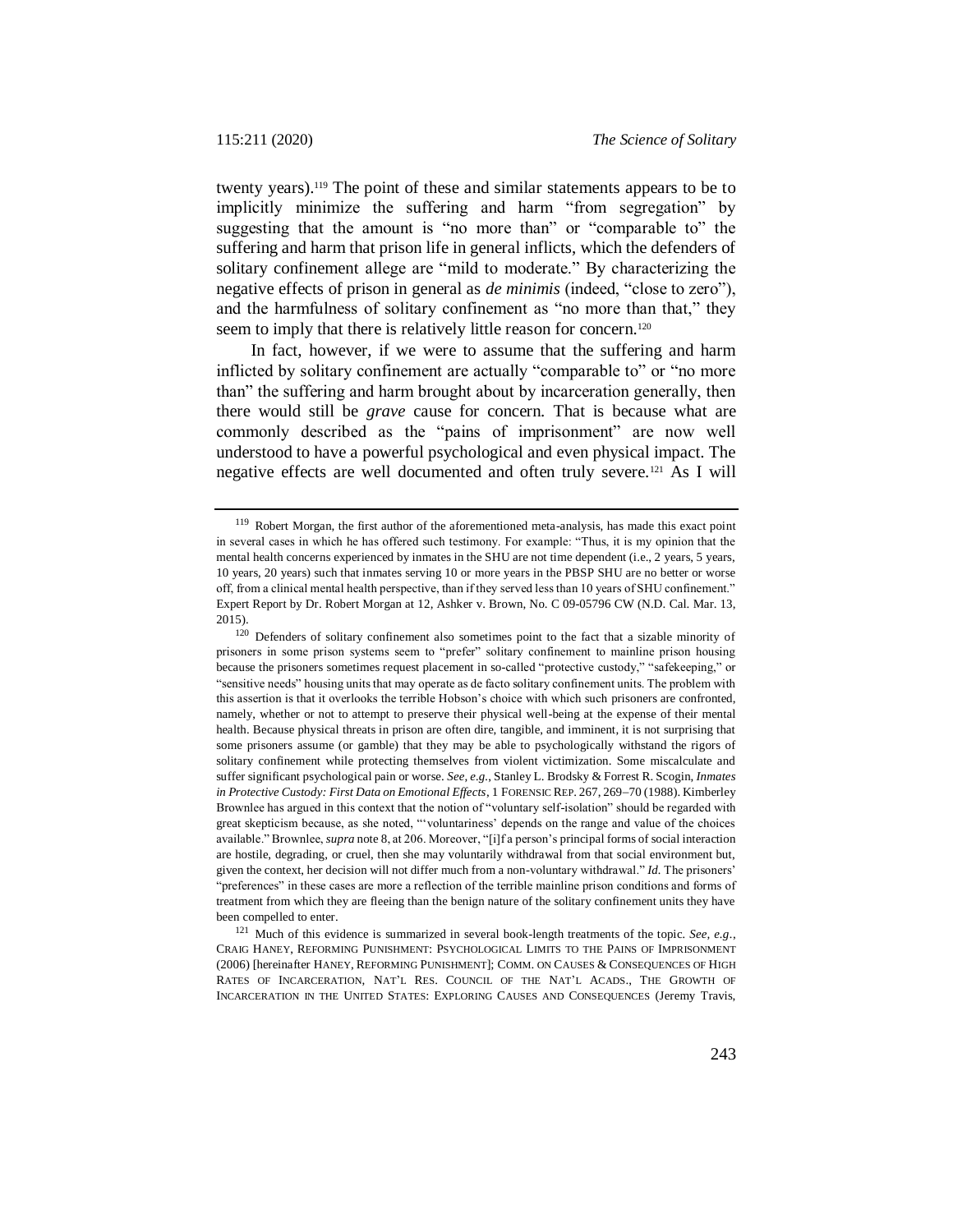twenty years).[119] The point of these and similar statements appears to be to implicitly minimize the suffering and harm "from segregation" by suggesting that the amount is "no more than" or "comparable to" the suffering and harm that prison life in general inflicts, which the defenders of solitary confinement allege are "mild to moderate." By characterizing the negative effects of prison in general as *de minimis* (indeed, "close to zero"), and the harmfulness of solitary confinement as "no more than that," they seem to imply that there is relatively little reason for concern.[120]

In fact, however, if we were to assume that the suffering and harm inflicted by solitary confinement are actually "comparable to" or "no more than" the suffering and harm brought about by incarceration generally, then there would still be *grave* cause for concern. That is because what are commonly described as the "pains of imprisonment" are now well understood to have a powerful psychological and even physical impact. The negative effects are well documented and often truly severe.[121] As I will

---

[119] Robert Morgan, the first author of the aforementioned meta-analysis, has made this exact point in several cases in which he has offered such testimony. For example: "Thus, it is my opinion that the mental health concerns experienced by inmates in the SHU are not time dependent (i.e., 2 years, 5 years, 10 years, 20 years) such that inmates serving 10 or more years in the PBSP SHU are no better or worse off, from a clinical mental health perspective, than if they served less than 10 years of SHU confinement." Expert Report by Dr. Robert Morgan at 12, Ashker v. Brown, No. C 09-05796 CW (N.D. Cal. Mar. 13, 2015).

[120] Defenders of solitary confinement also sometimes point to the fact that a sizable minority of prisoners in some prison systems seem to "prefer" solitary confinement to mainline prison housing because the prisoners sometimes request placement in so-called "protective custody," "safekeeping," or "sensitive needs" housing units that may operate as de facto solitary confinement units. The problem with this assertion is that it overlooks the terrible Hobson's choice with which such prisoners are confronted, namely, whether or not to attempt to preserve their physical well-being at the expense of their mental health. Because physical threats in prison are often dire, tangible, and imminent, it is not surprising that some prisoners assume (or gamble) that they may be able to psychologically withstand the rigors of solitary confinement while protecting themselves from violent victimization. Some miscalculate and suffer significant psychological pain or worse. *See, e.g.*, Stanley L. Brodsky & Forrest R. Scogin, *Inmates in Protective Custody: First Data on Emotional Effects*, 1 FORENSIC REP. 267, 269–70 (1988). Kimberley Brownlee has argued in this context that the notion of "voluntary self-isolation" should be regarded with great skepticism because, as she noted, "'voluntariness' depends on the range and value of the choices available." Brownlee, *supra* note 8, at 206. Moreover, "[i]f a person's principal forms of social interaction are hostile, degrading, or cruel, then she may voluntarily withdrawal from that social environment but, given the context, her decision will not differ much from a non-voluntary withdrawal." *Id.* The prisoners' "preferences" in these cases are more a reflection of the terrible mainline prison conditions and forms of treatment from which they are fleeing than the benign nature of the solitary confinement units they have been compelled to enter.

[121] Much of this evidence is summarized in several book-length treatments of the topic. *See, e.g.*, CRAIG HANEY, REFORMING PUNISHMENT: PSYCHOLOGICAL LIMITS TO THE PAINS OF IMPRISONMENT (2006) [hereinafter HANEY, REFORMING PUNISHMENT]; COMM. ON CAUSES & CONSEQUENCES OF HIGH RATES OF INCARCERATION, NAT'L RES. COUNCIL OF THE NAT'L ACADS., THE GROWTH OF INCARCERATION IN THE UNITED STATES: EXPLORING CAUSES AND CONSEQUENCES (Jeremy Travis,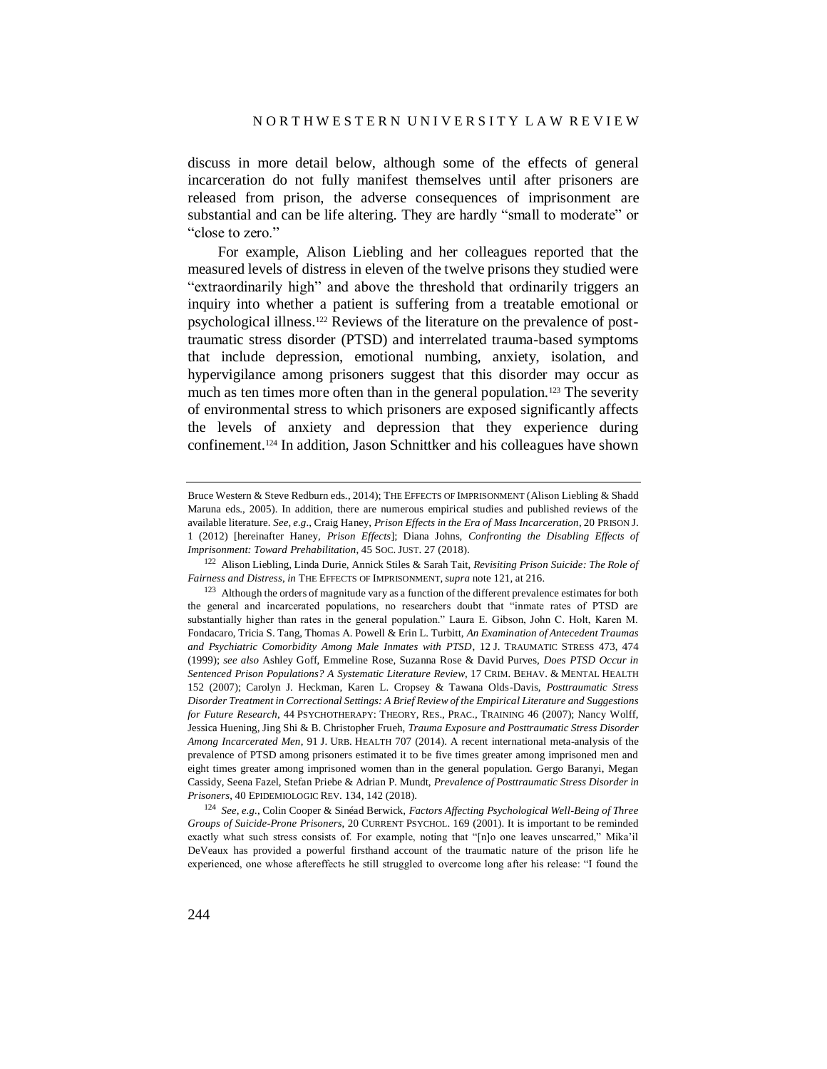discuss in more detail below, although some of the effects of general incarceration do not fully manifest themselves until after prisoners are released from prison, the adverse consequences of imprisonment are substantial and can be life altering. They are hardly "small to moderate" or "close to zero."

For example, Alison Liebling and her colleagues reported that the measured levels of distress in eleven of the twelve prisons they studied were "extraordinarily high" and above the threshold that ordinarily triggers an inquiry into whether a patient is suffering from a treatable emotional or psychological illness.[122] Reviews of the literature on the prevalence of post-traumatic stress disorder (PTSD) and interrelated trauma-based symptoms that include depression, emotional numbing, anxiety, isolation, and hypervigilance among prisoners suggest that this disorder may occur as much as ten times more often than in the general population.[123] The severity of environmental stress to which prisoners are exposed significantly affects the levels of anxiety and depression that they experience during confinement.[124] In addition, Jason Schnittker and his colleagues have shown

---

Bruce Western & Steve Redburn eds., 2014); THE EFFECTS OF IMPRISONMENT (Alison Liebling & Shadd Maruna eds., 2005). In addition, there are numerous empirical studies and published reviews of the available literature. *See, e.g.*, Craig Haney, *Prison Effects in the Era of Mass Incarceration*, 20 PRISON J. 1 (2012) [hereinafter Haney, *Prison Effects*]; Diana Johns, *Confronting the Disabling Effects of Imprisonment: Toward Prehabilitation*, 45 SOC. JUST. 27 (2018).

[122] Alison Liebling, Linda Durie, Annick Stiles & Sarah Tait, *Revisiting Prison Suicide: The Role of Fairness and Distress*, *in* THE EFFECTS OF IMPRISONMENT, *supra* note 121, at 216.

[123] Although the orders of magnitude vary as a function of the different prevalence estimates for both the general and incarcerated populations, no researchers doubt that "inmate rates of PTSD are substantially higher than rates in the general population." Laura E. Gibson, John C. Holt, Karen M. Fondacaro, Tricia S. Tang, Thomas A. Powell & Erin L. Turbitt, *An Examination of Antecedent Traumas and Psychiatric Comorbidity Among Male Inmates with PTSD*, 12 J. TRAUMATIC STRESS 473, 474 (1999); *see also* Ashley Goff, Emmeline Rose, Suzanna Rose & David Purves, *Does PTSD Occur in Sentenced Prison Populations? A Systematic Literature Review*, 17 CRIM. BEHAV. & MENTAL HEALTH 152 (2007); Carolyn J. Heckman, Karen L. Cropsey & Tawana Olds-Davis, *Posttraumatic Stress Disorder Treatment in Correctional Settings: A Brief Review of the Empirical Literature and Suggestions for Future Research*, 44 PSYCHOTHERAPY: THEORY, RES., PRAC., TRAINING 46 (2007); Nancy Wolff, Jessica Huening, Jing Shi & B. Christopher Frueh, *Trauma Exposure and Posttraumatic Stress Disorder Among Incarcerated Men*, 91 J. URB. HEALTH 707 (2014). A recent international meta-analysis of the prevalence of PTSD among prisoners estimated it to be five times greater among imprisoned men and eight times greater among imprisoned women than in the general population. Gergo Baranyi, Megan Cassidy, Seena Fazel, Stefan Priebe & Adrian P. Mundt, *Prevalence of Posttraumatic Stress Disorder in Prisoners*, 40 EPIDEMIOLOGIC REV. 134, 142 (2018).

[124] *See, e.g.*, Colin Cooper & Sinéad Berwick, *Factors Affecting Psychological Well-Being of Three Groups of Suicide-Prone Prisoners*, 20 CURRENT PSYCHOL. 169 (2001). It is important to be reminded exactly what such stress consists of. For example, noting that "[n]o one leaves unscarred," Mika'il DeVeaux has provided a powerful firsthand account of the traumatic nature of the prison life he experienced, one whose aftereffects he still struggled to overcome long after his release: "I found the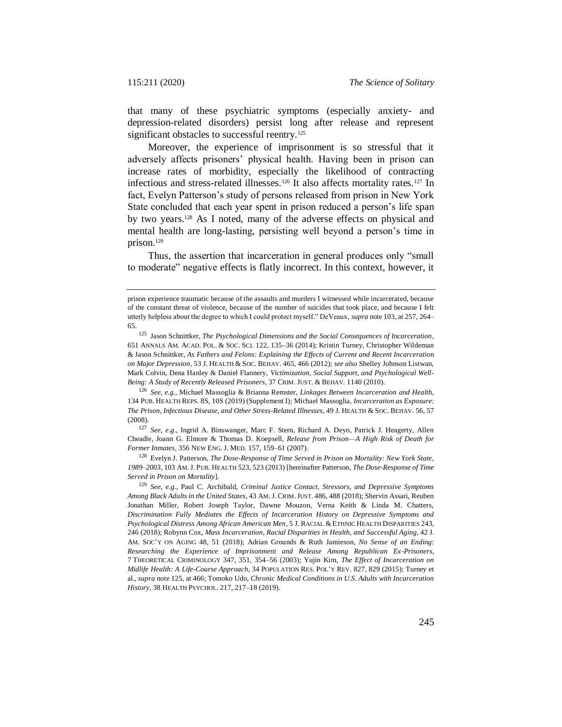that many of these psychiatric symptoms (especially anxiety- and depression-related disorders) persist long after release and represent significant obstacles to successful reentry.[125]

Moreover, the experience of imprisonment is so stressful that it adversely affects prisoners' physical health. Having been in prison can increase rates of morbidity, especially the likelihood of contracting infectious and stress-related illnesses.[126] It also affects mortality rates.[127] In fact, Evelyn Patterson's study of persons released from prison in New York State concluded that each year spent in prison reduced a person's life span by two years.[128] As I noted, many of the adverse effects on physical and mental health are long-lasting, persisting well beyond a person's time in prison.[129]

Thus, the assertion that incarceration in general produces only "small to moderate" negative effects is flatly incorrect. In this context, however, it

---

prison experience traumatic because of the assaults and murders I witnessed while incarcerated, because of the constant threat of violence, because of the number of suicides that took place, and because I felt utterly helpless about the degree to which I could protect myself." DeVeaux, *supra* note 103, at 257, 264–65.

[125] Jason Schnittker, *The Psychological Dimensions and the Social Consequences of Incarceration*, 651 ANNALS AM. ACAD. POL. & SOC. SCI. 122, 135–36 (2014); Kristin Turney, Christopher Wildeman & Jason Schnittker, *As Fathers and Felons: Explaining the Effects of Current and Recent Incarceration on Major Depression*, 53 J. HEALTH & SOC. BEHAV. 465, 466 (2012); *see also* Shelley Johnson Listwan, Mark Colvin, Dena Hanley & Daniel Flannery, *Victimization, Social Support, and Psychological Well-Being: A Study of Recently Released Prisoners*, 37 CRIM. JUST. & BEHAV. 1140 (2010).

[126] *See, e.g.*, Michael Massoglia & Brianna Remster, *Linkages Between Incarceration and Health*, 134 PUB. HEALTH REPS. 8S, 10S (2019) (Supplement I); Michael Massoglia, *Incarceration as Exposure: The Prison, Infectious Disease, and Other Stress-Related Illnesses*, 49 J. HEALTH & SOC. BEHAV. 56, 57 (2008).

[127] *See, e.g*., Ingrid A. Binswanger, Marc F. Stern, Richard A. Deyo, Patrick J. Heagerty, Allen Cheadle, Joann G. Elmore & Thomas D. Koepsell, *Release from Prison—A High Risk of Death for Former Inmates*, 356 NEW ENG. J. MED. 157, 159–61 (2007).

[128] Evelyn J. Patterson, *The Dose-Response of Time Served in Prison on Mortality: New York State, 1989–2003*, 103 AM. J. PUB. HEALTH 523, 523 (2013) [hereinafter Patterson, *The Dose-Response of Time Served in Prison on Mortality*].

[129] *See, e.g*., Paul C. Archibald, *Criminal Justice Contact, Stressors, and Depressive Symptoms Among Black Adults in the United States*, 43 AM. J. CRIM. JUST. 486, 488 (2018); Shervin Assari, Reuben Jonathan Miller, Robert Joseph Taylor, Dawne Mouzon, Verna Keith & Linda M. Chatters, *Discrimination Fully Mediates the Effects of Incarceration History on Depressive Symptoms and Psychological Distress Among African American Men*, 5 J. RACIAL & ETHNIC HEALTH DISPARITIES 243, 246 (2018); Robynn Cox, *Mass Incarceration, Racial Disparities in Health, and Successful Aging*, 42 J. AM. SOC'Y ON AGING 48, 51 (2018); Adrian Grounds & Ruth Jamieson, *No Sense of an Ending: Researching the Experience of Imprisonment and Release Among Republican Ex-Prisoners*, 7 THEORETICAL CRIMINOLOGY 347, 351, 354–56 (2003); Yujin Kim, *The Effect of Incarceration on Midlife Health: A Life-Course Approach*, 34 POPULATION RES. POL'Y REV. 827, 829 (2015); Turney et al., *supra* note 125, at 466; Tomoko Udo, *Chronic Medical Conditions in U.S. Adults with Incarceration History*, 38 HEALTH PSYCHOL. 217, 217–18 (2019).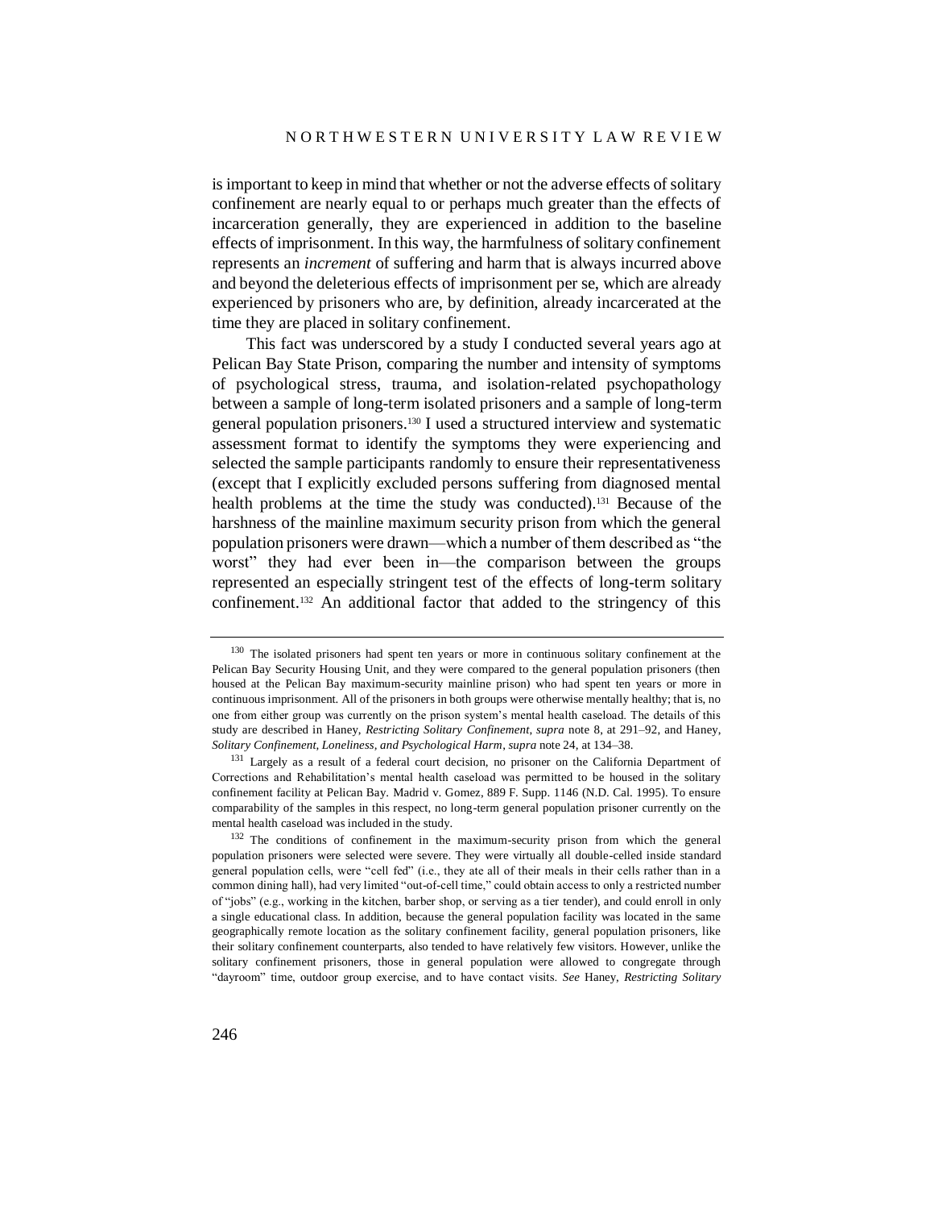is important to keep in mind that whether or not the adverse effects of solitary confinement are nearly equal to or perhaps much greater than the effects of incarceration generally, they are experienced in addition to the baseline effects of imprisonment. In this way, the harmfulness of solitary confinement represents an *increment* of suffering and harm that is always incurred above and beyond the deleterious effects of imprisonment per se, which are already experienced by prisoners who are, by definition, already incarcerated at the time they are placed in solitary confinement.

This fact was underscored by a study I conducted several years ago at Pelican Bay State Prison, comparing the number and intensity of symptoms of psychological stress, trauma, and isolation-related psychopathology between a sample of long-term isolated prisoners and a sample of long-term general population prisoners.[130] I used a structured interview and systematic assessment format to identify the symptoms they were experiencing and selected the sample participants randomly to ensure their representativeness (except that I explicitly excluded persons suffering from diagnosed mental health problems at the time the study was conducted).[131] Because of the harshness of the mainline maximum security prison from which the general population prisoners were drawn—which a number of them described as "the worst" they had ever been in—the comparison between the groups represented an especially stringent test of the effects of long-term solitary confinement.[132] An additional factor that added to the stringency of this

---

[130] The isolated prisoners had spent ten years or more in continuous solitary confinement at the Pelican Bay Security Housing Unit, and they were compared to the general population prisoners (then housed at the Pelican Bay maximum-security mainline prison) who had spent ten years or more in continuous imprisonment. All of the prisoners in both groups were otherwise mentally healthy; that is, no one from either group was currently on the prison system's mental health caseload. The details of this study are described in Haney, *Restricting Solitary Confinement*, *supra* note 8, at 291–92, and Haney, *Solitary Confinement, Loneliness, and Psychological Harm*, *supra* note 24, at 134–38.

[131] Largely as a result of a federal court decision, no prisoner on the California Department of Corrections and Rehabilitation's mental health caseload was permitted to be housed in the solitary confinement facility at Pelican Bay. Madrid v. Gomez, 889 F. Supp. 1146 (N.D. Cal. 1995). To ensure comparability of the samples in this respect, no long-term general population prisoner currently on the mental health caseload was included in the study.

[132] The conditions of confinement in the maximum-security prison from which the general population prisoners were selected were severe. They were virtually all double-celled inside standard general population cells, were "cell fed" (i.e., they ate all of their meals in their cells rather than in a common dining hall), had very limited "out-of-cell time," could obtain access to only a restricted number of "jobs" (e.g., working in the kitchen, barber shop, or serving as a tier tender), and could enroll in only a single educational class. In addition, because the general population facility was located in the same geographically remote location as the solitary confinement facility, general population prisoners, like their solitary confinement counterparts, also tended to have relatively few visitors. However, unlike the solitary confinement prisoners, those in general population were allowed to congregate through "dayroom" time, outdoor group exercise, and to have contact visits. *See* Haney, *Restricting Solitary*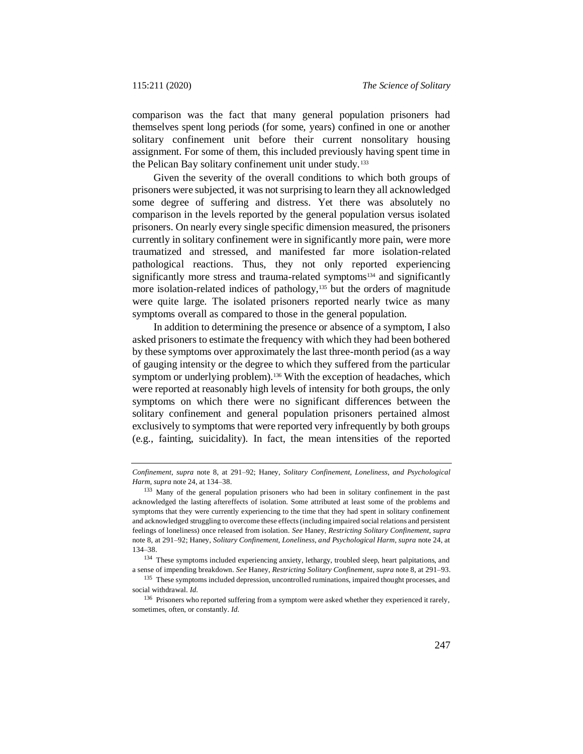comparison was the fact that many general population prisoners had themselves spent long periods (for some, years) confined in one or another solitary confinement unit before their current nonsolitary housing assignment. For some of them, this included previously having spent time in the Pelican Bay solitary confinement unit under study.[133]

Given the severity of the overall conditions to which both groups of prisoners were subjected, it was not surprising to learn they all acknowledged some degree of suffering and distress. Yet there was absolutely no comparison in the levels reported by the general population versus isolated prisoners. On nearly every single specific dimension measured, the prisoners currently in solitary confinement were in significantly more pain, were more traumatized and stressed, and manifested far more isolation-related pathological reactions. Thus, they not only reported experiencing significantly more stress and trauma-related symptoms[134] and significantly more isolation-related indices of pathology,[135] but the orders of magnitude were quite large. The isolated prisoners reported nearly twice as many symptoms overall as compared to those in the general population.

In addition to determining the presence or absence of a symptom, I also asked prisoners to estimate the frequency with which they had been bothered by these symptoms over approximately the last three-month period (as a way of gauging intensity or the degree to which they suffered from the particular symptom or underlying problem).[136] With the exception of headaches, which were reported at reasonably high levels of intensity for both groups, the only symptoms on which there were no significant differences between the solitary confinement and general population prisoners pertained almost exclusively to symptoms that were reported very infrequently by both groups (e.g., fainting, suicidality). In fact, the mean intensities of the reported

---

*Confinement*, *supra* note 8, at 291–92; Haney, *Solitary Confinement, Loneliness, and Psychological Harm*, *supra* note 24, at 134–38.

[133] Many of the general population prisoners who had been in solitary confinement in the past acknowledged the lasting aftereffects of isolation. Some attributed at least some of the problems and symptoms that they were currently experiencing to the time that they had spent in solitary confinement and acknowledged struggling to overcome these effects (including impaired social relations and persistent feelings of loneliness) once released from isolation. *See* Haney, *Restricting Solitary Confinement*, *supra* note 8, at 291–92; Haney, *Solitary Confinement, Loneliness, and Psychological Harm*, *supra* note 24, at 134–38.

[134] These symptoms included experiencing anxiety, lethargy, troubled sleep, heart palpitations, and a sense of impending breakdown. *See* Haney, *Restricting Solitary Confinement*, *supra* note 8, at 291–93.

[135] These symptoms included depression, uncontrolled ruminations, impaired thought processes, and social withdrawal. *Id.*

[136] Prisoners who reported suffering from a symptom were asked whether they experienced it rarely, sometimes, often, or constantly. *Id.*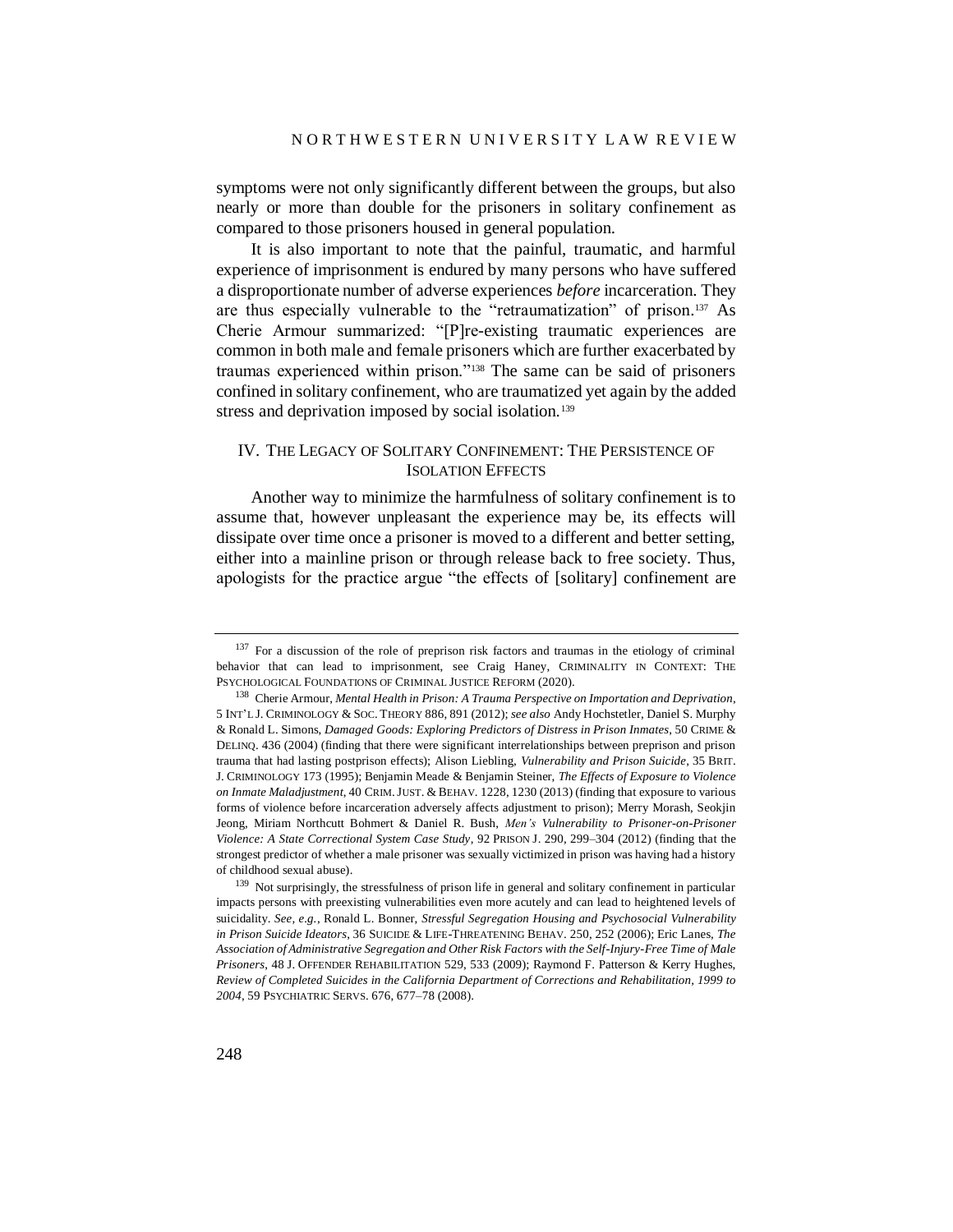symptoms were not only significantly different between the groups, but also nearly or more than double for the prisoners in solitary confinement as compared to those prisoners housed in general population.

It is also important to note that the painful, traumatic, and harmful experience of imprisonment is endured by many persons who have suffered a disproportionate number of adverse experiences *before* incarceration. They are thus especially vulnerable to the "retraumatization" of prison.[137] As Cherie Armour summarized: "[P]re-existing traumatic experiences are common in both male and female prisoners which are further exacerbated by traumas experienced within prison."[138] The same can be said of prisoners confined in solitary confinement, who are traumatized yet again by the added stress and deprivation imposed by social isolation.[139]

## IV. The Legacy of Solitary Confinement: The Persistence of Isolation Effects

Another way to minimize the harmfulness of solitary confinement is to assume that, however unpleasant the experience may be, its effects will dissipate over time once a prisoner is moved to a different and better setting, either into a mainline prison or through release back to free society. Thus, apologists for the practice argue "the effects of [solitary] confinement are

---

[137] For a discussion of the role of preprison risk factors and traumas in the etiology of criminal behavior that can lead to imprisonment, see Craig Haney, Criminality in Context: The Psychological Foundations of Criminal Justice Reform (2020).

[138] Cherie Armour, *Mental Health in Prison: A Trauma Perspective on Importation and Deprivation*, 5 Int'l J. Criminology & Soc. Theory 886, 891 (2012); *see also* Andy Hochstetler, Daniel S. Murphy & Ronald L. Simons, *Damaged Goods: Exploring Predictors of Distress in Prison Inmates*, 50 Crime & Delinq. 436 (2004) (finding that there were significant interrelationships between preprison and prison trauma that had lasting postprison effects); Alison Liebling, *Vulnerability and Prison Suicide*, 35 Brit. J. Criminology 173 (1995); Benjamin Meade & Benjamin Steiner, *The Effects of Exposure to Violence on Inmate Maladjustment*, 40 Crim. Just. & Behav. 1228, 1230 (2013) (finding that exposure to various forms of violence before incarceration adversely affects adjustment to prison); Merry Morash, Seokjin Jeong, Miriam Northcutt Bohmert & Daniel R. Bush, *Men's Vulnerability to Prisoner-on-Prisoner Violence: A State Correctional System Case Study*, 92 Prison J. 290, 299–304 (2012) (finding that the strongest predictor of whether a male prisoner was sexually victimized in prison was having had a history of childhood sexual abuse).

[139] Not surprisingly, the stressfulness of prison life in general and solitary confinement in particular impacts persons with preexisting vulnerabilities even more acutely and can lead to heightened levels of suicidality. *See, e.g.*, Ronald L. Bonner, *Stressful Segregation Housing and Psychosocial Vulnerability in Prison Suicide Ideators*, 36 Suicide & Life-Threatening Behav. 250, 252 (2006); Eric Lanes, *The Association of Administrative Segregation and Other Risk Factors with the Self-Injury-Free Time of Male Prisoners*, 48 J. Offender Rehabilitation 529, 533 (2009); Raymond F. Patterson & Kerry Hughes, *Review of Completed Suicides in the California Department of Corrections and Rehabilitation, 1999 to 2004*, 59 Psychiatric Servs. 676, 677–78 (2008).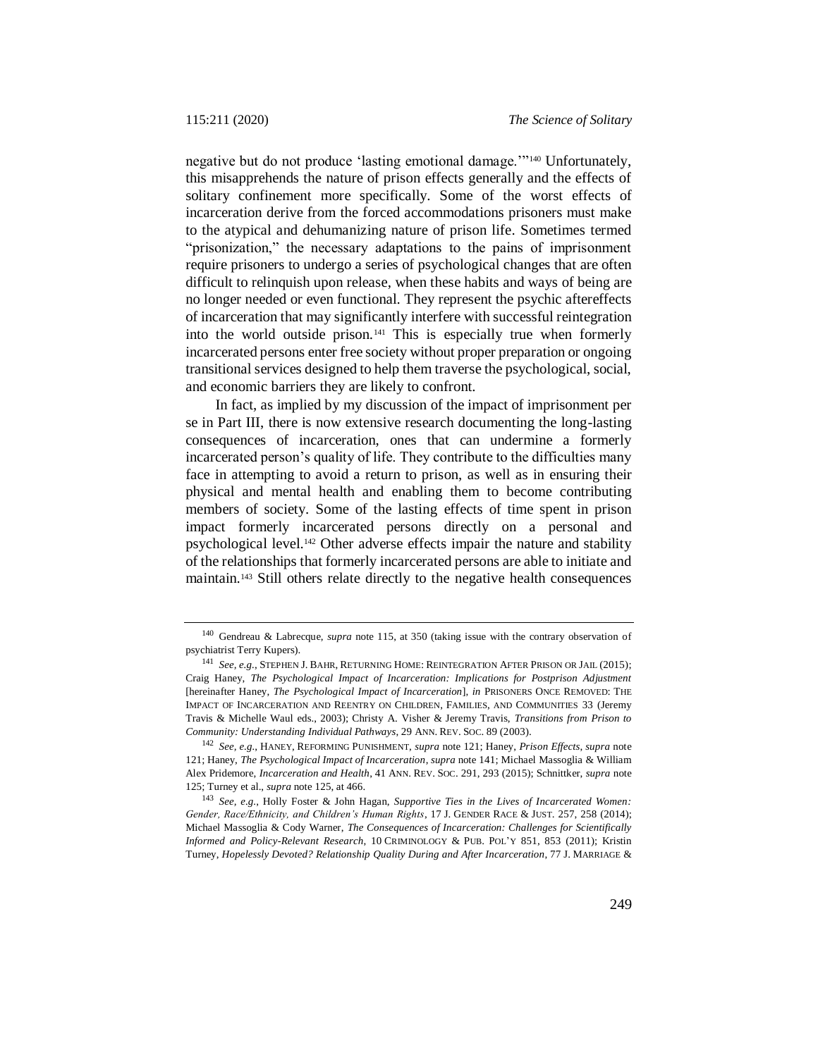negative but do not produce 'lasting emotional damage.'"[140] Unfortunately, this misapprehends the nature of prison effects generally and the effects of solitary confinement more specifically. Some of the worst effects of incarceration derive from the forced accommodations prisoners must make to the atypical and dehumanizing nature of prison life. Sometimes termed "prisonization," the necessary adaptations to the pains of imprisonment require prisoners to undergo a series of psychological changes that are often difficult to relinquish upon release, when these habits and ways of being are no longer needed or even functional. They represent the psychic aftereffects of incarceration that may significantly interfere with successful reintegration into the world outside prison.[141] This is especially true when formerly incarcerated persons enter free society without proper preparation or ongoing transitional services designed to help them traverse the psychological, social, and economic barriers they are likely to confront.

In fact, as implied by my discussion of the impact of imprisonment per se in Part III, there is now extensive research documenting the long-lasting consequences of incarceration, ones that can undermine a formerly incarcerated person's quality of life. They contribute to the difficulties many face in attempting to avoid a return to prison, as well as in ensuring their physical and mental health and enabling them to become contributing members of society. Some of the lasting effects of time spent in prison impact formerly incarcerated persons directly on a personal and psychological level.[142] Other adverse effects impair the nature and stability of the relationships that formerly incarcerated persons are able to initiate and maintain.[143] Still others relate directly to the negative health consequences

---

[140] Gendreau & Labrecque, *supra* note 115, at 350 (taking issue with the contrary observation of psychiatrist Terry Kupers).

[141] *See, e.g.*, STEPHEN J. BAHR, RETURNING HOME: REINTEGRATION AFTER PRISON OR JAIL (2015); Craig Haney, *The Psychological Impact of Incarceration: Implications for Postprison Adjustment* [hereinafter Haney, *The Psychological Impact of Incarceration*], *in* PRISONERS ONCE REMOVED: THE IMPACT OF INCARCERATION AND REENTRY ON CHILDREN, FAMILIES, AND COMMUNITIES 33 (Jeremy Travis & Michelle Waul eds., 2003); Christy A. Visher & Jeremy Travis, *Transitions from Prison to Community: Understanding Individual Pathways*, 29 ANN. REV. SOC. 89 (2003).

[142] *See, e.g.*, HANEY, REFORMING PUNISHMENT, *supra* note 121; Haney, *Prison Effects*, *supra* note 121; Haney, *The Psychological Impact of Incarceration*, *supra* note 141; Michael Massoglia & William Alex Pridemore, *Incarceration and Health*, 41 ANN. REV. SOC. 291, 293 (2015); Schnittker, *supra* note 125; Turney et al., *supra* note 125, at 466.

[143] *See, e.g.*, Holly Foster & John Hagan, *Supportive Ties in the Lives of Incarcerated Women: Gender, Race/Ethnicity, and Children's Human Rights*, 17 J. GENDER RACE & JUST. 257, 258 (2014); Michael Massoglia & Cody Warner, *The Consequences of Incarceration: Challenges for Scientifically Informed and Policy-Relevant Research*, 10 CRIMINOLOGY & PUB. POL'Y 851, 853 (2011); Kristin Turney, *Hopelessly Devoted? Relationship Quality During and After Incarceration*, 77 J. MARRIAGE &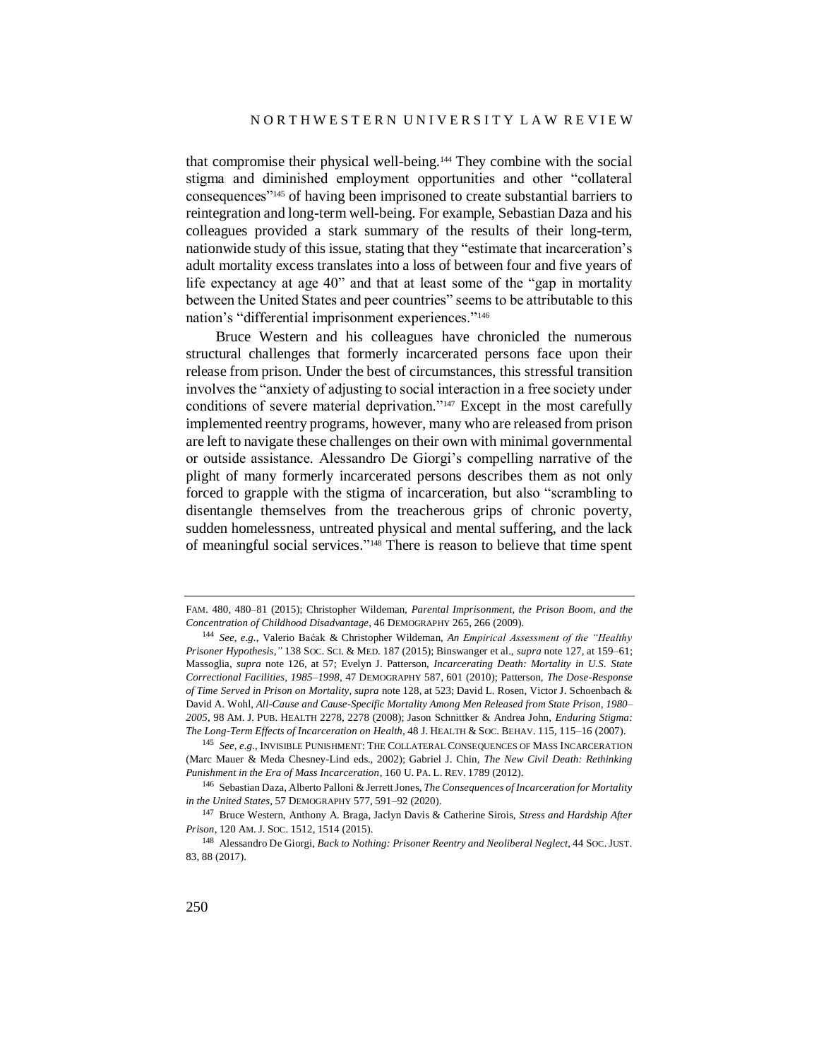that compromise their physical well-being.[144] They combine with the social stigma and diminished employment opportunities and other "collateral consequences"[145] of having been imprisoned to create substantial barriers to reintegration and long-term well-being. For example, Sebastian Daza and his colleagues provided a stark summary of the results of their long-term, nationwide study of this issue, stating that they "estimate that incarceration's adult mortality excess translates into a loss of between four and five years of life expectancy at age 40" and that at least some of the "gap in mortality between the United States and peer countries" seems to be attributable to this nation's "differential imprisonment experiences."[146]

Bruce Western and his colleagues have chronicled the numerous structural challenges that formerly incarcerated persons face upon their release from prison. Under the best of circumstances, this stressful transition involves the "anxiety of adjusting to social interaction in a free society under conditions of severe material deprivation."[147] Except in the most carefully implemented reentry programs, however, many who are released from prison are left to navigate these challenges on their own with minimal governmental or outside assistance. Alessandro De Giorgi's compelling narrative of the plight of many formerly incarcerated persons describes them as not only forced to grapple with the stigma of incarceration, but also "scrambling to disentangle themselves from the treacherous grips of chronic poverty, sudden homelessness, untreated physical and mental suffering, and the lack of meaningful social services."[148] There is reason to believe that time spent

---

FAM. 480, 480–81 (2015); Christopher Wildeman, *Parental Imprisonment, the Prison Boom, and the Concentration of Childhood Disadvantage*, 46 DEMOGRAPHY 265, 266 (2009).

[144] *See, e.g.*, Valerio Baćak & Christopher Wildeman, *An Empirical Assessment of the "Healthy Prisoner Hypothesis*,*"* 138 SOC. SCI. & MED. 187 (2015); Binswanger et al., *supra* note 127, at 159–61; Massoglia, *supra* note 126, at 57; Evelyn J. Patterson, *Incarcerating Death: Mortality in U.S. State Correctional Facilities, 1985–1998*, 47 DEMOGRAPHY 587, 601 (2010); Patterson, *The Dose-Response of Time Served in Prison on Mortality*, *supra* note 128, at 523; David L. Rosen, Victor J. Schoenbach & David A. Wohl, *All-Cause and Cause-Specific Mortality Among Men Released from State Prison, 1980–2005*, 98 AM. J. PUB. HEALTH 2278, 2278 (2008); Jason Schnittker & Andrea John, *Enduring Stigma: The Long-Term Effects of Incarceration on Health*, 48 J. HEALTH & SOC. BEHAV. 115, 115–16 (2007).

[145] *See, e.g.*, INVISIBLE PUNISHMENT: THE COLLATERAL CONSEQUENCES OF MASS INCARCERATION (Marc Mauer & Meda Chesney-Lind eds., 2002); Gabriel J. Chin, *The New Civil Death: Rethinking Punishment in the Era of Mass Incarceration*, 160 U. PA. L. REV. 1789 (2012).

[146] Sebastian Daza, Alberto Palloni & Jerrett Jones, *The Consequences of Incarceration for Mortality in the United States*, 57 DEMOGRAPHY 577, 591–92 (2020).

[147] Bruce Western, Anthony A. Braga, Jaclyn Davis & Catherine Sirois, *Stress and Hardship After Prison*, 120 AM. J. SOC. 1512, 1514 (2015).

[148] Alessandro De Giorgi, *Back to Nothing: Prisoner Reentry and Neoliberal Neglect*, 44 SOC. JUST. 83, 88 (2017).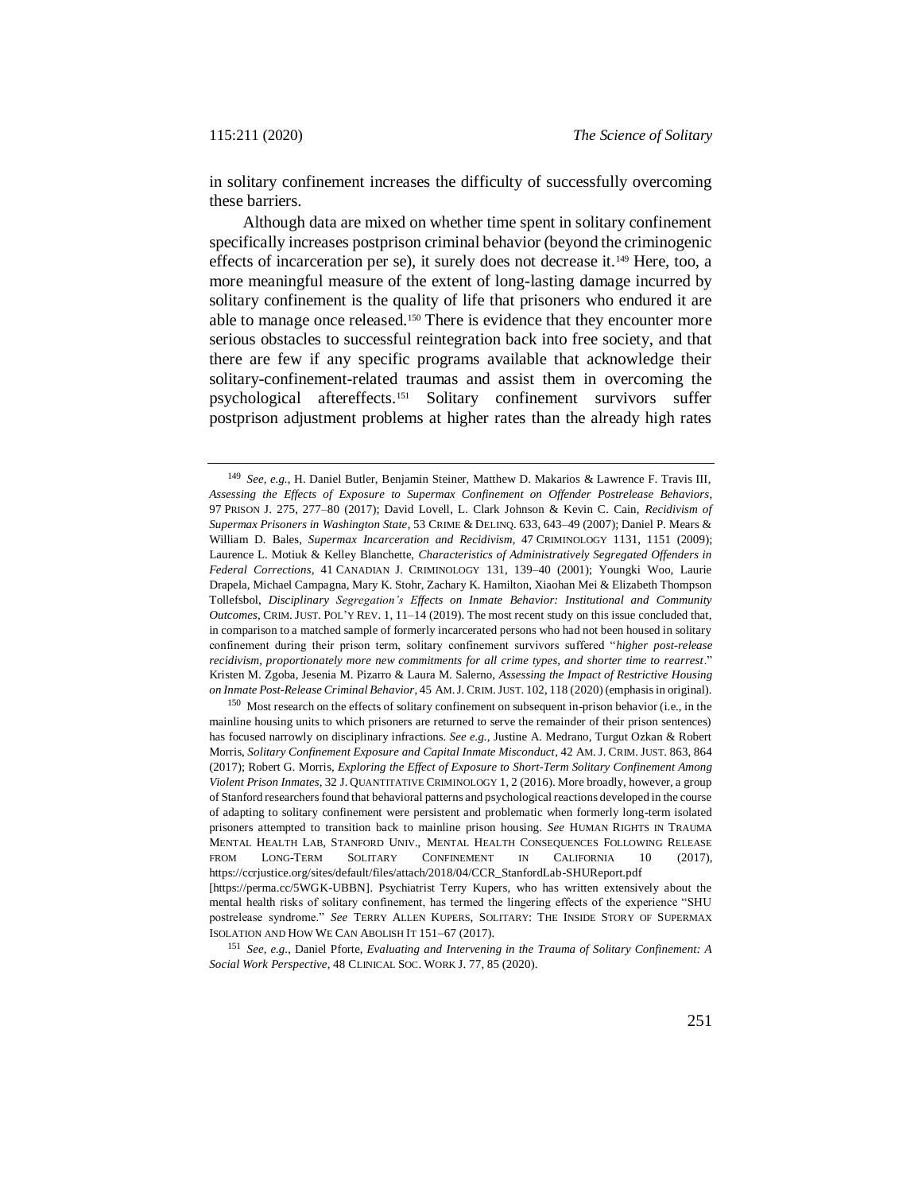in solitary confinement increases the difficulty of successfully overcoming these barriers.

Although data are mixed on whether time spent in solitary confinement specifically increases postprison criminal behavior (beyond the criminogenic effects of incarceration per se), it surely does not decrease it.[149] Here, too, a more meaningful measure of the extent of long-lasting damage incurred by solitary confinement is the quality of life that prisoners who endured it are able to manage once released.[150] There is evidence that they encounter more serious obstacles to successful reintegration back into free society, and that there are few if any specific programs available that acknowledge their solitary-confinement-related traumas and assist them in overcoming the psychological aftereffects.[151] Solitary confinement survivors suffer postprison adjustment problems at higher rates than the already high rates

---

[149] *See, e.g.*, H. Daniel Butler, Benjamin Steiner, Matthew D. Makarios & Lawrence F. Travis III, *Assessing the Effects of Exposure to Supermax Confinement on Offender Postrelease Behaviors*, 97 PRISON J. 275, 277–80 (2017); David Lovell, L. Clark Johnson & Kevin C. Cain, *Recidivism of Supermax Prisoners in Washington State*, 53 CRIME & DELINQ. 633, 643–49 (2007); Daniel P. Mears & William D. Bales, *Supermax Incarceration and Recidivism*, 47 CRIMINOLOGY 1131, 1151 (2009); Laurence L. Motiuk & Kelley Blanchette, *Characteristics of Administratively Segregated Offenders in Federal Corrections*, 41 CANADIAN J. CRIMINOLOGY 131, 139–40 (2001); Youngki Woo, Laurie Drapela, Michael Campagna, Mary K. Stohr, Zachary K. Hamilton, Xiaohan Mei & Elizabeth Thompson Tollefsbol, *Disciplinary Segregation's Effects on Inmate Behavior: Institutional and Community Outcomes*, CRIM. JUST. POL'Y REV. 1, 11–14 (2019). The most recent study on this issue concluded that, in comparison to a matched sample of formerly incarcerated persons who had not been housed in solitary confinement during their prison term, solitary confinement survivors suffered "*higher post-release recidivism, proportionately more new commitments for all crime types, and shorter time to rearrest*." Kristen M. Zgoba, Jesenia M. Pizarro & Laura M. Salerno, *Assessing the Impact of Restrictive Housing on Inmate Post-Release Criminal Behavior*, 45 AM. J. CRIM. JUST. 102, 118 (2020) (emphasis in original).

[150] Most research on the effects of solitary confinement on subsequent in-prison behavior (i.e., in the mainline housing units to which prisoners are returned to serve the remainder of their prison sentences) has focused narrowly on disciplinary infractions. *See e.g.*, Justine A. Medrano, Turgut Ozkan & Robert Morris, *Solitary Confinement Exposure and Capital Inmate Misconduct*, 42 AM. J. CRIM. JUST. 863, 864 (2017); Robert G. Morris, *Exploring the Effect of Exposure to Short-Term Solitary Confinement Among Violent Prison Inmates*, 32 J. QUANTITATIVE CRIMINOLOGY 1, 2 (2016). More broadly, however, a group of Stanford researchers found that behavioral patterns and psychological reactions developed in the course of adapting to solitary confinement were persistent and problematic when formerly long-term isolated prisoners attempted to transition back to mainline prison housing. *See* HUMAN RIGHTS IN TRAUMA MENTAL HEALTH LAB, STANFORD UNIV., MENTAL HEALTH CONSEQUENCES FOLLOWING RELEASE FROM LONG-TERM SOLITARY CONFINEMENT IN CALIFORNIA 10 (2017), https://ccrjustice.org/sites/default/files/attach/2018/04/CCR_StanfordLab-SHUReport.pdf [https://perma.cc/5WGK-UBBN]. Psychiatrist Terry Kupers, who has written extensively about the mental health risks of solitary confinement, has termed the lingering effects of the experience "SHU postrelease syndrome." *See* TERRY ALLEN KUPERS, SOLITARY: THE INSIDE STORY OF SUPERMAX ISOLATION AND HOW WE CAN ABOLISH IT 151–67 (2017).

[151] *See, e.g.*, Daniel Pforte, *Evaluating and Intervening in the Trauma of Solitary Confinement: A Social Work Perspective*, 48 CLINICAL SOC. WORK J. 77, 85 (2020).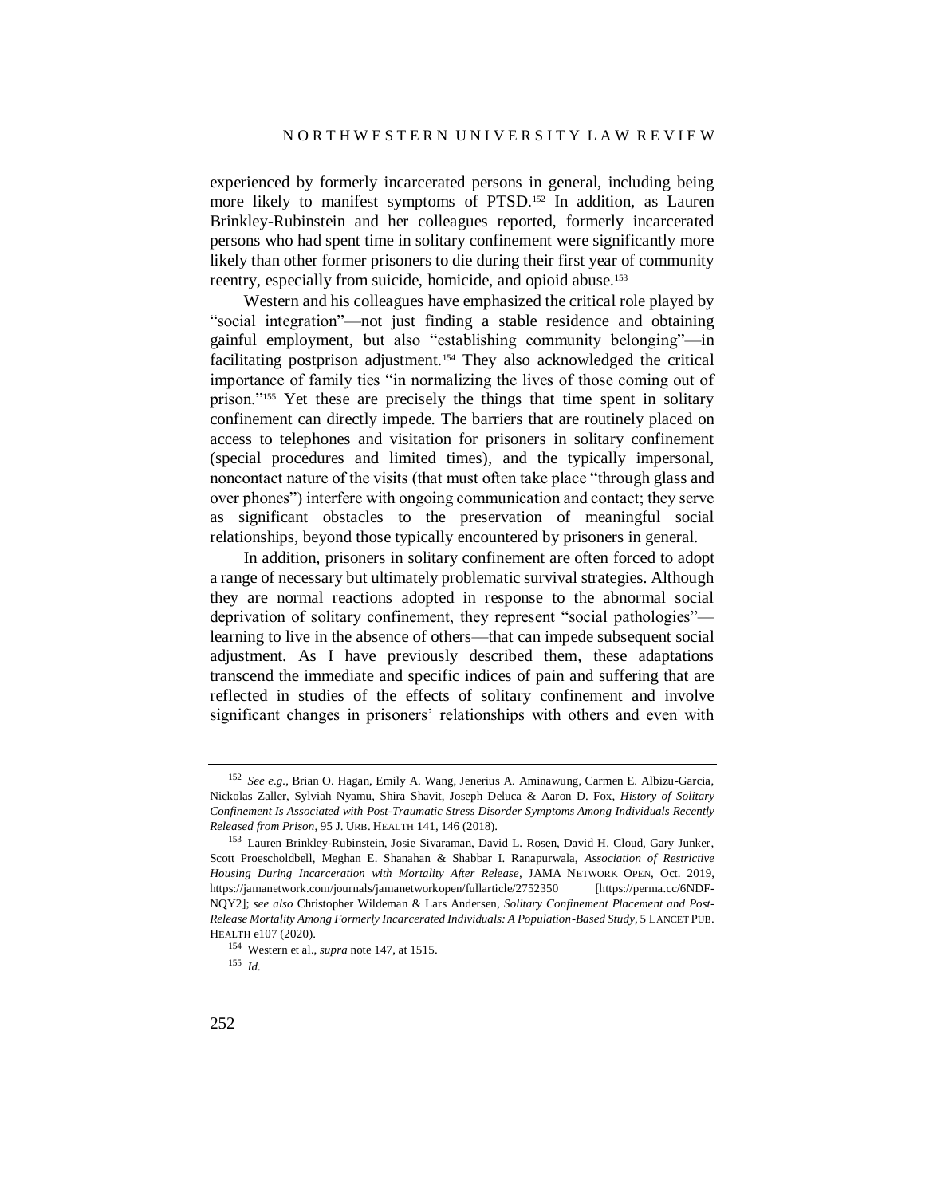experienced by formerly incarcerated persons in general, including being more likely to manifest symptoms of PTSD.[152] In addition, as Lauren Brinkley-Rubinstein and her colleagues reported, formerly incarcerated persons who had spent time in solitary confinement were significantly more likely than other former prisoners to die during their first year of community reentry, especially from suicide, homicide, and opioid abuse.[153]

Western and his colleagues have emphasized the critical role played by "social integration"—not just finding a stable residence and obtaining gainful employment, but also "establishing community belonging"—in facilitating postprison adjustment.[154] They also acknowledged the critical importance of family ties "in normalizing the lives of those coming out of prison."[155] Yet these are precisely the things that time spent in solitary confinement can directly impede. The barriers that are routinely placed on access to telephones and visitation for prisoners in solitary confinement (special procedures and limited times), and the typically impersonal, noncontact nature of the visits (that must often take place "through glass and over phones") interfere with ongoing communication and contact; they serve as significant obstacles to the preservation of meaningful social relationships, beyond those typically encountered by prisoners in general.

In addition, prisoners in solitary confinement are often forced to adopt a range of necessary but ultimately problematic survival strategies. Although they are normal reactions adopted in response to the abnormal social deprivation of solitary confinement, they represent "social pathologies"—learning to live in the absence of others—that can impede subsequent social adjustment. As I have previously described them, these adaptations transcend the immediate and specific indices of pain and suffering that are reflected in studies of the effects of solitary confinement and involve significant changes in prisoners' relationships with others and even with

---

[152] *See e.g.*, Brian O. Hagan, Emily A. Wang, Jenerius A. Aminawung, Carmen E. Albizu-Garcia, Nickolas Zaller, Sylviah Nyamu, Shira Shavit, Joseph Deluca & Aaron D. Fox, *History of Solitary Confinement Is Associated with Post-Traumatic Stress Disorder Symptoms Among Individuals Recently Released from Prison*, 95 J. URB. HEALTH 141, 146 (2018).

[153] Lauren Brinkley-Rubinstein, Josie Sivaraman, David L. Rosen, David H. Cloud, Gary Junker, Scott Proescholdbell, Meghan E. Shanahan & Shabbar I. Ranapurwala, *Association of Restrictive Housing During Incarceration with Mortality After Release*, JAMA NETWORK OPEN, Oct. 2019, https://jamanetwork.com/journals/jamanetworkopen/fullarticle/2752350 [https://perma.cc/6NDF-NQY2]; *see also* Christopher Wildeman & Lars Andersen, *Solitary Confinement Placement and Post-Release Mortality Among Formerly Incarcerated Individuals: A Population-Based Study*, 5 LANCET PUB. HEALTH e107 (2020).

[154] Western et al., *supra* note 147, at 1515.

[155] *Id.*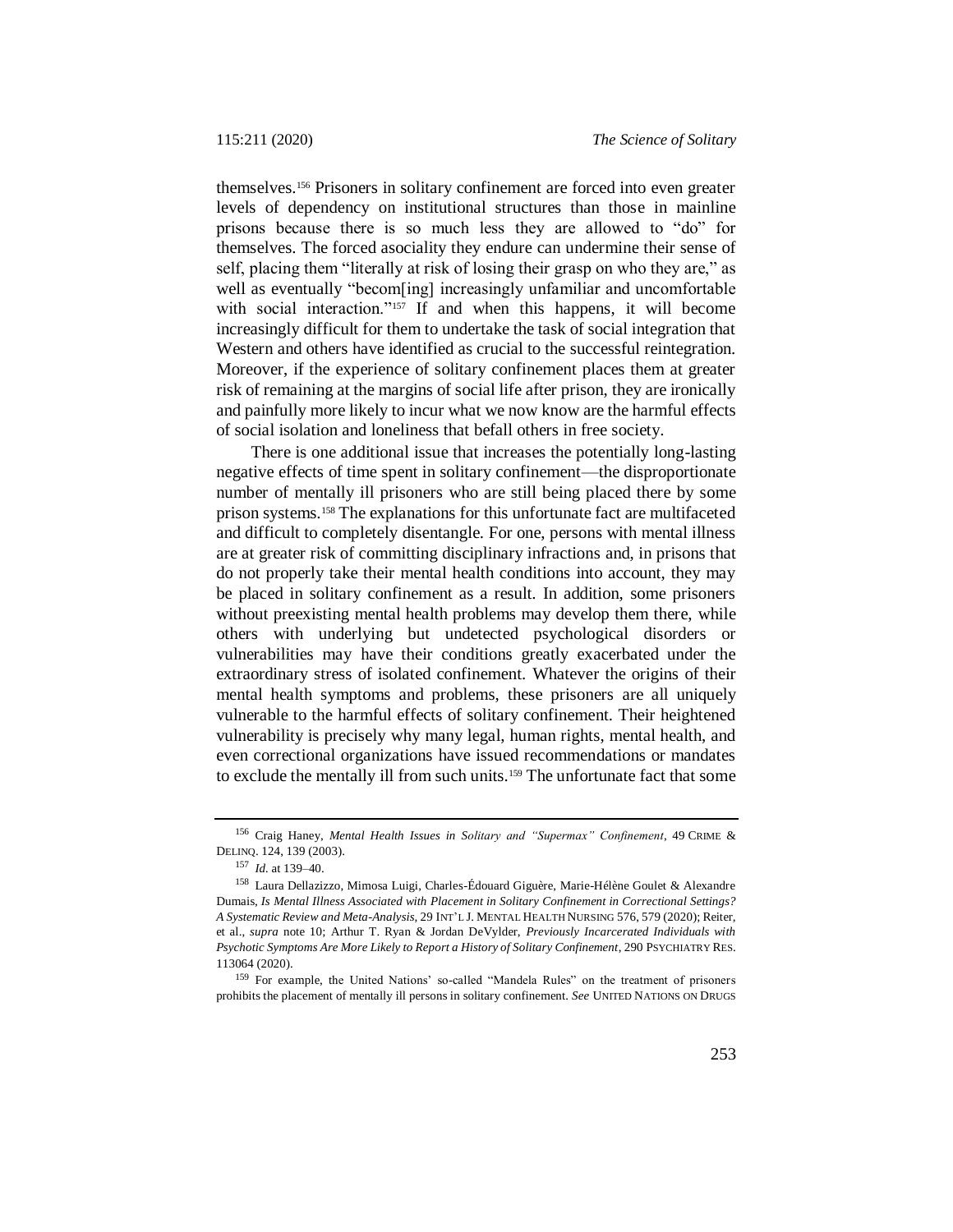themselves.[156] Prisoners in solitary confinement are forced into even greater levels of dependency on institutional structures than those in mainline prisons because there is so much less they are allowed to "do" for themselves. The forced asociality they endure can undermine their sense of self, placing them "literally at risk of losing their grasp on who they are," as well as eventually "becom[ing] increasingly unfamiliar and uncomfortable with social interaction."[157] If and when this happens, it will become increasingly difficult for them to undertake the task of social integration that Western and others have identified as crucial to the successful reintegration. Moreover, if the experience of solitary confinement places them at greater risk of remaining at the margins of social life after prison, they are ironically and painfully more likely to incur what we now know are the harmful effects of social isolation and loneliness that befall others in free society.

There is one additional issue that increases the potentially long-lasting negative effects of time spent in solitary confinement—the disproportionate number of mentally ill prisoners who are still being placed there by some prison systems.[158] The explanations for this unfortunate fact are multifaceted and difficult to completely disentangle. For one, persons with mental illness are at greater risk of committing disciplinary infractions and, in prisons that do not properly take their mental health conditions into account, they may be placed in solitary confinement as a result. In addition, some prisoners without preexisting mental health problems may develop them there, while others with underlying but undetected psychological disorders or vulnerabilities may have their conditions greatly exacerbated under the extraordinary stress of isolated confinement. Whatever the origins of their mental health symptoms and problems, these prisoners are all uniquely vulnerable to the harmful effects of solitary confinement. Their heightened vulnerability is precisely why many legal, human rights, mental health, and even correctional organizations have issued recommendations or mandates to exclude the mentally ill from such units.[159] The unfortunate fact that some

---

[156] Craig Haney, *Mental Health Issues in Solitary and "Supermax" Confinement*, 49 CRIME & DELINQ. 124, 139 (2003).

[157] *Id.* at 139–40.

[158] Laura Dellazizzo, Mimosa Luigi, Charles-Édouard Giguère, Marie-Hélène Goulet & Alexandre Dumais, *Is Mental Illness Associated with Placement in Solitary Confinement in Correctional Settings? A Systematic Review and Meta-Analysis*, 29 INT'L J. MENTAL HEALTH NURSING 576, 579 (2020); Reiter, et al., *supra* note 10; Arthur T. Ryan & Jordan DeVylder, *Previously Incarcerated Individuals with Psychotic Symptoms Are More Likely to Report a History of Solitary Confinement*, 290 PSYCHIATRY RES. 113064 (2020).

[159] For example, the United Nations' so-called "Mandela Rules" on the treatment of prisoners prohibits the placement of mentally ill persons in solitary confinement. *See* UNITED NATIONS ON DRUGS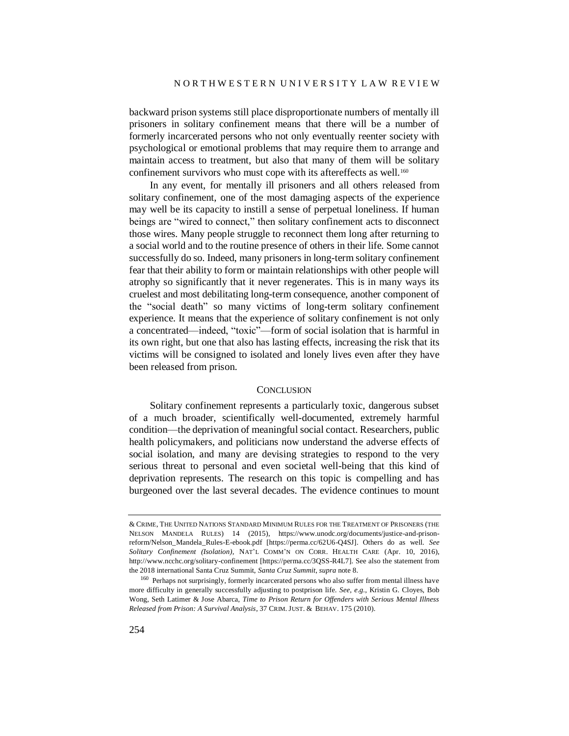backward prison systems still place disproportionate numbers of mentally ill prisoners in solitary confinement means that there will be a number of formerly incarcerated persons who not only eventually reenter society with psychological or emotional problems that may require them to arrange and maintain access to treatment, but also that many of them will be solitary confinement survivors who must cope with its aftereffects as well.[160]

In any event, for mentally ill prisoners and all others released from solitary confinement, one of the most damaging aspects of the experience may well be its capacity to instill a sense of perpetual loneliness. If human beings are "wired to connect," then solitary confinement acts to disconnect those wires. Many people struggle to reconnect them long after returning to a social world and to the routine presence of others in their life. Some cannot successfully do so. Indeed, many prisoners in long-term solitary confinement fear that their ability to form or maintain relationships with other people will atrophy so significantly that it never regenerates. This is in many ways its cruelest and most debilitating long-term consequence, another component of the "social death" so many victims of long-term solitary confinement experience. It means that the experience of solitary confinement is not only a concentrated—indeed, "toxic"—form of social isolation that is harmful in its own right, but one that also has lasting effects, increasing the risk that its victims will be consigned to isolated and lonely lives even after they have been released from prison.

## CONCLUSION

Solitary confinement represents a particularly toxic, dangerous subset of a much broader, scientifically well-documented, extremely harmful condition—the deprivation of meaningful social contact. Researchers, public health policymakers, and politicians now understand the adverse effects of social isolation, and many are devising strategies to respond to the very serious threat to personal and even societal well-being that this kind of deprivation represents. The research on this topic is compelling and has burgeoned over the last several decades. The evidence continues to mount

---

& CRIME, THE UNITED NATIONS STANDARD MINIMUM RULES FOR THE TREATMENT OF PRISONERS (THE NELSON MANDELA RULES) 14 (2015), https://www.unodc.org/documents/justice-and-prison-reform/Nelson_Mandela_Rules-E-ebook.pdf [https://perma.cc/62U6-Q4SJ]. Others do as well. *See Solitary Confinement (Isolation)*, NAT'L COMM'N ON CORR. HEALTH CARE (Apr. 10, 2016), http://www.ncchc.org/solitary-confinement [https://perma.cc/3QSS-R4L7]. See also the statement from the 2018 international Santa Cruz Summit, *Santa Cruz Summit*, *supra* note 8.

[160] Perhaps not surprisingly, formerly incarcerated persons who also suffer from mental illness have more difficulty in generally successfully adjusting to postprison life. *See, e.g.*, Kristin G. Cloyes, Bob Wong, Seth Latimer & Jose Abarca, *Time to Prison Return for Offenders with Serious Mental Illness Released from Prison: A Survival Analysis*, 37 CRIM. JUST. & BEHAV. 175 (2010).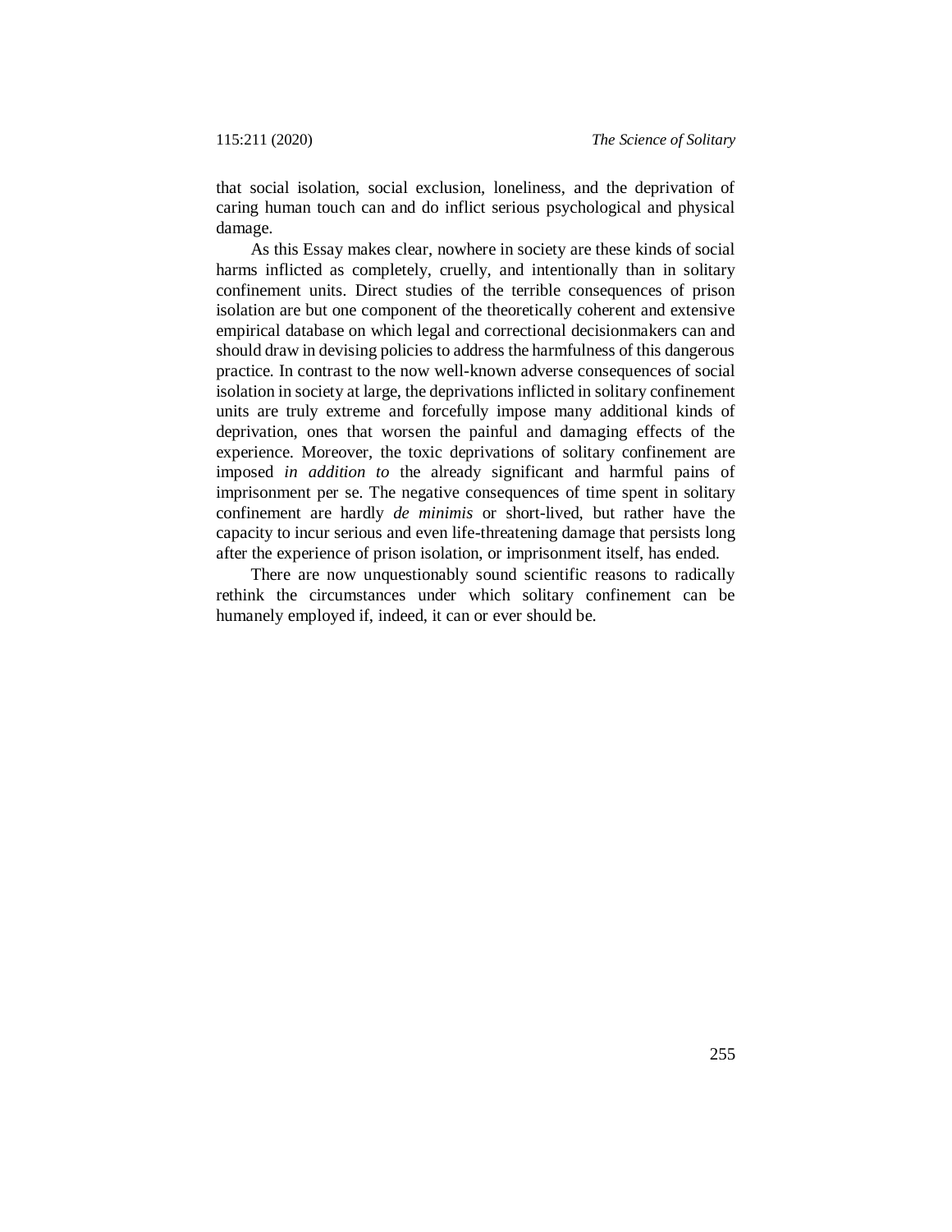that social isolation, social exclusion, loneliness, and the deprivation of caring human touch can and do inflict serious psychological and physical damage.

As this Essay makes clear, nowhere in society are these kinds of social harms inflicted as completely, cruelly, and intentionally than in solitary confinement units. Direct studies of the terrible consequences of prison isolation are but one component of the theoretically coherent and extensive empirical database on which legal and correctional decisionmakers can and should draw in devising policies to address the harmfulness of this dangerous practice. In contrast to the now well-known adverse consequences of social isolation in society at large, the deprivations inflicted in solitary confinement units are truly extreme and forcefully impose many additional kinds of deprivation, ones that worsen the painful and damaging effects of the experience. Moreover, the toxic deprivations of solitary confinement are imposed *in addition to* the already significant and harmful pains of imprisonment per se. The negative consequences of time spent in solitary confinement are hardly *de minimis* or short-lived, but rather have the capacity to incur serious and even life-threatening damage that persists long after the experience of prison isolation, or imprisonment itself, has ended.

There are now unquestionably sound scientific reasons to radically rethink the circumstances under which solitary confinement can be humanely employed if, indeed, it can or ever should be.